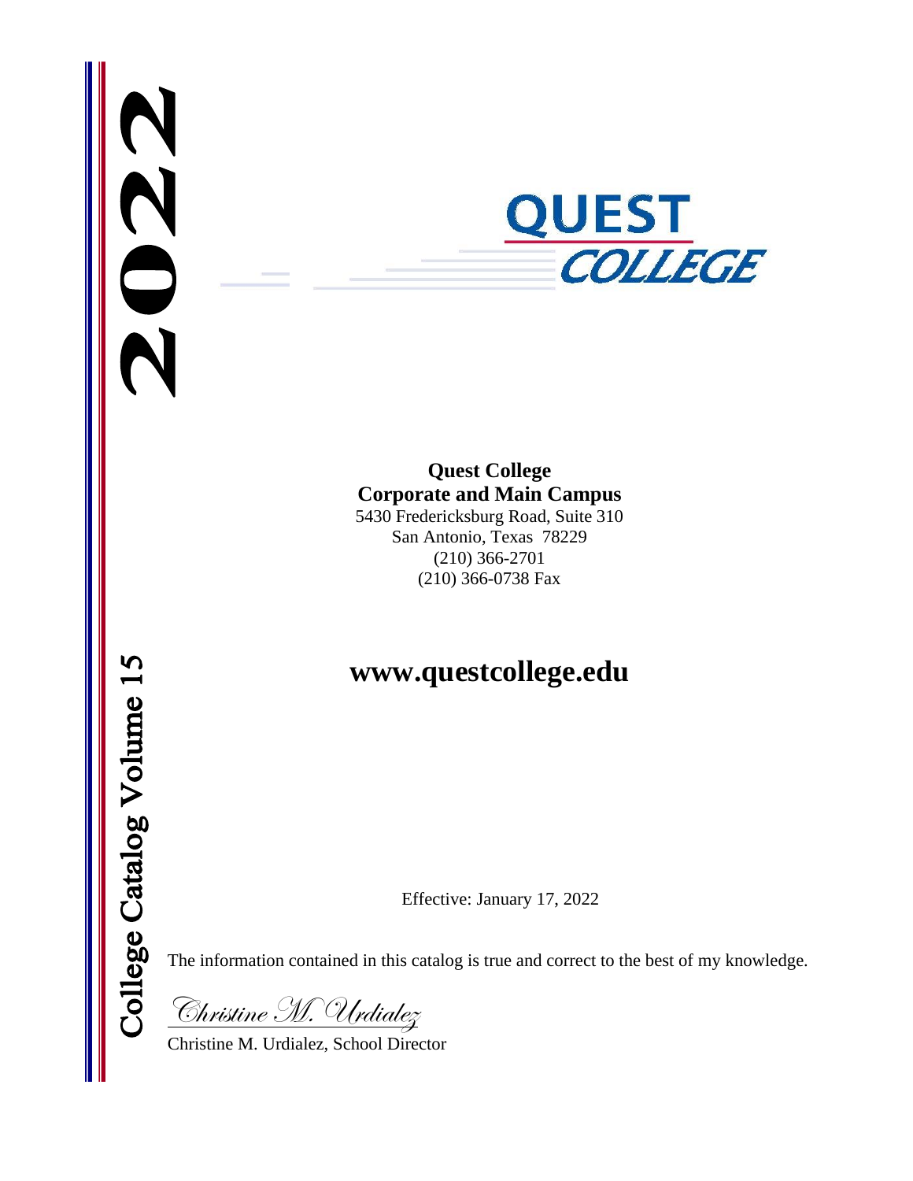# 2022

# QUEST COLLEGE

**College Catalog Volume 15**

**Quest College**
**Corporate and Main Campus**
5430 Fredericksburg Road, Suite 310
San Antonio, Texas 78229
(210) 366-2701
(210) 366-0738 Fax

## www.questcollege.edu

Effective: January 17, 2022

The information contained in this catalog is true and correct to the best of my knowledge.

*Christine M. Urdialez*

Christine M. Urdialez, School Director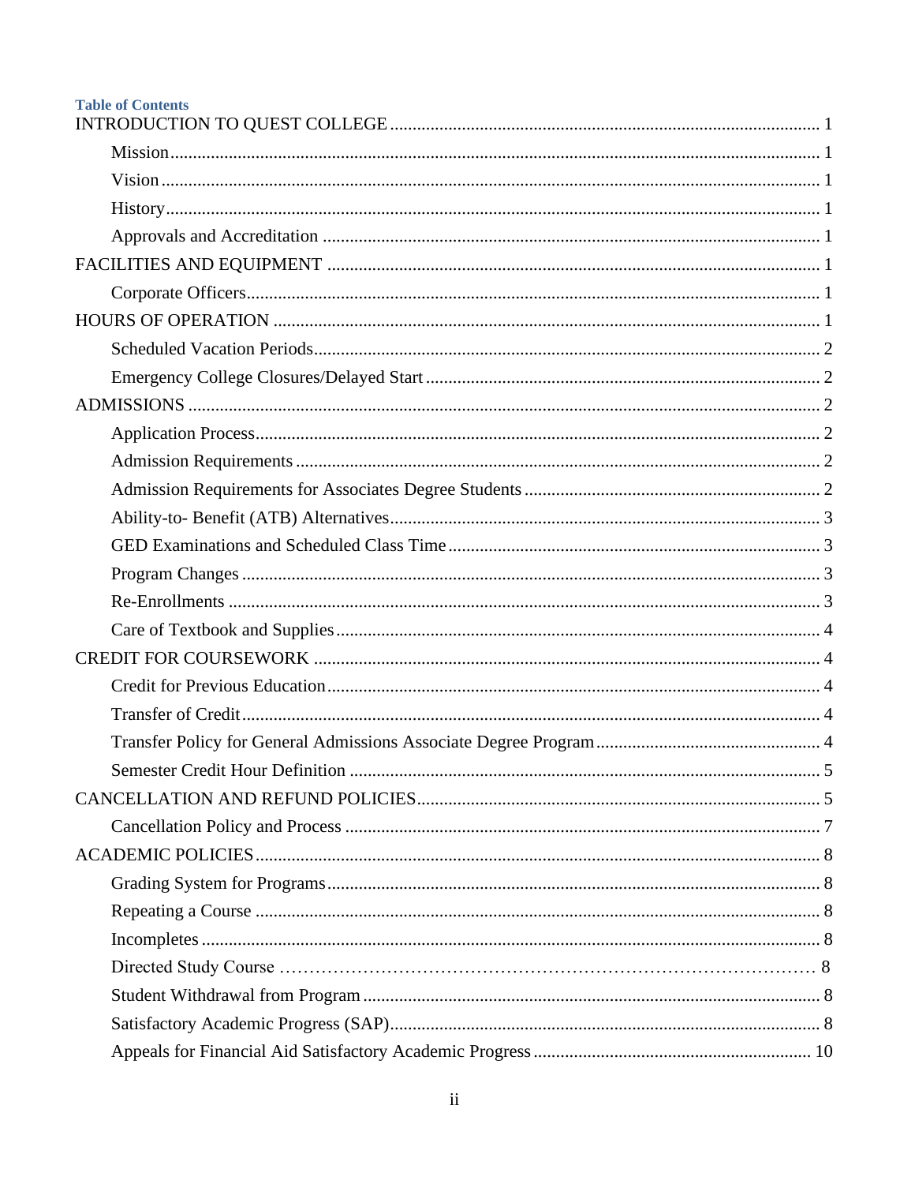**Table of Contents**

INTRODUCTION TO QUEST COLLEGE ..... 1

- Mission ..... 1
- Vision ..... 1
- History ..... 1
- Approvals and Accreditation ..... 1

FACILITIES AND EQUIPMENT ..... 1

- Corporate Officers ..... 1

HOURS OF OPERATION ..... 1

- Scheduled Vacation Periods ..... 2
- Emergency College Closures/Delayed Start ..... 2

ADMISSIONS ..... 2

- Application Process ..... 2
- Admission Requirements ..... 2
- Admission Requirements for Associates Degree Students ..... 2
- Ability-to- Benefit (ATB) Alternatives ..... 3
- GED Examinations and Scheduled Class Time ..... 3
- Program Changes ..... 3
- Re-Enrollments ..... 3
- Care of Textbook and Supplies ..... 4

CREDIT FOR COURSEWORK ..... 4

- Credit for Previous Education ..... 4
- Transfer of Credit ..... 4
- Transfer Policy for General Admissions Associate Degree Program ..... 4
- Semester Credit Hour Definition ..... 5

CANCELLATION AND REFUND POLICIES ..... 5

- Cancellation Policy and Process ..... 7

ACADEMIC POLICIES ..... 8

- Grading System for Programs ..... 8
- Repeating a Course ..... 8
- Incompletes ..... 8
- Directed Study Course ..... 8
- Student Withdrawal from Program ..... 8
- Satisfactory Academic Progress (SAP) ..... 8
- Appeals for Financial Aid Satisfactory Academic Progress ..... 10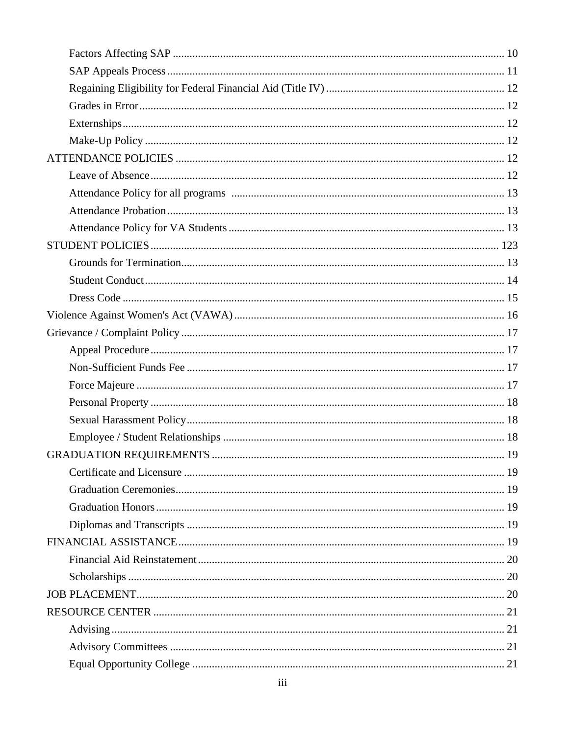- Factors Affecting SAP ..................................................................................................... 10
- SAP Appeals Process ....................................................................................................... 11
- Regaining Eligibility for Federal Financial Aid (Title IV) .............................................................. 12
- Grades in Error ................................................................................................................. 12
- Externships ....................................................................................................................... 12
- Make-Up Policy ................................................................................................................ 12

ATTENDANCE POLICIES ...................................................................................................... 12

- Leave of Absence ............................................................................................................. 12
- Attendance Policy for all programs ................................................................................. 13
- Attendance Probation ....................................................................................................... 13
- Attendance Policy for VA Students .................................................................................. 13

STUDENT POLICIES ............................................................................................................. 123

- Grounds for Termination .................................................................................................. 13
- Student Conduct ............................................................................................................... 14
- Dress Code ....................................................................................................................... 15

Violence Against Women's Act (VAWA) ................................................................................ 16

Grievance / Complaint Policy ................................................................................................. 17

- Appeal Procedure ............................................................................................................. 17
- Non-Sufficient Funds Fee ................................................................................................. 17
- Force Majeure .................................................................................................................. 17
- Personal Property ............................................................................................................. 18
- Sexual Harassment Policy ................................................................................................ 18
- Employee / Student Relationships .................................................................................... 18

GRADUATION REQUIREMENTS ......................................................................................... 19

- Certificate and Licensure ................................................................................................. 19
- Graduation Ceremonies .................................................................................................... 19
- Graduation Honors ........................................................................................................... 19
- Diplomas and Transcripts ................................................................................................. 19

FINANCIAL ASSISTANCE ..................................................................................................... 19

- Financial Aid Reinstatement ............................................................................................. 20
- Scholarships ..................................................................................................................... 20

JOB PLACEMENT ................................................................................................................... 20

RESOURCE CENTER ............................................................................................................. 21

- Advising ........................................................................................................................... 21
- Advisory Committees ....................................................................................................... 21
- Equal Opportunity College ............................................................................................... 21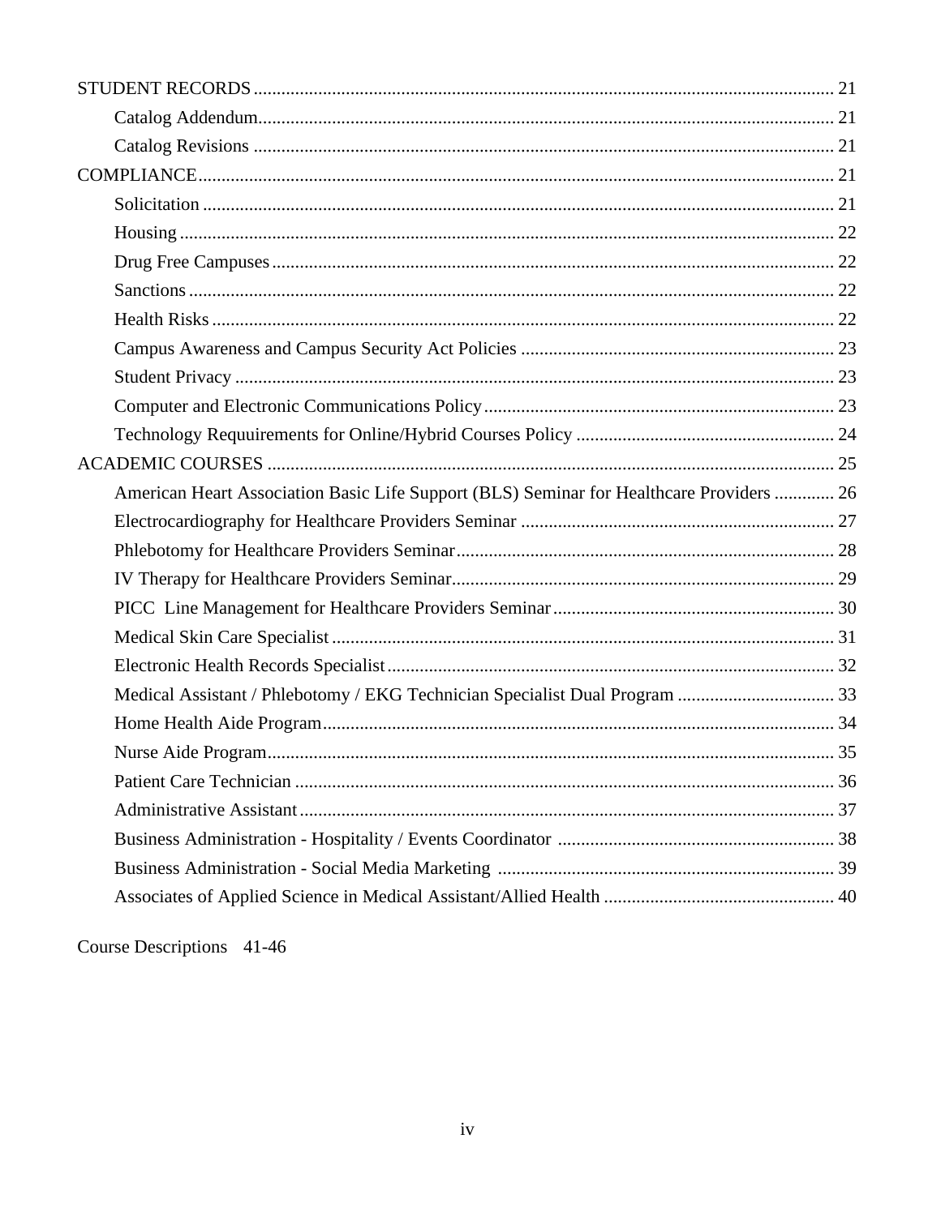STUDENT RECORDS ............................................................................................................................ 21

- Catalog Addendum............................................................................................................ 21
- Catalog Revisions ............................................................................................................. 21

COMPLIANCE......................................................................................................................... 21

- Solicitation ........................................................................................................................ 21
- Housing ............................................................................................................................. 22
- Drug Free Campuses......................................................................................................... 22
- Sanctions ........................................................................................................................... 22
- Health Risks ...................................................................................................................... 22
- Campus Awareness and Campus Security Act Policies .................................................... 23
- Student Privacy ................................................................................................................. 23
- Computer and Electronic Communications Policy............................................................ 23
- Technology Requuirements for Online/Hybrid Courses Policy ........................................ 24

ACADEMIC COURSES .......................................................................................................... 25

- American Heart Association Basic Life Support (BLS) Seminar for Healthcare Providers ............. 26
- Electrocardiography for Healthcare Providers Seminar .................................................... 27
- Phlebotomy for Healthcare Providers Seminar.................................................................. 28
- IV Therapy for Healthcare Providers Seminar................................................................... 29
- PICC Line Management for Healthcare Providers Seminar............................................. 30
- Medical Skin Care Specialist ............................................................................................ 31
- Electronic Health Records Specialist................................................................................. 32
- Medical Assistant / Phlebotomy / EKG Technician Specialist Dual Program .................. 33
- Home Health Aide Program............................................................................................... 34
- Nurse Aide Program........................................................................................................... 35
- Patient Care Technician ..................................................................................................... 36
- Administrative Assistant.................................................................................................... 37
- Business Administration - Hospitality / Events Coordinator ............................................ 38
- Business Administration - Social Media Marketing ......................................................... 39
- Associates of Applied Science in Medical Assistant/Allied Health .................................. 40

Course Descriptions 41-46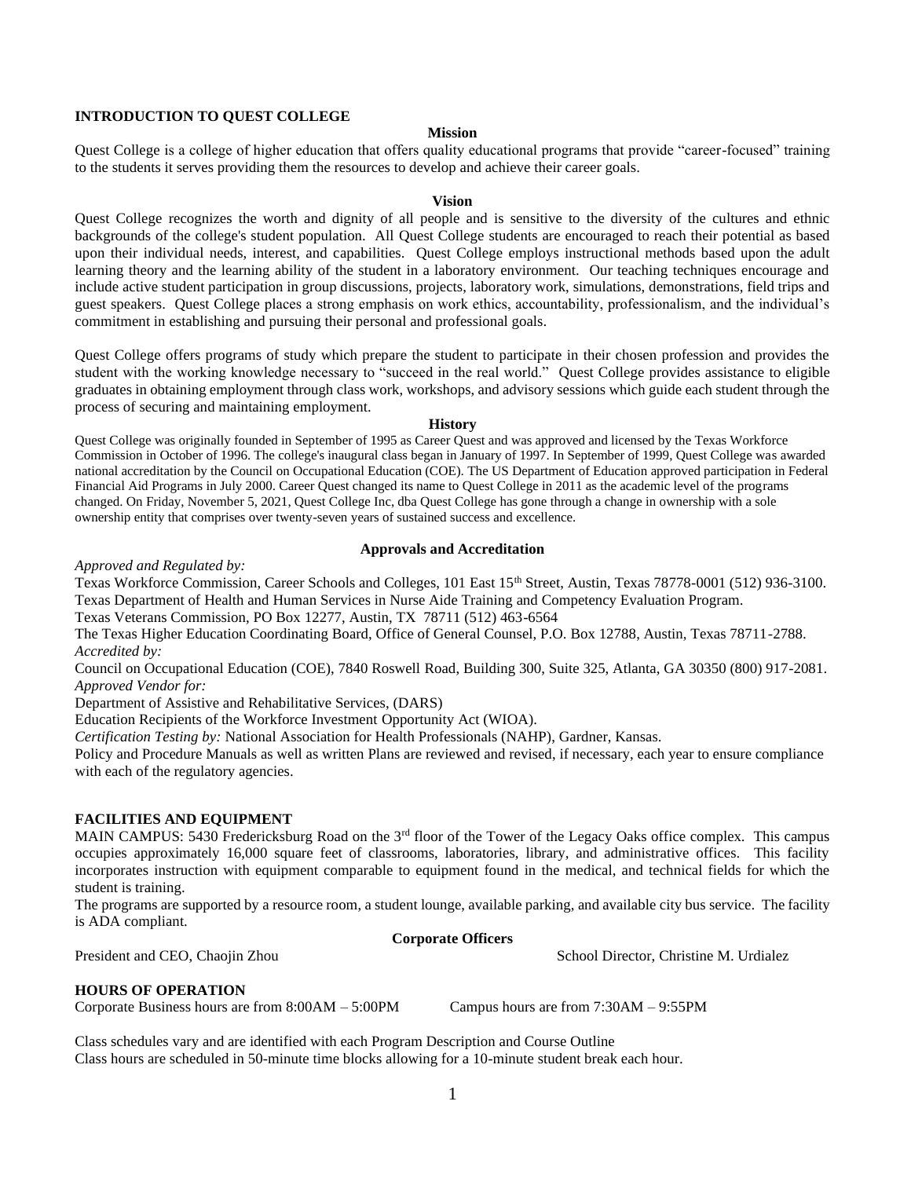## INTRODUCTION TO QUEST COLLEGE

### Mission

Quest College is a college of higher education that offers quality educational programs that provide "career-focused" training to the students it serves providing them the resources to develop and achieve their career goals.

### Vision

Quest College recognizes the worth and dignity of all people and is sensitive to the diversity of the cultures and ethnic backgrounds of the college's student population. All Quest College students are encouraged to reach their potential as based upon their individual needs, interest, and capabilities. Quest College employs instructional methods based upon the adult learning theory and the learning ability of the student in a laboratory environment. Our teaching techniques encourage and include active student participation in group discussions, projects, laboratory work, simulations, demonstrations, field trips and guest speakers. Quest College places a strong emphasis on work ethics, accountability, professionalism, and the individual's commitment in establishing and pursuing their personal and professional goals.

Quest College offers programs of study which prepare the student to participate in their chosen profession and provides the student with the working knowledge necessary to "succeed in the real world." Quest College provides assistance to eligible graduates in obtaining employment through class work, workshops, and advisory sessions which guide each student through the process of securing and maintaining employment.

### History

Quest College was originally founded in September of 1995 as Career Quest and was approved and licensed by the Texas Workforce Commission in October of 1996. The college's inaugural class began in January of 1997. In September of 1999, Quest College was awarded national accreditation by the Council on Occupational Education (COE). The US Department of Education approved participation in Federal Financial Aid Programs in July 2000. Career Quest changed its name to Quest College in 2011 as the academic level of the programs changed. On Friday, November 5, 2021, Quest College Inc, dba Quest College has gone through a change in ownership with a sole ownership entity that comprises over twenty-seven years of sustained success and excellence.

### Approvals and Accreditation

*Approved and Regulated by:*

Texas Workforce Commission, Career Schools and Colleges, 101 East 15th Street, Austin, Texas 78778-0001 (512) 936-3100.
Texas Department of Health and Human Services in Nurse Aide Training and Competency Evaluation Program.
Texas Veterans Commission, PO Box 12277, Austin, TX 78711 (512) 463-6564
The Texas Higher Education Coordinating Board, Office of General Counsel, P.O. Box 12788, Austin, Texas 78711-2788.

*Accredited by:*

Council on Occupational Education (COE), 7840 Roswell Road, Building 300, Suite 325, Atlanta, GA 30350 (800) 917-2081.

*Approved Vendor for:*

Department of Assistive and Rehabilitative Services, (DARS)
Education Recipients of the Workforce Investment Opportunity Act (WIOA).

*Certification Testing by:* National Association for Health Professionals (NAHP), Gardner, Kansas.

Policy and Procedure Manuals as well as written Plans are reviewed and revised, if necessary, each year to ensure compliance with each of the regulatory agencies.

## FACILITIES AND EQUIPMENT

MAIN CAMPUS: 5430 Fredericksburg Road on the 3rd floor of the Tower of the Legacy Oaks office complex. This campus occupies approximately 16,000 square feet of classrooms, laboratories, library, and administrative offices. This facility incorporates instruction with equipment comparable to equipment found in the medical, and technical fields for which the student is training.

The programs are supported by a resource room, a student lounge, available parking, and available city bus service. The facility is ADA compliant.

### Corporate Officers

President and CEO, Chaojin Zhou

School Director, Christine M. Urdialez

## HOURS OF OPERATION

Corporate Business hours are from 8:00AM – 5:00PM

Campus hours are from 7:30AM – 9:55PM

Class schedules vary and are identified with each Program Description and Course Outline
Class hours are scheduled in 50-minute time blocks allowing for a 10-minute student break each hour.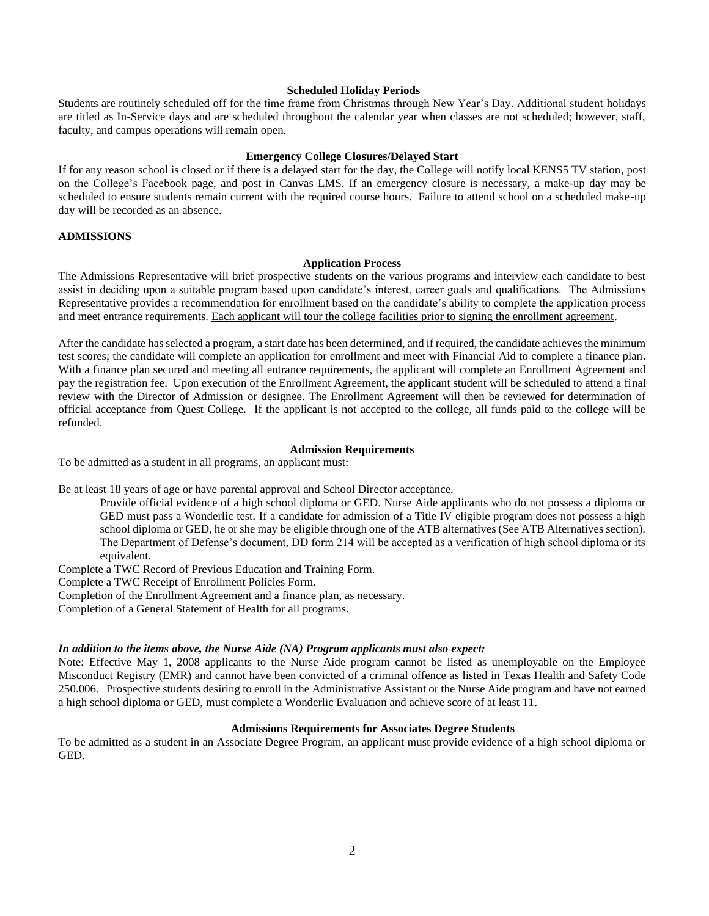### Scheduled Holiday Periods

Students are routinely scheduled off for the time frame from Christmas through New Year's Day. Additional student holidays are titled as In-Service days and are scheduled throughout the calendar year when classes are not scheduled; however, staff, faculty, and campus operations will remain open.

### Emergency College Closures/Delayed Start

If for any reason school is closed or if there is a delayed start for the day, the College will notify local KENS5 TV station, post on the College's Facebook page, and post in Canvas LMS. If an emergency closure is necessary, a make-up day may be scheduled to ensure students remain current with the required course hours. Failure to attend school on a scheduled make-up day will be recorded as an absence.

## ADMISSIONS

### Application Process

The Admissions Representative will brief prospective students on the various programs and interview each candidate to best assist in deciding upon a suitable program based upon candidate's interest, career goals and qualifications. The Admissions Representative provides a recommendation for enrollment based on the candidate's ability to complete the application process and meet entrance requirements. <u>Each applicant will tour the college facilities prior to signing the enrollment agreement</u>.

After the candidate has selected a program, a start date has been determined, and if required, the candidate achieves the minimum test scores; the candidate will complete an application for enrollment and meet with Financial Aid to complete a finance plan. With a finance plan secured and meeting all entrance requirements, the applicant will complete an Enrollment Agreement and pay the registration fee. Upon execution of the Enrollment Agreement, the applicant student will be scheduled to attend a final review with the Director of Admission or designee. The Enrollment Agreement will then be reviewed for determination of official acceptance from Quest College**.** If the applicant is not accepted to the college, all funds paid to the college will be refunded.

### Admission Requirements

To be admitted as a student in all programs, an applicant must:

Be at least 18 years of age or have parental approval and School Director acceptance.

> Provide official evidence of a high school diploma or GED. Nurse Aide applicants who do not possess a diploma or GED must pass a Wonderlic test. If a candidate for admission of a Title IV eligible program does not possess a high school diploma or GED, he or she may be eligible through one of the ATB alternatives (See ATB Alternatives section). The Department of Defense's document, DD form 214 will be accepted as a verification of high school diploma or its equivalent.

Complete a TWC Record of Previous Education and Training Form.

Complete a TWC Receipt of Enrollment Policies Form.

Completion of the Enrollment Agreement and a finance plan, as necessary.

Completion of a General Statement of Health for all programs.

***In addition to the items above, the Nurse Aide (NA) Program applicants must also expect:***

Note: Effective May 1, 2008 applicants to the Nurse Aide program cannot be listed as unemployable on the Employee Misconduct Registry (EMR) and cannot have been convicted of a criminal offence as listed in Texas Health and Safety Code 250.006. Prospective students desiring to enroll in the Administrative Assistant or the Nurse Aide program and have not earned a high school diploma or GED, must complete a Wonderlic Evaluation and achieve score of at least 11.

### Admissions Requirements for Associates Degree Students

To be admitted as a student in an Associate Degree Program, an applicant must provide evidence of a high school diploma or GED.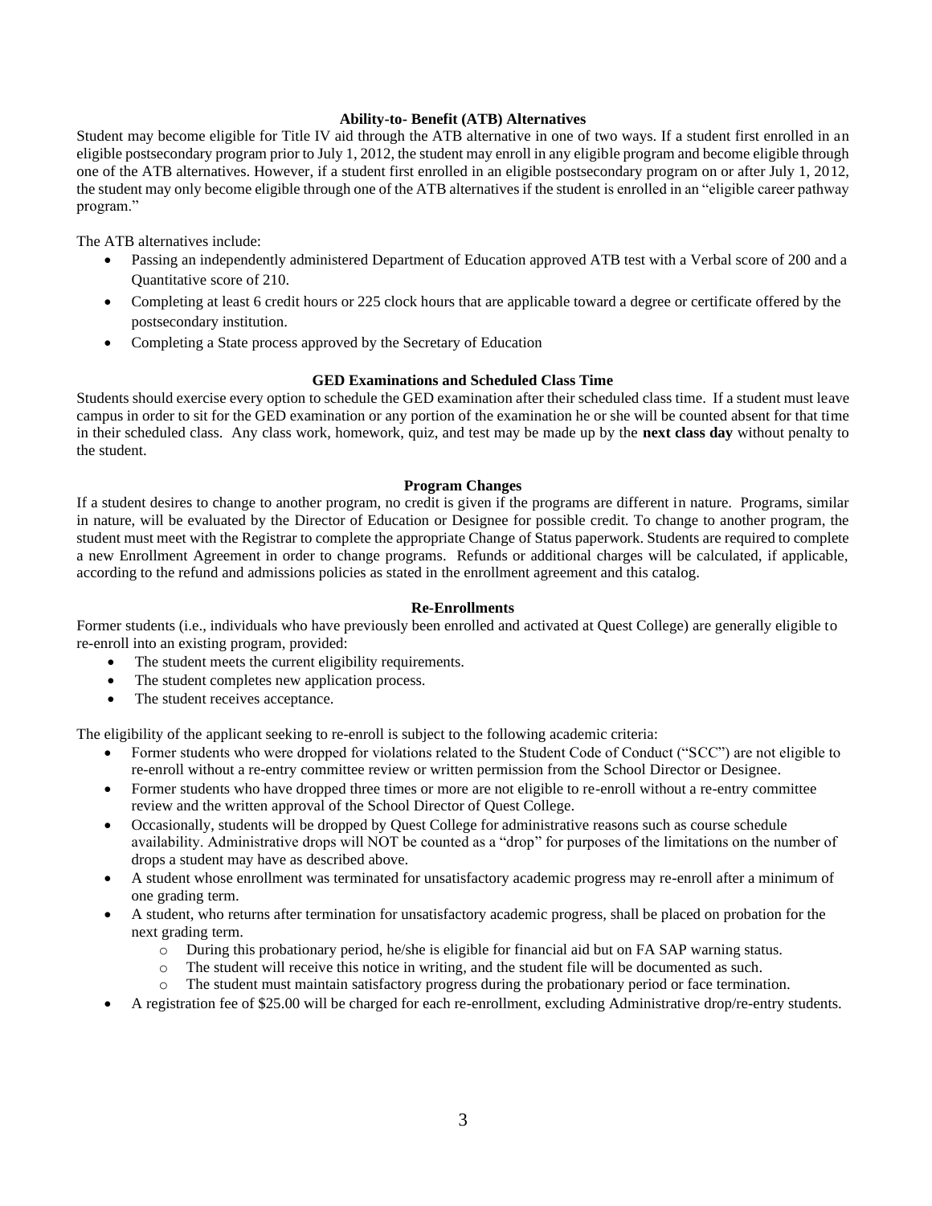### Ability-to- Benefit (ATB) Alternatives

Student may become eligible for Title IV aid through the ATB alternative in one of two ways. If a student first enrolled in an eligible postsecondary program prior to July 1, 2012, the student may enroll in any eligible program and become eligible through one of the ATB alternatives. However, if a student first enrolled in an eligible postsecondary program on or after July 1, 2012, the student may only become eligible through one of the ATB alternatives if the student is enrolled in an "eligible career pathway program."

The ATB alternatives include:

- Passing an independently administered Department of Education approved ATB test with a Verbal score of 200 and a Quantitative score of 210.
- Completing at least 6 credit hours or 225 clock hours that are applicable toward a degree or certificate offered by the postsecondary institution.
- Completing a State process approved by the Secretary of Education

### GED Examinations and Scheduled Class Time

Students should exercise every option to schedule the GED examination after their scheduled class time. If a student must leave campus in order to sit for the GED examination or any portion of the examination he or she will be counted absent for that time in their scheduled class. Any class work, homework, quiz, and test may be made up by the **next class day** without penalty to the student.

### Program Changes

If a student desires to change to another program, no credit is given if the programs are different in nature. Programs, similar in nature, will be evaluated by the Director of Education or Designee for possible credit. To change to another program, the student must meet with the Registrar to complete the appropriate Change of Status paperwork. Students are required to complete a new Enrollment Agreement in order to change programs. Refunds or additional charges will be calculated, if applicable, according to the refund and admissions policies as stated in the enrollment agreement and this catalog.

### Re-Enrollments

Former students (i.e., individuals who have previously been enrolled and activated at Quest College) are generally eligible to re-enroll into an existing program, provided:

- The student meets the current eligibility requirements.
- The student completes new application process.
- The student receives acceptance.

The eligibility of the applicant seeking to re-enroll is subject to the following academic criteria:

- Former students who were dropped for violations related to the Student Code of Conduct ("SCC") are not eligible to re-enroll without a re-entry committee review or written permission from the School Director or Designee.
- Former students who have dropped three times or more are not eligible to re-enroll without a re-entry committee review and the written approval of the School Director of Quest College.
- Occasionally, students will be dropped by Quest College for administrative reasons such as course schedule availability. Administrative drops will NOT be counted as a "drop" for purposes of the limitations on the number of drops a student may have as described above.
- A student whose enrollment was terminated for unsatisfactory academic progress may re-enroll after a minimum of one grading term.
- A student, who returns after termination for unsatisfactory academic progress, shall be placed on probation for the next grading term.
  - During this probationary period, he/she is eligible for financial aid but on FA SAP warning status.
  - The student will receive this notice in writing, and the student file will be documented as such.
  - The student must maintain satisfactory progress during the probationary period or face termination.
- A registration fee of $25.00 will be charged for each re-enrollment, excluding Administrative drop/re-entry students.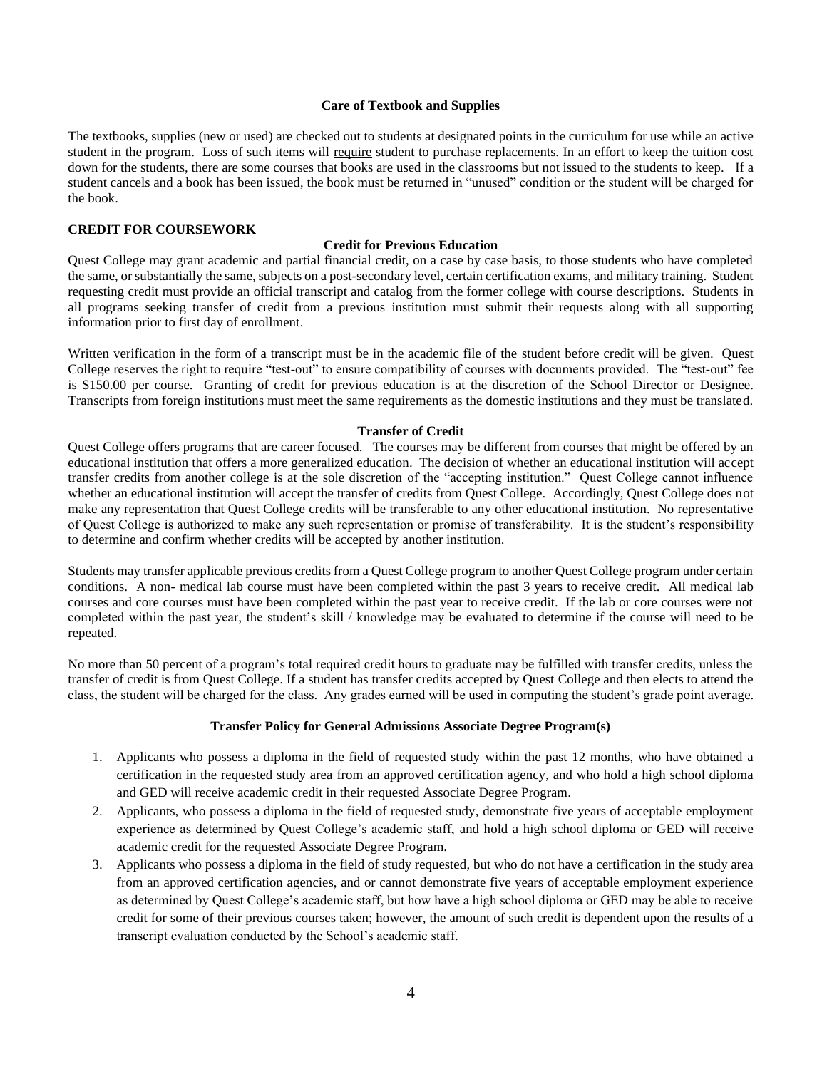### Care of Textbook and Supplies

The textbooks, supplies (new or used) are checked out to students at designated points in the curriculum for use while an active student in the program. Loss of such items will <u>require</u> student to purchase replacements. In an effort to keep the tuition cost down for the students, there are some courses that books are used in the classrooms but not issued to the students to keep. If a student cancels and a book has been issued, the book must be returned in "unused" condition or the student will be charged for the book.

## CREDIT FOR COURSEWORK

### Credit for Previous Education

Quest College may grant academic and partial financial credit, on a case by case basis, to those students who have completed the same, or substantially the same, subjects on a post-secondary level, certain certification exams, and military training. Student requesting credit must provide an official transcript and catalog from the former college with course descriptions. Students in all programs seeking transfer of credit from a previous institution must submit their requests along with all supporting information prior to first day of enrollment.

Written verification in the form of a transcript must be in the academic file of the student before credit will be given. Quest College reserves the right to require "test-out" to ensure compatibility of courses with documents provided. The "test-out" fee is $150.00 per course. Granting of credit for previous education is at the discretion of the School Director or Designee. Transcripts from foreign institutions must meet the same requirements as the domestic institutions and they must be translated.

### Transfer of Credit

Quest College offers programs that are career focused. The courses may be different from courses that might be offered by an educational institution that offers a more generalized education. The decision of whether an educational institution will accept transfer credits from another college is at the sole discretion of the "accepting institution." Quest College cannot influence whether an educational institution will accept the transfer of credits from Quest College. Accordingly, Quest College does not make any representation that Quest College credits will be transferable to any other educational institution. No representative of Quest College is authorized to make any such representation or promise of transferability. It is the student's responsibility to determine and confirm whether credits will be accepted by another institution.

Students may transfer applicable previous credits from a Quest College program to another Quest College program under certain conditions. A non- medical lab course must have been completed within the past 3 years to receive credit. All medical lab courses and core courses must have been completed within the past year to receive credit. If the lab or core courses were not completed within the past year, the student's skill / knowledge may be evaluated to determine if the course will need to be repeated.

No more than 50 percent of a program's total required credit hours to graduate may be fulfilled with transfer credits, unless the transfer of credit is from Quest College. If a student has transfer credits accepted by Quest College and then elects to attend the class, the student will be charged for the class. Any grades earned will be used in computing the student's grade point average.

### Transfer Policy for General Admissions Associate Degree Program(s)

1. Applicants who possess a diploma in the field of requested study within the past 12 months, who have obtained a certification in the requested study area from an approved certification agency, and who hold a high school diploma and GED will receive academic credit in their requested Associate Degree Program.
2. Applicants, who possess a diploma in the field of requested study, demonstrate five years of acceptable employment experience as determined by Quest College's academic staff, and hold a high school diploma or GED will receive academic credit for the requested Associate Degree Program.
3. Applicants who possess a diploma in the field of study requested, but who do not have a certification in the study area from an approved certification agencies, and or cannot demonstrate five years of acceptable employment experience as determined by Quest College's academic staff, but how have a high school diploma or GED may be able to receive credit for some of their previous courses taken; however, the amount of such credit is dependent upon the results of a transcript evaluation conducted by the School's academic staff.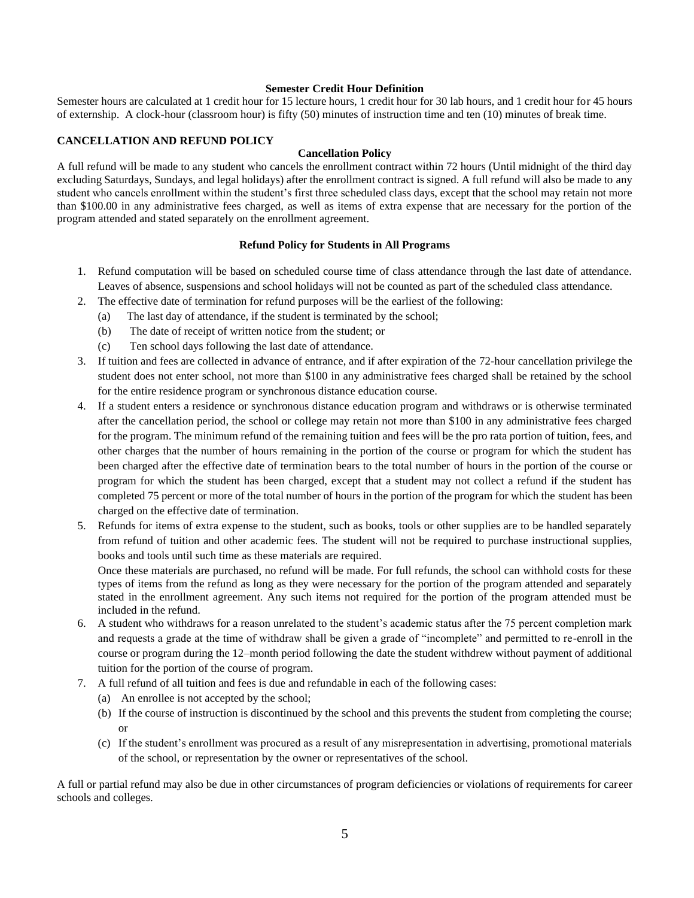### Semester Credit Hour Definition

Semester hours are calculated at 1 credit hour for 15 lecture hours, 1 credit hour for 30 lab hours, and 1 credit hour for 45 hours of externship. A clock-hour (classroom hour) is fifty (50) minutes of instruction time and ten (10) minutes of break time.

## CANCELLATION AND REFUND POLICY

### Cancellation Policy

A full refund will be made to any student who cancels the enrollment contract within 72 hours (Until midnight of the third day excluding Saturdays, Sundays, and legal holidays) after the enrollment contract is signed. A full refund will also be made to any student who cancels enrollment within the student's first three scheduled class days, except that the school may retain not more than $100.00 in any administrative fees charged, as well as items of extra expense that are necessary for the portion of the program attended and stated separately on the enrollment agreement.

### Refund Policy for Students in All Programs

1. Refund computation will be based on scheduled course time of class attendance through the last date of attendance. Leaves of absence, suspensions and school holidays will not be counted as part of the scheduled class attendance.
2. The effective date of termination for refund purposes will be the earliest of the following:
   (a) The last day of attendance, if the student is terminated by the school;
   (b) The date of receipt of written notice from the student; or
   (c) Ten school days following the last date of attendance.
3. If tuition and fees are collected in advance of entrance, and if after expiration of the 72-hour cancellation privilege the student does not enter school, not more than $100 in any administrative fees charged shall be retained by the school for the entire residence program or synchronous distance education course.
4. If a student enters a residence or synchronous distance education program and withdraws or is otherwise terminated after the cancellation period, the school or college may retain not more than $100 in any administrative fees charged for the program. The minimum refund of the remaining tuition and fees will be the pro rata portion of tuition, fees, and other charges that the number of hours remaining in the portion of the course or program for which the student has been charged after the effective date of termination bears to the total number of hours in the portion of the course or program for which the student has been charged, except that a student may not collect a refund if the student has completed 75 percent or more of the total number of hours in the portion of the program for which the student has been charged on the effective date of termination.
5. Refunds for items of extra expense to the student, such as books, tools or other supplies are to be handled separately from refund of tuition and other academic fees. The student will not be required to purchase instructional supplies, books and tools until such time as these materials are required.
   Once these materials are purchased, no refund will be made. For full refunds, the school can withhold costs for these types of items from the refund as long as they were necessary for the portion of the program attended and separately stated in the enrollment agreement. Any such items not required for the portion of the program attended must be included in the refund.
6. A student who withdraws for a reason unrelated to the student's academic status after the 75 percent completion mark and requests a grade at the time of withdraw shall be given a grade of "incomplete" and permitted to re-enroll in the course or program during the 12–month period following the date the student withdrew without payment of additional tuition for the portion of the course of program.
7. A full refund of all tuition and fees is due and refundable in each of the following cases:
   (a) An enrollee is not accepted by the school;
   (b) If the course of instruction is discontinued by the school and this prevents the student from completing the course; or
   (c) If the student's enrollment was procured as a result of any misrepresentation in advertising, promotional materials of the school, or representation by the owner or representatives of the school.

A full or partial refund may also be due in other circumstances of program deficiencies or violations of requirements for career schools and colleges.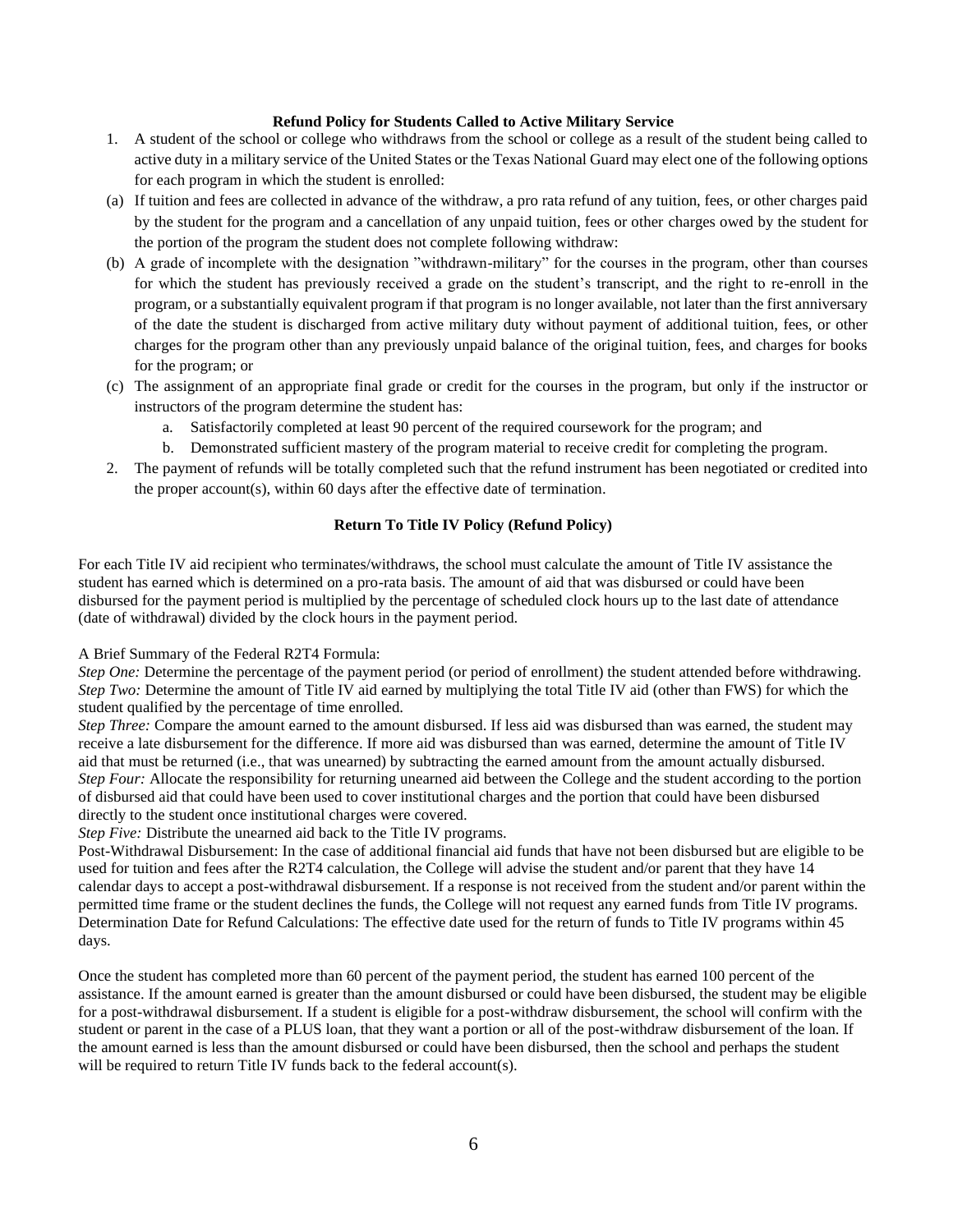### Refund Policy for Students Called to Active Military Service

1. A student of the school or college who withdraws from the school or college as a result of the student being called to active duty in a military service of the United States or the Texas National Guard may elect one of the following options for each program in which the student is enrolled:

(a) If tuition and fees are collected in advance of the withdraw, a pro rata refund of any tuition, fees, or other charges paid by the student for the program and a cancellation of any unpaid tuition, fees or other charges owed by the student for the portion of the program the student does not complete following withdraw:

(b) A grade of incomplete with the designation "withdrawn-military" for the courses in the program, other than courses for which the student has previously received a grade on the student's transcript, and the right to re-enroll in the program, or a substantially equivalent program if that program is no longer available, not later than the first anniversary of the date the student is discharged from active military duty without payment of additional tuition, fees, or other charges for the program other than any previously unpaid balance of the original tuition, fees, and charges for books for the program; or

(c) The assignment of an appropriate final grade or credit for the courses in the program, but only if the instructor or instructors of the program determine the student has:

   a. Satisfactorily completed at least 90 percent of the required coursework for the program; and
   b. Demonstrated sufficient mastery of the program material to receive credit for completing the program.

2. The payment of refunds will be totally completed such that the refund instrument has been negotiated or credited into the proper account(s), within 60 days after the effective date of termination.

### Return To Title IV Policy (Refund Policy)

For each Title IV aid recipient who terminates/withdraws, the school must calculate the amount of Title IV assistance the student has earned which is determined on a pro-rata basis. The amount of aid that was disbursed or could have been disbursed for the payment period is multiplied by the percentage of scheduled clock hours up to the last date of attendance (date of withdrawal) divided by the clock hours in the payment period.

A Brief Summary of the Federal R2T4 Formula:
*Step One:* Determine the percentage of the payment period (or period of enrollment) the student attended before withdrawing.
*Step Two:* Determine the amount of Title IV aid earned by multiplying the total Title IV aid (other than FWS) for which the student qualified by the percentage of time enrolled.
*Step Three:* Compare the amount earned to the amount disbursed. If less aid was disbursed than was earned, the student may receive a late disbursement for the difference. If more aid was disbursed than was earned, determine the amount of Title IV aid that must be returned (i.e., that was unearned) by subtracting the earned amount from the amount actually disbursed.
*Step Four:* Allocate the responsibility for returning unearned aid between the College and the student according to the portion of disbursed aid that could have been used to cover institutional charges and the portion that could have been disbursed directly to the student once institutional charges were covered.
*Step Five:* Distribute the unearned aid back to the Title IV programs.
Post-Withdrawal Disbursement: In the case of additional financial aid funds that have not been disbursed but are eligible to be used for tuition and fees after the R2T4 calculation, the College will advise the student and/or parent that they have 14 calendar days to accept a post-withdrawal disbursement. If a response is not received from the student and/or parent within the permitted time frame or the student declines the funds, the College will not request any earned funds from Title IV programs.
Determination Date for Refund Calculations: The effective date used for the return of funds to Title IV programs within 45 days.

Once the student has completed more than 60 percent of the payment period, the student has earned 100 percent of the assistance. If the amount earned is greater than the amount disbursed or could have been disbursed, the student may be eligible for a post-withdrawal disbursement. If a student is eligible for a post-withdraw disbursement, the school will confirm with the student or parent in the case of a PLUS loan, that they want a portion or all of the post-withdraw disbursement of the loan. If the amount earned is less than the amount disbursed or could have been disbursed, then the school and perhaps the student will be required to return Title IV funds back to the federal account(s).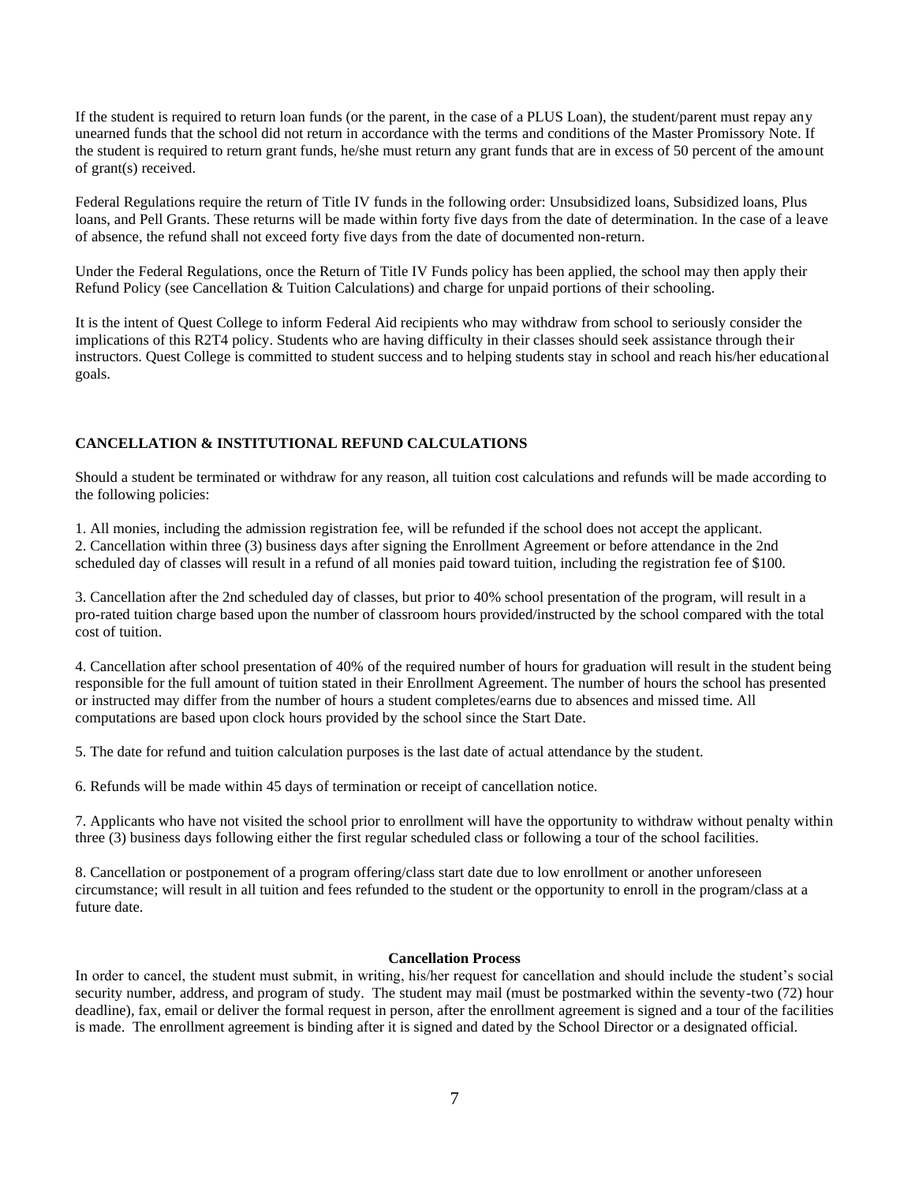If the student is required to return loan funds (or the parent, in the case of a PLUS Loan), the student/parent must repay any unearned funds that the school did not return in accordance with the terms and conditions of the Master Promissory Note. If the student is required to return grant funds, he/she must return any grant funds that are in excess of 50 percent of the amount of grant(s) received.

Federal Regulations require the return of Title IV funds in the following order: Unsubsidized loans, Subsidized loans, Plus loans, and Pell Grants. These returns will be made within forty five days from the date of determination. In the case of a leave of absence, the refund shall not exceed forty five days from the date of documented non-return.

Under the Federal Regulations, once the Return of Title IV Funds policy has been applied, the school may then apply their Refund Policy (see Cancellation & Tuition Calculations) and charge for unpaid portions of their schooling.

It is the intent of Quest College to inform Federal Aid recipients who may withdraw from school to seriously consider the implications of this R2T4 policy. Students who are having difficulty in their classes should seek assistance through their instructors. Quest College is committed to student success and to helping students stay in school and reach his/her educational goals.

## CANCELLATION & INSTITUTIONAL REFUND CALCULATIONS

Should a student be terminated or withdraw for any reason, all tuition cost calculations and refunds will be made according to the following policies:

1. All monies, including the admission registration fee, will be refunded if the school does not accept the applicant.
2. Cancellation within three (3) business days after signing the Enrollment Agreement or before attendance in the 2nd scheduled day of classes will result in a refund of all monies paid toward tuition, including the registration fee of $100.

3. Cancellation after the 2nd scheduled day of classes, but prior to 40% school presentation of the program, will result in a pro-rated tuition charge based upon the number of classroom hours provided/instructed by the school compared with the total cost of tuition.

4. Cancellation after school presentation of 40% of the required number of hours for graduation will result in the student being responsible for the full amount of tuition stated in their Enrollment Agreement. The number of hours the school has presented or instructed may differ from the number of hours a student completes/earns due to absences and missed time. All computations are based upon clock hours provided by the school since the Start Date.

5. The date for refund and tuition calculation purposes is the last date of actual attendance by the student.

6. Refunds will be made within 45 days of termination or receipt of cancellation notice.

7. Applicants who have not visited the school prior to enrollment will have the opportunity to withdraw without penalty within three (3) business days following either the first regular scheduled class or following a tour of the school facilities.

8. Cancellation or postponement of a program offering/class start date due to low enrollment or another unforeseen circumstance; will result in all tuition and fees refunded to the student or the opportunity to enroll in the program/class at a future date.

### Cancellation Process

In order to cancel, the student must submit, in writing, his/her request for cancellation and should include the student's social security number, address, and program of study. The student may mail (must be postmarked within the seventy-two (72) hour deadline), fax, email or deliver the formal request in person, after the enrollment agreement is signed and a tour of the facilities is made. The enrollment agreement is binding after it is signed and dated by the School Director or a designated official.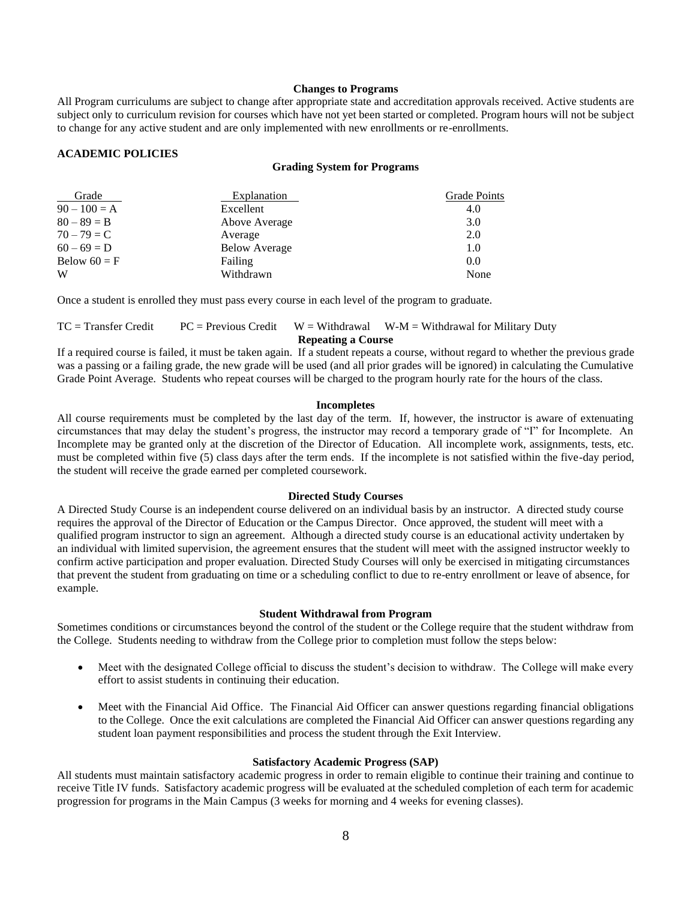### Changes to Programs

All Program curriculums are subject to change after appropriate state and accreditation approvals received. Active students are subject only to curriculum revision for courses which have not yet been started or completed. Program hours will not be subject to change for any active student and are only implemented with new enrollments or re-enrollments.

## ACADEMIC POLICIES

### Grading System for Programs

| Grade | Explanation | Grade Points |
|---|---|---|
| 90 – 100 = A | Excellent | 4.0 |
| 80 – 89 = B | Above Average | 3.0 |
| 70 – 79 = C | Average | 2.0 |
| 60 – 69 = D | Below Average | 1.0 |
| Below 60 = F | Failing | 0.0 |
| W | Withdrawn | None |

Once a student is enrolled they must pass every course in each level of the program to graduate.

TC = Transfer Credit PC = Previous Credit W = Withdrawal W-M = Withdrawal for Military Duty

### Repeating a Course

If a required course is failed, it must be taken again. If a student repeats a course, without regard to whether the previous grade was a passing or a failing grade, the new grade will be used (and all prior grades will be ignored) in calculating the Cumulative Grade Point Average. Students who repeat courses will be charged to the program hourly rate for the hours of the class.

### Incompletes

All course requirements must be completed by the last day of the term. If, however, the instructor is aware of extenuating circumstances that may delay the student's progress, the instructor may record a temporary grade of "I" for Incomplete. An Incomplete may be granted only at the discretion of the Director of Education. All incomplete work, assignments, tests, etc. must be completed within five (5) class days after the term ends. If the incomplete is not satisfied within the five-day period, the student will receive the grade earned per completed coursework.

### Directed Study Courses

A Directed Study Course is an independent course delivered on an individual basis by an instructor. A directed study course requires the approval of the Director of Education or the Campus Director. Once approved, the student will meet with a qualified program instructor to sign an agreement. Although a directed study course is an educational activity undertaken by an individual with limited supervision, the agreement ensures that the student will meet with the assigned instructor weekly to confirm active participation and proper evaluation. Directed Study Courses will only be exercised in mitigating circumstances that prevent the student from graduating on time or a scheduling conflict to due to re-entry enrollment or leave of absence, for example.

### Student Withdrawal from Program

Sometimes conditions or circumstances beyond the control of the student or the College require that the student withdraw from the College. Students needing to withdraw from the College prior to completion must follow the steps below:

- Meet with the designated College official to discuss the student's decision to withdraw. The College will make every effort to assist students in continuing their education.
- Meet with the Financial Aid Office. The Financial Aid Officer can answer questions regarding financial obligations to the College. Once the exit calculations are completed the Financial Aid Officer can answer questions regarding any student loan payment responsibilities and process the student through the Exit Interview.

### Satisfactory Academic Progress (SAP)

All students must maintain satisfactory academic progress in order to remain eligible to continue their training and continue to receive Title IV funds. Satisfactory academic progress will be evaluated at the scheduled completion of each term for academic progression for programs in the Main Campus (3 weeks for morning and 4 weeks for evening classes).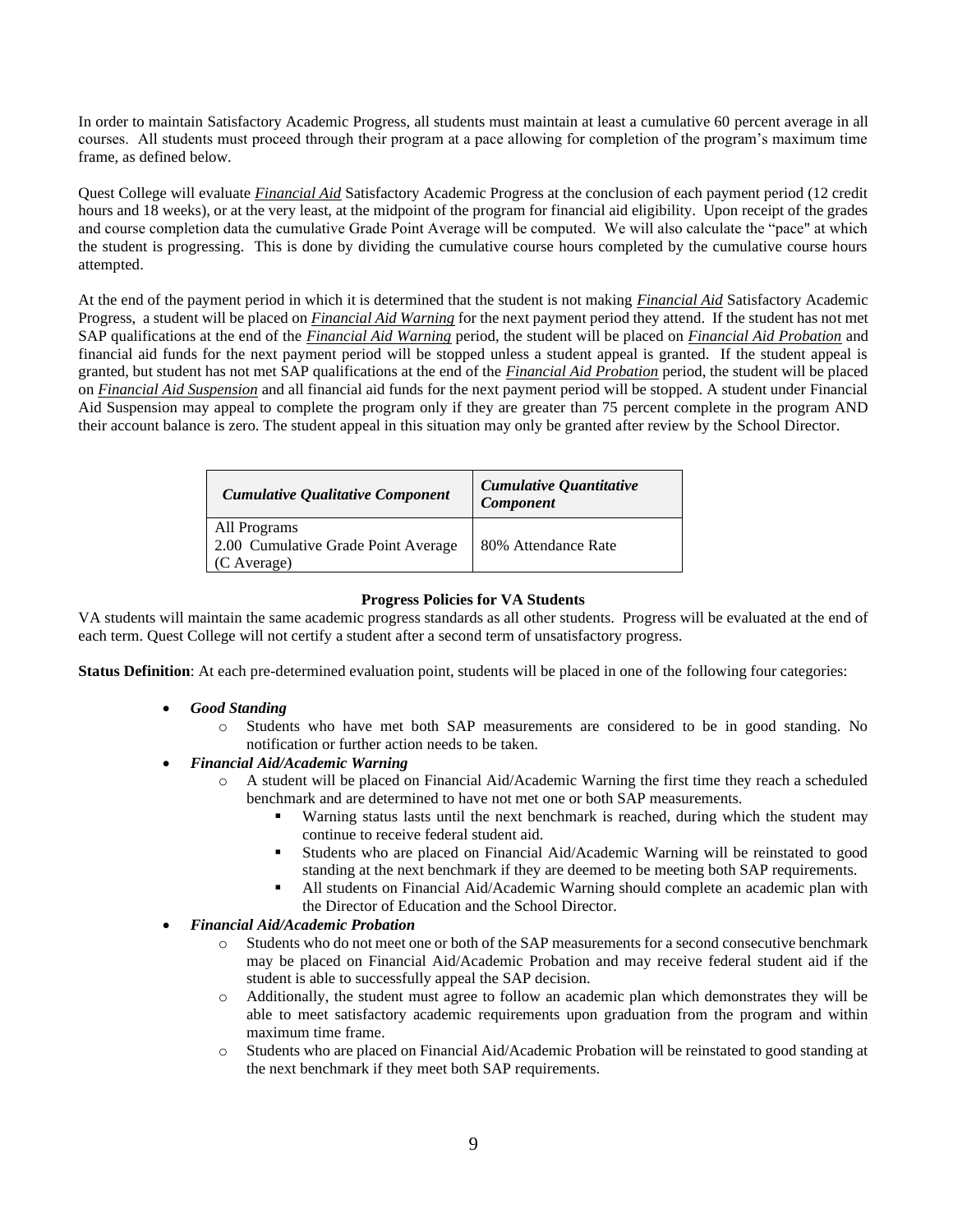In order to maintain Satisfactory Academic Progress, all students must maintain at least a cumulative 60 percent average in all courses. All students must proceed through their program at a pace allowing for completion of the program's maximum time frame, as defined below.

Quest College will evaluate ***Financial Aid*** Satisfactory Academic Progress at the conclusion of each payment period (12 credit hours and 18 weeks), or at the very least, at the midpoint of the program for financial aid eligibility. Upon receipt of the grades and course completion data the cumulative Grade Point Average will be computed. We will also calculate the "pace" at which the student is progressing. This is done by dividing the cumulative course hours completed by the cumulative course hours attempted.

At the end of the payment period in which it is determined that the student is not making ***Financial Aid*** Satisfactory Academic Progress, a student will be placed on ***Financial Aid Warning*** for the next payment period they attend. If the student has not met SAP qualifications at the end of the ***Financial Aid Warning*** period, the student will be placed on ***Financial Aid Probation*** and financial aid funds for the next payment period will be stopped unless a student appeal is granted. If the student appeal is granted, but student has not met SAP qualifications at the end of the ***Financial Aid Probation*** period, the student will be placed on ***Financial Aid Suspension*** and all financial aid funds for the next payment period will be stopped. A student under Financial Aid Suspension may appeal to complete the program only if they are greater than 75 percent complete in the program AND their account balance is zero. The student appeal in this situation may only be granted after review by the School Director.

| *Cumulative Qualitative Component* | *Cumulative Quantitative Component* |
|---|---|
| All Programs<br>2.00 Cumulative Grade Point Average (C Average) | 80% Attendance Rate |

**Progress Policies for VA Students**

VA students will maintain the same academic progress standards as all other students. Progress will be evaluated at the end of each term. Quest College will not certify a student after a second term of unsatisfactory progress.

**Status Definition**: At each pre-determined evaluation point, students will be placed in one of the following four categories:

- ***Good Standing***
  - Students who have met both SAP measurements are considered to be in good standing. No notification or further action needs to be taken.
- ***Financial Aid/Academic Warning***
  - A student will be placed on Financial Aid/Academic Warning the first time they reach a scheduled benchmark and are determined to have not met one or both SAP measurements.
    - Warning status lasts until the next benchmark is reached, during which the student may continue to receive federal student aid.
    - Students who are placed on Financial Aid/Academic Warning will be reinstated to good standing at the next benchmark if they are deemed to be meeting both SAP requirements.
    - All students on Financial Aid/Academic Warning should complete an academic plan with the Director of Education and the School Director.
- ***Financial Aid/Academic Probation***
  - Students who do not meet one or both of the SAP measurements for a second consecutive benchmark may be placed on Financial Aid/Academic Probation and may receive federal student aid if the student is able to successfully appeal the SAP decision.
  - Additionally, the student must agree to follow an academic plan which demonstrates they will be able to meet satisfactory academic requirements upon graduation from the program and within maximum time frame.
  - Students who are placed on Financial Aid/Academic Probation will be reinstated to good standing at the next benchmark if they meet both SAP requirements.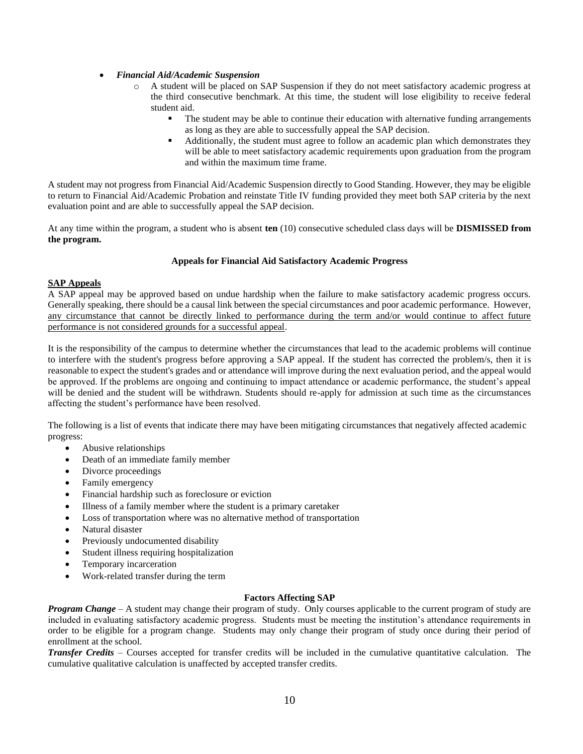- ***Financial Aid/Academic Suspension***
  - A student will be placed on SAP Suspension if they do not meet satisfactory academic progress at the third consecutive benchmark. At this time, the student will lose eligibility to receive federal student aid.
    - The student may be able to continue their education with alternative funding arrangements as long as they are able to successfully appeal the SAP decision.
    - Additionally, the student must agree to follow an academic plan which demonstrates they will be able to meet satisfactory academic requirements upon graduation from the program and within the maximum time frame.

A student may not progress from Financial Aid/Academic Suspension directly to Good Standing. However, they may be eligible to return to Financial Aid/Academic Probation and reinstate Title IV funding provided they meet both SAP criteria by the next evaluation point and are able to successfully appeal the SAP decision.

At any time within the program, a student who is absent **ten** (10) consecutive scheduled class days will be **DISMISSED from the program.**

### Appeals for Financial Aid Satisfactory Academic Progress

**SAP Appeals**

A SAP appeal may be approved based on undue hardship when the failure to make satisfactory academic progress occurs. Generally speaking, there should be a causal link between the special circumstances and poor academic performance. However, any circumstance that cannot be directly linked to performance during the term and/or would continue to affect future performance is not considered grounds for a successful appeal.

It is the responsibility of the campus to determine whether the circumstances that lead to the academic problems will continue to interfere with the student's progress before approving a SAP appeal. If the student has corrected the problem/s, then it is reasonable to expect the student's grades and or attendance will improve during the next evaluation period, and the appeal would be approved. If the problems are ongoing and continuing to impact attendance or academic performance, the student's appeal will be denied and the student will be withdrawn. Students should re-apply for admission at such time as the circumstances affecting the student's performance have been resolved.

The following is a list of events that indicate there may have been mitigating circumstances that negatively affected academic progress:

- Abusive relationships
- Death of an immediate family member
- Divorce proceedings
- Family emergency
- Financial hardship such as foreclosure or eviction
- Illness of a family member where the student is a primary caretaker
- Loss of transportation where was no alternative method of transportation
- Natural disaster
- Previously undocumented disability
- Student illness requiring hospitalization
- Temporary incarceration
- Work-related transfer during the term

### Factors Affecting SAP

***Program Change*** – A student may change their program of study. Only courses applicable to the current program of study are included in evaluating satisfactory academic progress. Students must be meeting the institution's attendance requirements in order to be eligible for a program change. Students may only change their program of study once during their period of enrollment at the school.

***Transfer Credits*** – Courses accepted for transfer credits will be included in the cumulative quantitative calculation. The cumulative qualitative calculation is unaffected by accepted transfer credits.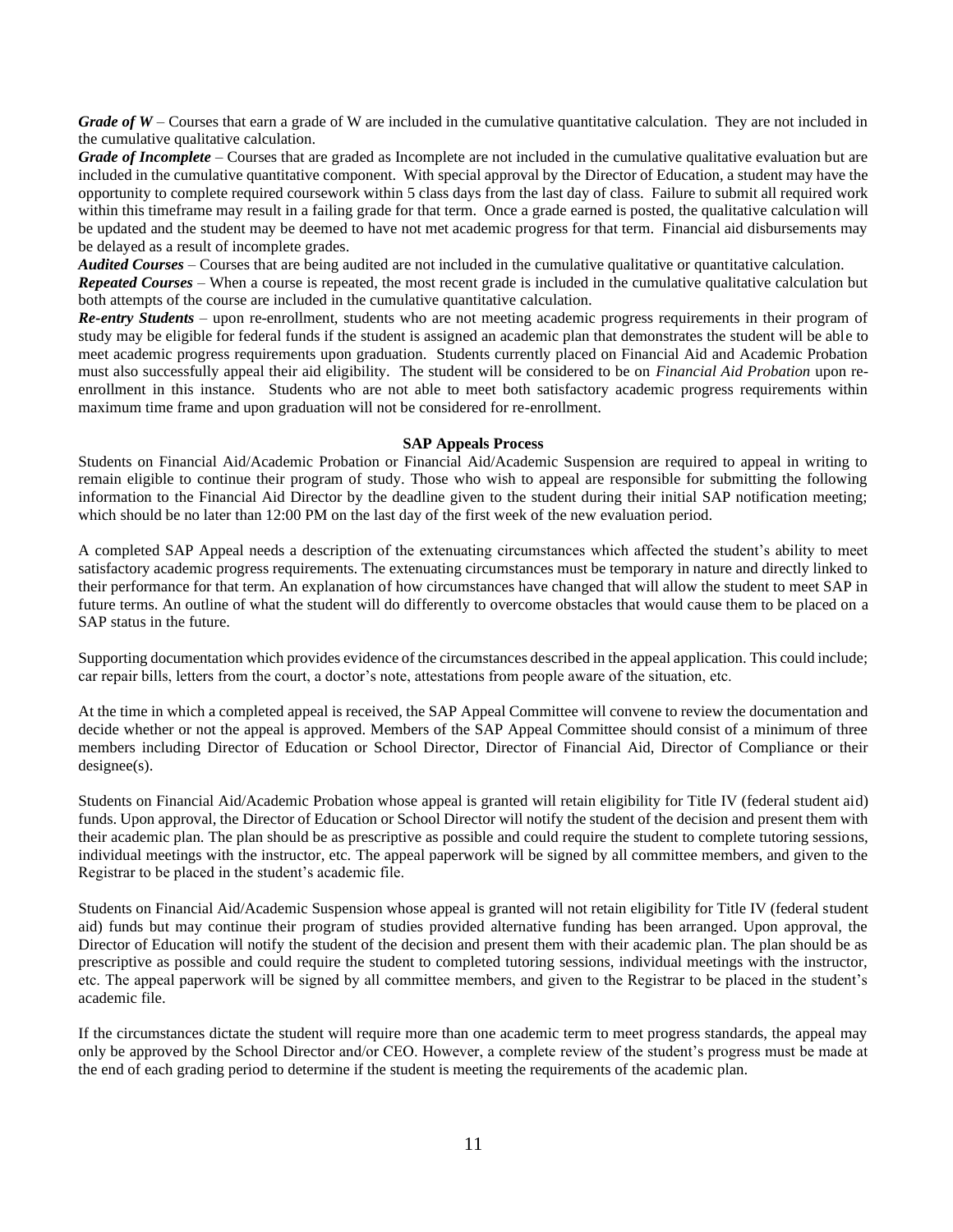***Grade of W*** – Courses that earn a grade of W are included in the cumulative quantitative calculation. They are not included in the cumulative qualitative calculation.

***Grade of Incomplete*** – Courses that are graded as Incomplete are not included in the cumulative qualitative evaluation but are included in the cumulative quantitative component. With special approval by the Director of Education, a student may have the opportunity to complete required coursework within 5 class days from the last day of class. Failure to submit all required work within this timeframe may result in a failing grade for that term. Once a grade earned is posted, the qualitative calculation will be updated and the student may be deemed to have not met academic progress for that term. Financial aid disbursements may be delayed as a result of incomplete grades.

***Audited Courses*** – Courses that are being audited are not included in the cumulative qualitative or quantitative calculation.

***Repeated Courses*** – When a course is repeated, the most recent grade is included in the cumulative qualitative calculation but both attempts of the course are included in the cumulative quantitative calculation.

***Re-entry Students*** – upon re-enrollment, students who are not meeting academic progress requirements in their program of study may be eligible for federal funds if the student is assigned an academic plan that demonstrates the student will be able to meet academic progress requirements upon graduation. Students currently placed on Financial Aid and Academic Probation must also successfully appeal their aid eligibility. The student will be considered to be on *Financial Aid Probation* upon re-enrollment in this instance. Students who are not able to meet both satisfactory academic progress requirements within maximum time frame and upon graduation will not be considered for re-enrollment.

**SAP Appeals Process**

Students on Financial Aid/Academic Probation or Financial Aid/Academic Suspension are required to appeal in writing to remain eligible to continue their program of study. Those who wish to appeal are responsible for submitting the following information to the Financial Aid Director by the deadline given to the student during their initial SAP notification meeting; which should be no later than 12:00 PM on the last day of the first week of the new evaluation period.

A completed SAP Appeal needs a description of the extenuating circumstances which affected the student's ability to meet satisfactory academic progress requirements. The extenuating circumstances must be temporary in nature and directly linked to their performance for that term. An explanation of how circumstances have changed that will allow the student to meet SAP in future terms. An outline of what the student will do differently to overcome obstacles that would cause them to be placed on a SAP status in the future.

Supporting documentation which provides evidence of the circumstances described in the appeal application. This could include; car repair bills, letters from the court, a doctor's note, attestations from people aware of the situation, etc.

At the time in which a completed appeal is received, the SAP Appeal Committee will convene to review the documentation and decide whether or not the appeal is approved. Members of the SAP Appeal Committee should consist of a minimum of three members including Director of Education or School Director, Director of Financial Aid, Director of Compliance or their designee(s).

Students on Financial Aid/Academic Probation whose appeal is granted will retain eligibility for Title IV (federal student aid) funds. Upon approval, the Director of Education or School Director will notify the student of the decision and present them with their academic plan. The plan should be as prescriptive as possible and could require the student to complete tutoring sessions, individual meetings with the instructor, etc. The appeal paperwork will be signed by all committee members, and given to the Registrar to be placed in the student's academic file.

Students on Financial Aid/Academic Suspension whose appeal is granted will not retain eligibility for Title IV (federal student aid) funds but may continue their program of studies provided alternative funding has been arranged. Upon approval, the Director of Education will notify the student of the decision and present them with their academic plan. The plan should be as prescriptive as possible and could require the student to completed tutoring sessions, individual meetings with the instructor, etc. The appeal paperwork will be signed by all committee members, and given to the Registrar to be placed in the student's academic file.

If the circumstances dictate the student will require more than one academic term to meet progress standards, the appeal may only be approved by the School Director and/or CEO. However, a complete review of the student's progress must be made at the end of each grading period to determine if the student is meeting the requirements of the academic plan.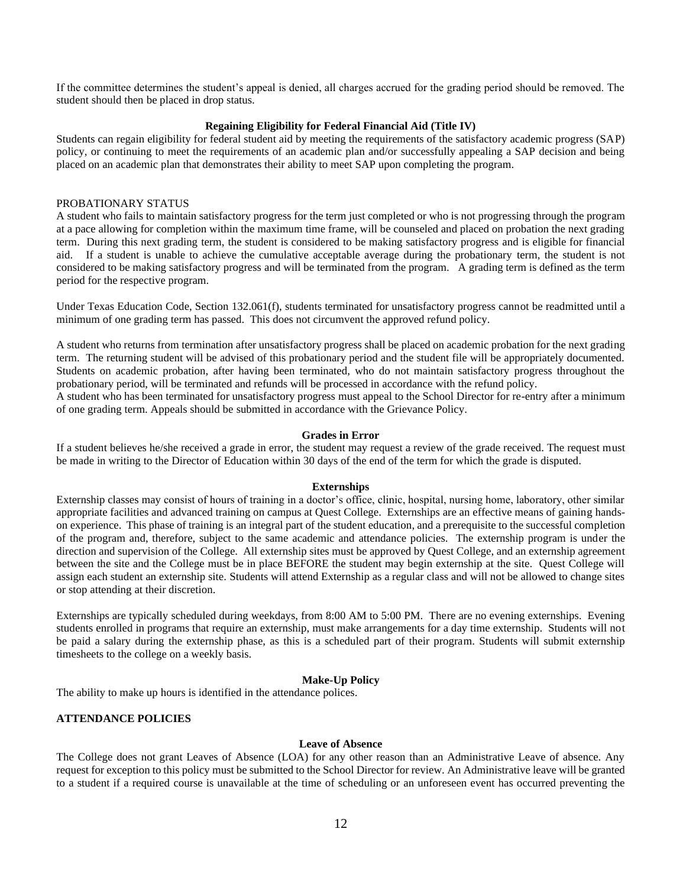If the committee determines the student's appeal is denied, all charges accrued for the grading period should be removed. The student should then be placed in drop status.

### Regaining Eligibility for Federal Financial Aid (Title IV)

Students can regain eligibility for federal student aid by meeting the requirements of the satisfactory academic progress (SAP) policy, or continuing to meet the requirements of an academic plan and/or successfully appealing a SAP decision and being placed on an academic plan that demonstrates their ability to meet SAP upon completing the program.

PROBATIONARY STATUS

A student who fails to maintain satisfactory progress for the term just completed or who is not progressing through the program at a pace allowing for completion within the maximum time frame, will be counseled and placed on probation the next grading term. During this next grading term, the student is considered to be making satisfactory progress and is eligible for financial aid. If a student is unable to achieve the cumulative acceptable average during the probationary term, the student is not considered to be making satisfactory progress and will be terminated from the program. A grading term is defined as the term period for the respective program.

Under Texas Education Code, Section 132.061(f), students terminated for unsatisfactory progress cannot be readmitted until a minimum of one grading term has passed. This does not circumvent the approved refund policy.

A student who returns from termination after unsatisfactory progress shall be placed on academic probation for the next grading term. The returning student will be advised of this probationary period and the student file will be appropriately documented. Students on academic probation, after having been terminated, who do not maintain satisfactory progress throughout the probationary period, will be terminated and refunds will be processed in accordance with the refund policy.
A student who has been terminated for unsatisfactory progress must appeal to the School Director for re-entry after a minimum of one grading term. Appeals should be submitted in accordance with the Grievance Policy.

### Grades in Error

If a student believes he/she received a grade in error, the student may request a review of the grade received. The request must be made in writing to the Director of Education within 30 days of the end of the term for which the grade is disputed.

### Externships

Externship classes may consist of hours of training in a doctor's office, clinic, hospital, nursing home, laboratory, other similar appropriate facilities and advanced training on campus at Quest College. Externships are an effective means of gaining hands-on experience. This phase of training is an integral part of the student education, and a prerequisite to the successful completion of the program and, therefore, subject to the same academic and attendance policies. The externship program is under the direction and supervision of the College. All externship sites must be approved by Quest College, and an externship agreement between the site and the College must be in place BEFORE the student may begin externship at the site. Quest College will assign each student an externship site. Students will attend Externship as a regular class and will not be allowed to change sites or stop attending at their discretion.

Externships are typically scheduled during weekdays, from 8:00 AM to 5:00 PM. There are no evening externships. Evening students enrolled in programs that require an externship, must make arrangements for a day time externship. Students will not be paid a salary during the externship phase, as this is a scheduled part of their program. Students will submit externship timesheets to the college on a weekly basis.

### Make-Up Policy

The ability to make up hours is identified in the attendance polices.

## ATTENDANCE POLICIES

### Leave of Absence

The College does not grant Leaves of Absence (LOA) for any other reason than an Administrative Leave of absence. Any request for exception to this policy must be submitted to the School Director for review. An Administrative leave will be granted to a student if a required course is unavailable at the time of scheduling or an unforeseen event has occurred preventing the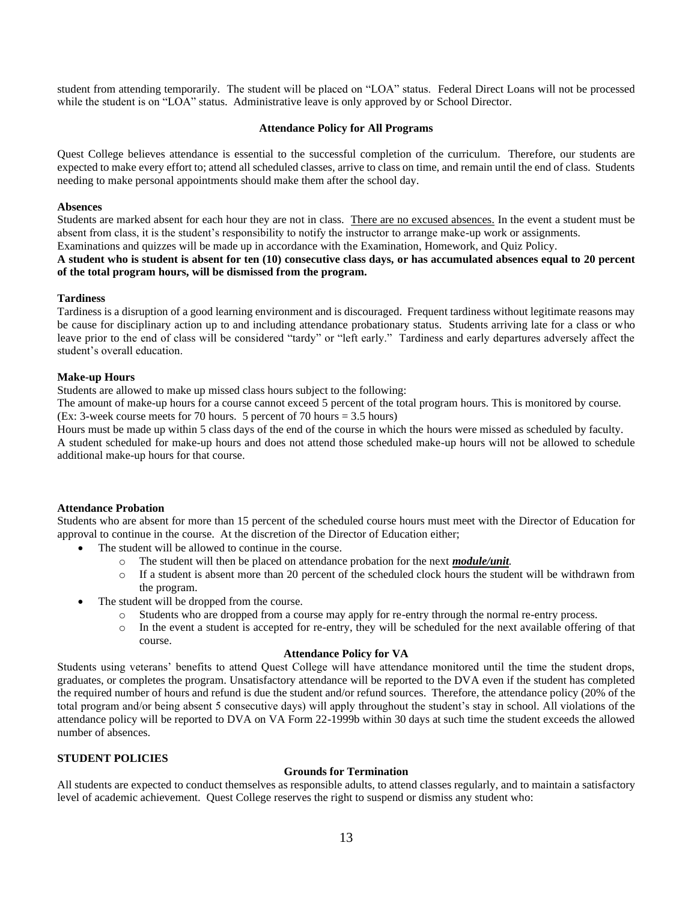student from attending temporarily. The student will be placed on "LOA" status. Federal Direct Loans will not be processed while the student is on "LOA" status. Administrative leave is only approved by or School Director.

### Attendance Policy for All Programs

Quest College believes attendance is essential to the successful completion of the curriculum. Therefore, our students are expected to make every effort to; attend all scheduled classes, arrive to class on time, and remain until the end of class. Students needing to make personal appointments should make them after the school day.

**Absences**

Students are marked absent for each hour they are not in class. <u>There are no excused absences.</u> In the event a student must be absent from class, it is the student's responsibility to notify the instructor to arrange make-up work or assignments. Examinations and quizzes will be made up in accordance with the Examination, Homework, and Quiz Policy.

**A student who is student is absent for ten (10) consecutive class days, or has accumulated absences equal to 20 percent of the total program hours, will be dismissed from the program.**

**Tardiness**

Tardiness is a disruption of a good learning environment and is discouraged. Frequent tardiness without legitimate reasons may be cause for disciplinary action up to and including attendance probationary status. Students arriving late for a class or who leave prior to the end of class will be considered "tardy" or "left early." Tardiness and early departures adversely affect the student's overall education.

**Make-up Hours**

Students are allowed to make up missed class hours subject to the following:

The amount of make-up hours for a course cannot exceed 5 percent of the total program hours. This is monitored by course. (Ex: 3-week course meets for 70 hours. 5 percent of 70 hours = 3.5 hours)

Hours must be made up within 5 class days of the end of the course in which the hours were missed as scheduled by faculty.

A student scheduled for make-up hours and does not attend those scheduled make-up hours will not be allowed to schedule additional make-up hours for that course.

**Attendance Probation**

Students who are absent for more than 15 percent of the scheduled course hours must meet with the Director of Education for approval to continue in the course. At the discretion of the Director of Education either;

- The student will be allowed to continue in the course.
  - The student will then be placed on attendance probation for the next ***module/unit***.
  - If a student is absent more than 20 percent of the scheduled clock hours the student will be withdrawn from the program.
- The student will be dropped from the course.
  - Students who are dropped from a course may apply for re-entry through the normal re-entry process.
  - In the event a student is accepted for re-entry, they will be scheduled for the next available offering of that course.

### Attendance Policy for VA

Students using veterans' benefits to attend Quest College will have attendance monitored until the time the student drops, graduates, or completes the program. Unsatisfactory attendance will be reported to the DVA even if the student has completed the required number of hours and refund is due the student and/or refund sources. Therefore, the attendance policy (20% of the total program and/or being absent 5 consecutive days) will apply throughout the student's stay in school. All violations of the attendance policy will be reported to DVA on VA Form 22-1999b within 30 days at such time the student exceeds the allowed number of absences.

## STUDENT POLICIES

### Grounds for Termination

All students are expected to conduct themselves as responsible adults, to attend classes regularly, and to maintain a satisfactory level of academic achievement. Quest College reserves the right to suspend or dismiss any student who: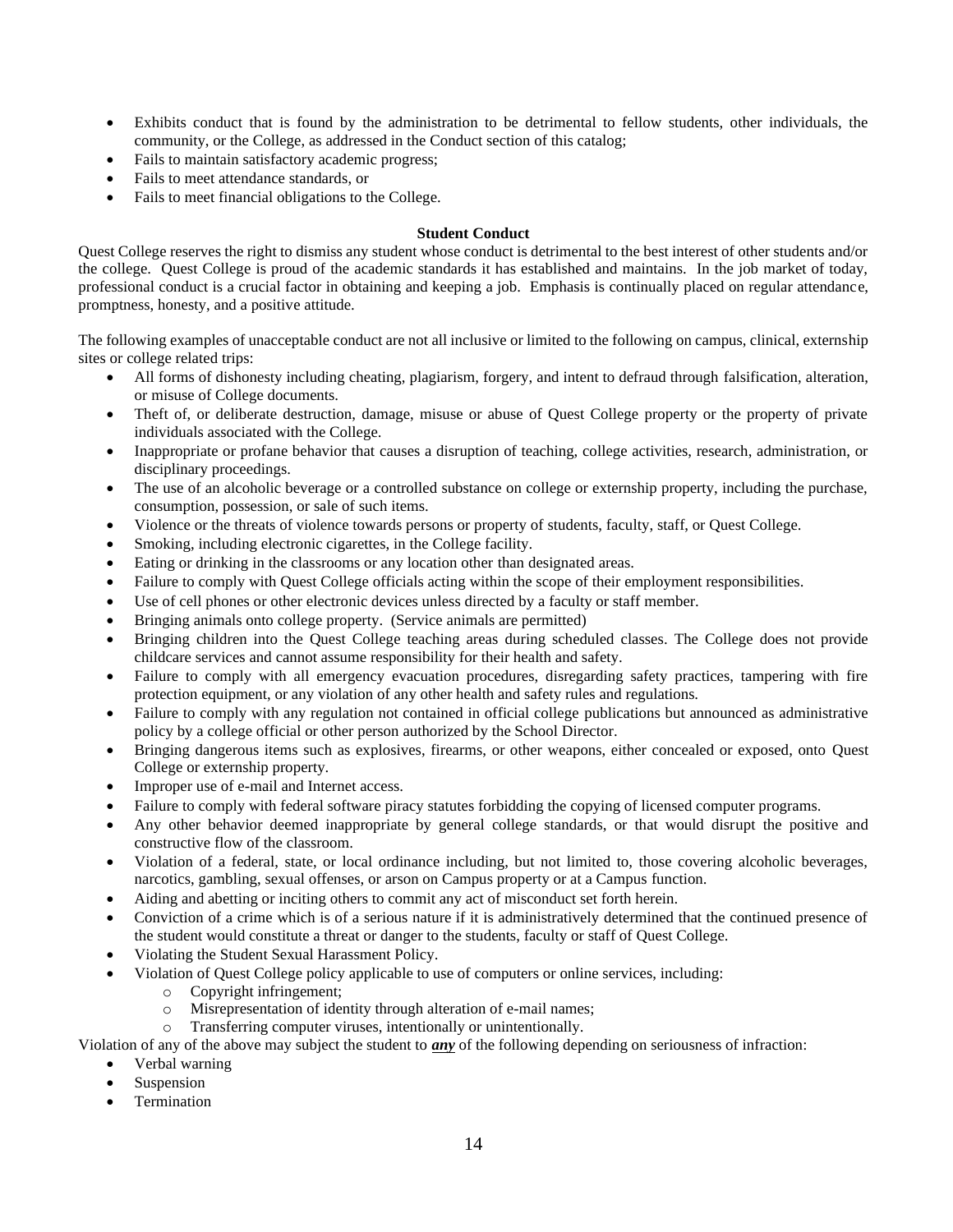- Exhibits conduct that is found by the administration to be detrimental to fellow students, other individuals, the community, or the College, as addressed in the Conduct section of this catalog;
- Fails to maintain satisfactory academic progress;
- Fails to meet attendance standards, or
- Fails to meet financial obligations to the College.

**Student Conduct**

Quest College reserves the right to dismiss any student whose conduct is detrimental to the best interest of other students and/or the college. Quest College is proud of the academic standards it has established and maintains. In the job market of today, professional conduct is a crucial factor in obtaining and keeping a job. Emphasis is continually placed on regular attendance, promptness, honesty, and a positive attitude.

The following examples of unacceptable conduct are not all inclusive or limited to the following on campus, clinical, externship sites or college related trips:

- All forms of dishonesty including cheating, plagiarism, forgery, and intent to defraud through falsification, alteration, or misuse of College documents.
- Theft of, or deliberate destruction, damage, misuse or abuse of Quest College property or the property of private individuals associated with the College.
- Inappropriate or profane behavior that causes a disruption of teaching, college activities, research, administration, or disciplinary proceedings.
- The use of an alcoholic beverage or a controlled substance on college or externship property, including the purchase, consumption, possession, or sale of such items.
- Violence or the threats of violence towards persons or property of students, faculty, staff, or Quest College.
- Smoking, including electronic cigarettes, in the College facility.
- Eating or drinking in the classrooms or any location other than designated areas.
- Failure to comply with Quest College officials acting within the scope of their employment responsibilities.
- Use of cell phones or other electronic devices unless directed by a faculty or staff member.
- Bringing animals onto college property. (Service animals are permitted)
- Bringing children into the Quest College teaching areas during scheduled classes. The College does not provide childcare services and cannot assume responsibility for their health and safety.
- Failure to comply with all emergency evacuation procedures, disregarding safety practices, tampering with fire protection equipment, or any violation of any other health and safety rules and regulations.
- Failure to comply with any regulation not contained in official college publications but announced as administrative policy by a college official or other person authorized by the School Director.
- Bringing dangerous items such as explosives, firearms, or other weapons, either concealed or exposed, onto Quest College or externship property.
- Improper use of e-mail and Internet access.
- Failure to comply with federal software piracy statutes forbidding the copying of licensed computer programs.
- Any other behavior deemed inappropriate by general college standards, or that would disrupt the positive and constructive flow of the classroom.
- Violation of a federal, state, or local ordinance including, but not limited to, those covering alcoholic beverages, narcotics, gambling, sexual offenses, or arson on Campus property or at a Campus function.
- Aiding and abetting or inciting others to commit any act of misconduct set forth herein.
- Conviction of a crime which is of a serious nature if it is administratively determined that the continued presence of the student would constitute a threat or danger to the students, faculty or staff of Quest College.
- Violating the Student Sexual Harassment Policy.
- Violation of Quest College policy applicable to use of computers or online services, including:
  - Copyright infringement;
  - Misrepresentation of identity through alteration of e-mail names;
  - Transferring computer viruses, intentionally or unintentionally.

Violation of any of the above may subject the student to ***any*** of the following depending on seriousness of infraction:

- Verbal warning
- Suspension
- Termination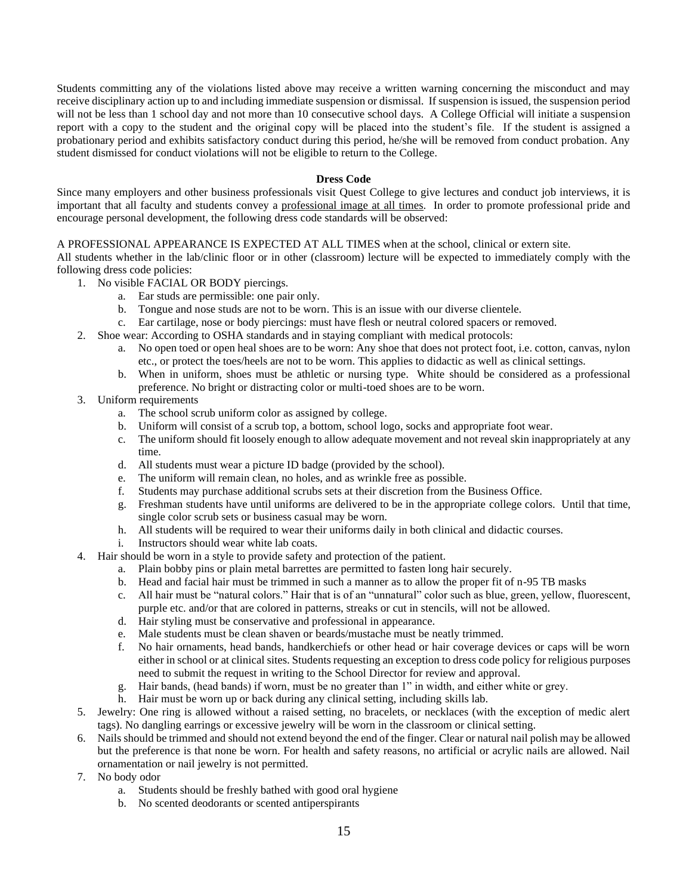Students committing any of the violations listed above may receive a written warning concerning the misconduct and may receive disciplinary action up to and including immediate suspension or dismissal. If suspension is issued, the suspension period will not be less than 1 school day and not more than 10 consecutive school days. A College Official will initiate a suspension report with a copy to the student and the original copy will be placed into the student's file. If the student is assigned a probationary period and exhibits satisfactory conduct during this period, he/she will be removed from conduct probation. Any student dismissed for conduct violations will not be eligible to return to the College.

## Dress Code

Since many employers and other business professionals visit Quest College to give lectures and conduct job interviews, it is important that all faculty and students convey a professional image at all times. In order to promote professional pride and encourage personal development, the following dress code standards will be observed:

A PROFESSIONAL APPEARANCE IS EXPECTED AT ALL TIMES when at the school, clinical or extern site.

All students whether in the lab/clinic floor or in other (classroom) lecture will be expected to immediately comply with the following dress code policies:

1. No visible FACIAL OR BODY piercings.
   a. Ear studs are permissible: one pair only.
   b. Tongue and nose studs are not to be worn. This is an issue with our diverse clientele.
   c. Ear cartilage, nose or body piercings: must have flesh or neutral colored spacers or removed.
2. Shoe wear: According to OSHA standards and in staying compliant with medical protocols:
   a. No open toed or open heal shoes are to be worn: Any shoe that does not protect foot, i.e. cotton, canvas, nylon etc., or protect the toes/heels are not to be worn. This applies to didactic as well as clinical settings.
   b. When in uniform, shoes must be athletic or nursing type. White should be considered as a professional preference. No bright or distracting color or multi-toed shoes are to be worn.
3. Uniform requirements
   a. The school scrub uniform color as assigned by college.
   b. Uniform will consist of a scrub top, a bottom, school logo, socks and appropriate foot wear.
   c. The uniform should fit loosely enough to allow adequate movement and not reveal skin inappropriately at any time.
   d. All students must wear a picture ID badge (provided by the school).
   e. The uniform will remain clean, no holes, and as wrinkle free as possible.
   f. Students may purchase additional scrubs sets at their discretion from the Business Office.
   g. Freshman students have until uniforms are delivered to be in the appropriate college colors. Until that time, single color scrub sets or business casual may be worn.
   h. All students will be required to wear their uniforms daily in both clinical and didactic courses.
   i. Instructors should wear white lab coats.
4. Hair should be worn in a style to provide safety and protection of the patient.
   a. Plain bobby pins or plain metal barrettes are permitted to fasten long hair securely.
   b. Head and facial hair must be trimmed in such a manner as to allow the proper fit of n-95 TB masks
   c. All hair must be "natural colors." Hair that is of an "unnatural" color such as blue, green, yellow, fluorescent, purple etc. and/or that are colored in patterns, streaks or cut in stencils, will not be allowed.
   d. Hair styling must be conservative and professional in appearance.
   e. Male students must be clean shaven or beards/mustache must be neatly trimmed.
   f. No hair ornaments, head bands, handkerchiefs or other head or hair coverage devices or caps will be worn either in school or at clinical sites. Students requesting an exception to dress code policy for religious purposes need to submit the request in writing to the School Director for review and approval.
   g. Hair bands, (head bands) if worn, must be no greater than 1" in width, and either white or grey.
   h. Hair must be worn up or back during any clinical setting, including skills lab.
5. Jewelry: One ring is allowed without a raised setting, no bracelets, or necklaces (with the exception of medic alert tags). No dangling earrings or excessive jewelry will be worn in the classroom or clinical setting.
6. Nails should be trimmed and should not extend beyond the end of the finger. Clear or natural nail polish may be allowed but the preference is that none be worn. For health and safety reasons, no artificial or acrylic nails are allowed. Nail ornamentation or nail jewelry is not permitted.
7. No body odor
   a. Students should be freshly bathed with good oral hygiene
   b. No scented deodorants or scented antiperspirants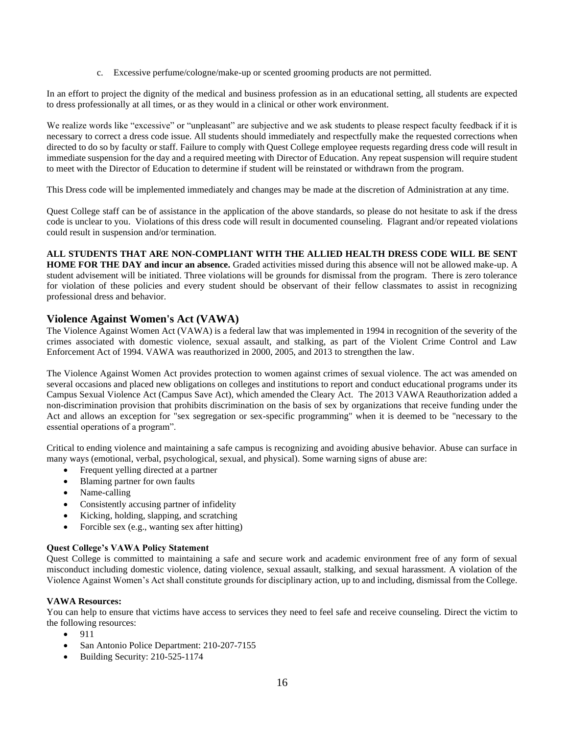c. Excessive perfume/cologne/make-up or scented grooming products are not permitted.

In an effort to project the dignity of the medical and business profession as in an educational setting, all students are expected to dress professionally at all times, or as they would in a clinical or other work environment.

We realize words like "excessive" or "unpleasant" are subjective and we ask students to please respect faculty feedback if it is necessary to correct a dress code issue. All students should immediately and respectfully make the requested corrections when directed to do so by faculty or staff. Failure to comply with Quest College employee requests regarding dress code will result in immediate suspension for the day and a required meeting with Director of Education. Any repeat suspension will require student to meet with the Director of Education to determine if student will be reinstated or withdrawn from the program.

This Dress code will be implemented immediately and changes may be made at the discretion of Administration at any time.

Quest College staff can be of assistance in the application of the above standards, so please do not hesitate to ask if the dress code is unclear to you. Violations of this dress code will result in documented counseling. Flagrant and/or repeated violations could result in suspension and/or termination.

**ALL STUDENTS THAT ARE NON-COMPLIANT WITH THE ALLIED HEALTH DRESS CODE WILL BE SENT HOME FOR THE DAY and incur an absence.** Graded activities missed during this absence will not be allowed make-up. A student advisement will be initiated. Three violations will be grounds for dismissal from the program. There is zero tolerance for violation of these policies and every student should be observant of their fellow classmates to assist in recognizing professional dress and behavior.

## Violence Against Women's Act (VAWA)

The Violence Against Women Act (VAWA) is a federal law that was implemented in 1994 in recognition of the severity of the crimes associated with domestic violence, sexual assault, and stalking, as part of the Violent Crime Control and Law Enforcement Act of 1994. VAWA was reauthorized in 2000, 2005, and 2013 to strengthen the law.

The Violence Against Women Act provides protection to women against crimes of sexual violence. The act was amended on several occasions and placed new obligations on colleges and institutions to report and conduct educational programs under its Campus Sexual Violence Act (Campus Save Act), which amended the Cleary Act. The 2013 VAWA Reauthorization added a non-discrimination provision that prohibits discrimination on the basis of sex by organizations that receive funding under the Act and allows an exception for "sex segregation or sex-specific programming" when it is deemed to be "necessary to the essential operations of a program".

Critical to ending violence and maintaining a safe campus is recognizing and avoiding abusive behavior. Abuse can surface in many ways (emotional, verbal, psychological, sexual, and physical). Some warning signs of abuse are:

- Frequent yelling directed at a partner
- Blaming partner for own faults
- Name-calling
- Consistently accusing partner of infidelity
- Kicking, holding, slapping, and scratching
- Forcible sex (e.g., wanting sex after hitting)

**Quest College's VAWA Policy Statement**

Quest College is committed to maintaining a safe and secure work and academic environment free of any form of sexual misconduct including domestic violence, dating violence, sexual assault, stalking, and sexual harassment. A violation of the Violence Against Women's Act shall constitute grounds for disciplinary action, up to and including, dismissal from the College.

**VAWA Resources:**

You can help to ensure that victims have access to services they need to feel safe and receive counseling. Direct the victim to the following resources:

- 911
- San Antonio Police Department: 210-207-7155
- Building Security: 210-525-1174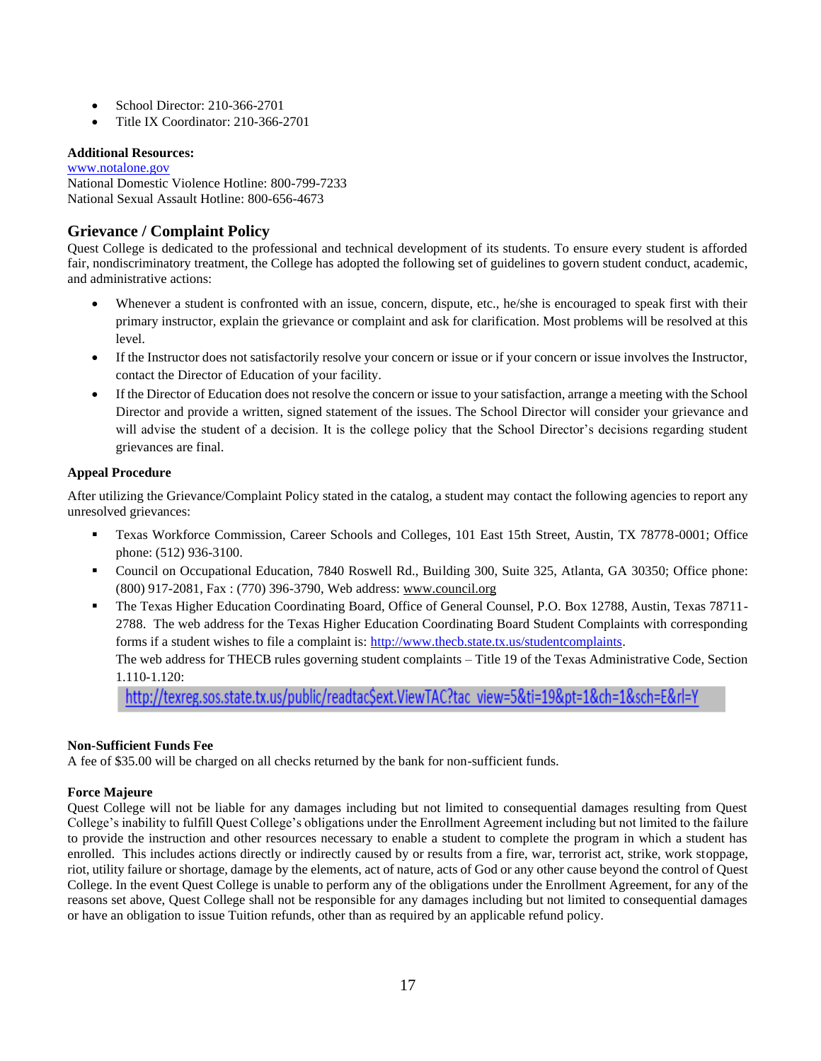- School Director: 210-366-2701
- Title IX Coordinator: 210-366-2701

**Additional Resources:**
[www.notalone.gov](http://www.notalone.gov)
National Domestic Violence Hotline: 800-799-7233
National Sexual Assault Hotline: 800-656-4673

## Grievance / Complaint Policy

Quest College is dedicated to the professional and technical development of its students. To ensure every student is afforded fair, nondiscriminatory treatment, the College has adopted the following set of guidelines to govern student conduct, academic, and administrative actions:

- Whenever a student is confronted with an issue, concern, dispute, etc., he/she is encouraged to speak first with their primary instructor, explain the grievance or complaint and ask for clarification. Most problems will be resolved at this level.
- If the Instructor does not satisfactorily resolve your concern or issue or if your concern or issue involves the Instructor, contact the Director of Education of your facility.
- If the Director of Education does not resolve the concern or issue to your satisfaction, arrange a meeting with the School Director and provide a written, signed statement of the issues. The School Director will consider your grievance and will advise the student of a decision. It is the college policy that the School Director's decisions regarding student grievances are final.

**Appeal Procedure**

After utilizing the Grievance/Complaint Policy stated in the catalog, a student may contact the following agencies to report any unresolved grievances:

- Texas Workforce Commission, Career Schools and Colleges, 101 East 15th Street, Austin, TX 78778-0001; Office phone: (512) 936-3100.
- Council on Occupational Education, 7840 Roswell Rd., Building 300, Suite 325, Atlanta, GA 30350; Office phone: (800) 917-2081, Fax : (770) 396-3790, Web address: www.council.org
- The Texas Higher Education Coordinating Board, Office of General Counsel, P.O. Box 12788, Austin, Texas 78711-2788. The web address for the Texas Higher Education Coordinating Board Student Complaints with corresponding forms if a student wishes to file a complaint is: [http://www.thecb.state.tx.us/studentcomplaints](http://www.thecb.state.tx.us/studentcomplaints).
  The web address for THECB rules governing student complaints – Title 19 of the Texas Administrative Code, Section 1.110-1.120:
  http://texreg.sos.state.tx.us/public/readtac$ext.ViewTAC?tac_view=5&ti=19&pt=1&ch=1&sch=E&rl=Y

**Non-Sufficient Funds Fee**

A fee of $35.00 will be charged on all checks returned by the bank for non-sufficient funds.

**Force Majeure**

Quest College will not be liable for any damages including but not limited to consequential damages resulting from Quest College's inability to fulfill Quest College's obligations under the Enrollment Agreement including but not limited to the failure to provide the instruction and other resources necessary to enable a student to complete the program in which a student has enrolled. This includes actions directly or indirectly caused by or results from a fire, war, terrorist act, strike, work stoppage, riot, utility failure or shortage, damage by the elements, act of nature, acts of God or any other cause beyond the control of Quest College. In the event Quest College is unable to perform any of the obligations under the Enrollment Agreement, for any of the reasons set above, Quest College shall not be responsible for any damages including but not limited to consequential damages or have an obligation to issue Tuition refunds, other than as required by an applicable refund policy.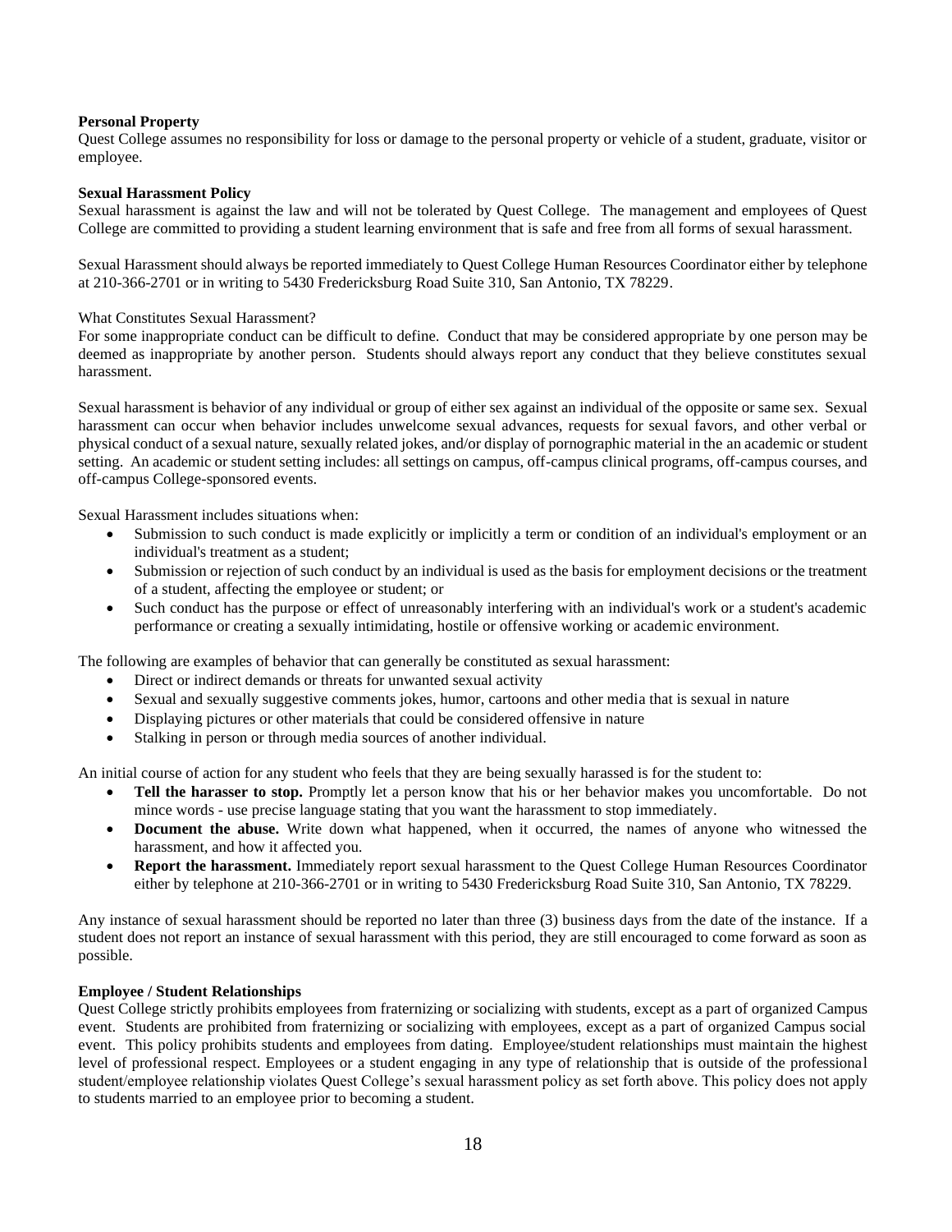**Personal Property**

Quest College assumes no responsibility for loss or damage to the personal property or vehicle of a student, graduate, visitor or employee.

**Sexual Harassment Policy**

Sexual harassment is against the law and will not be tolerated by Quest College. The management and employees of Quest College are committed to providing a student learning environment that is safe and free from all forms of sexual harassment.

Sexual Harassment should always be reported immediately to Quest College Human Resources Coordinator either by telephone at 210-366-2701 or in writing to 5430 Fredericksburg Road Suite 310, San Antonio, TX 78229.

What Constitutes Sexual Harassment?

For some inappropriate conduct can be difficult to define. Conduct that may be considered appropriate by one person may be deemed as inappropriate by another person. Students should always report any conduct that they believe constitutes sexual harassment.

Sexual harassment is behavior of any individual or group of either sex against an individual of the opposite or same sex. Sexual harassment can occur when behavior includes unwelcome sexual advances, requests for sexual favors, and other verbal or physical conduct of a sexual nature, sexually related jokes, and/or display of pornographic material in the an academic or student setting. An academic or student setting includes: all settings on campus, off-campus clinical programs, off-campus courses, and off-campus College-sponsored events.

Sexual Harassment includes situations when:

- Submission to such conduct is made explicitly or implicitly a term or condition of an individual's employment or an individual's treatment as a student;
- Submission or rejection of such conduct by an individual is used as the basis for employment decisions or the treatment of a student, affecting the employee or student; or
- Such conduct has the purpose or effect of unreasonably interfering with an individual's work or a student's academic performance or creating a sexually intimidating, hostile or offensive working or academic environment.

The following are examples of behavior that can generally be constituted as sexual harassment:

- Direct or indirect demands or threats for unwanted sexual activity
- Sexual and sexually suggestive comments jokes, humor, cartoons and other media that is sexual in nature
- Displaying pictures or other materials that could be considered offensive in nature
- Stalking in person or through media sources of another individual.

An initial course of action for any student who feels that they are being sexually harassed is for the student to:

- **Tell the harasser to stop.** Promptly let a person know that his or her behavior makes you uncomfortable. Do not mince words - use precise language stating that you want the harassment to stop immediately.
- **Document the abuse.** Write down what happened, when it occurred, the names of anyone who witnessed the harassment, and how it affected you.
- **Report the harassment.** Immediately report sexual harassment to the Quest College Human Resources Coordinator either by telephone at 210-366-2701 or in writing to 5430 Fredericksburg Road Suite 310, San Antonio, TX 78229.

Any instance of sexual harassment should be reported no later than three (3) business days from the date of the instance. If a student does not report an instance of sexual harassment with this period, they are still encouraged to come forward as soon as possible.

**Employee / Student Relationships**

Quest College strictly prohibits employees from fraternizing or socializing with students, except as a part of organized Campus event. Students are prohibited from fraternizing or socializing with employees, except as a part of organized Campus social event. This policy prohibits students and employees from dating. Employee/student relationships must maintain the highest level of professional respect. Employees or a student engaging in any type of relationship that is outside of the professional student/employee relationship violates Quest College's sexual harassment policy as set forth above. This policy does not apply to students married to an employee prior to becoming a student.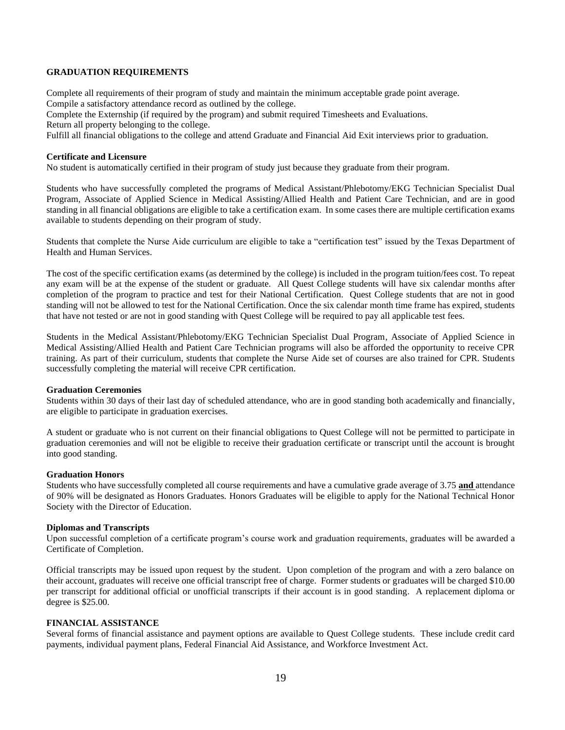## GRADUATION REQUIREMENTS

Complete all requirements of their program of study and maintain the minimum acceptable grade point average.
Compile a satisfactory attendance record as outlined by the college.
Complete the Externship (if required by the program) and submit required Timesheets and Evaluations.
Return all property belonging to the college.
Fulfill all financial obligations to the college and attend Graduate and Financial Aid Exit interviews prior to graduation.

### Certificate and Licensure

No student is automatically certified in their program of study just because they graduate from their program.

Students who have successfully completed the programs of Medical Assistant/Phlebotomy/EKG Technician Specialist Dual Program, Associate of Applied Science in Medical Assisting/Allied Health and Patient Care Technician, and are in good standing in all financial obligations are eligible to take a certification exam. In some cases there are multiple certification exams available to students depending on their program of study.

Students that complete the Nurse Aide curriculum are eligible to take a "certification test" issued by the Texas Department of Health and Human Services.

The cost of the specific certification exams (as determined by the college) is included in the program tuition/fees cost. To repeat any exam will be at the expense of the student or graduate. All Quest College students will have six calendar months after completion of the program to practice and test for their National Certification. Quest College students that are not in good standing will not be allowed to test for the National Certification. Once the six calendar month time frame has expired, students that have not tested or are not in good standing with Quest College will be required to pay all applicable test fees.

Students in the Medical Assistant/Phlebotomy/EKG Technician Specialist Dual Program, Associate of Applied Science in Medical Assisting/Allied Health and Patient Care Technician programs will also be afforded the opportunity to receive CPR training. As part of their curriculum, students that complete the Nurse Aide set of courses are also trained for CPR. Students successfully completing the material will receive CPR certification.

### Graduation Ceremonies

Students within 30 days of their last day of scheduled attendance, who are in good standing both academically and financially, are eligible to participate in graduation exercises.

A student or graduate who is not current on their financial obligations to Quest College will not be permitted to participate in graduation ceremonies and will not be eligible to receive their graduation certificate or transcript until the account is brought into good standing.

### Graduation Honors

Students who have successfully completed all course requirements and have a cumulative grade average of 3.75 **and** attendance of 90% will be designated as Honors Graduates. Honors Graduates will be eligible to apply for the National Technical Honor Society with the Director of Education.

### Diplomas and Transcripts

Upon successful completion of a certificate program's course work and graduation requirements, graduates will be awarded a Certificate of Completion.

Official transcripts may be issued upon request by the student. Upon completion of the program and with a zero balance on their account, graduates will receive one official transcript free of charge. Former students or graduates will be charged $10.00 per transcript for additional official or unofficial transcripts if their account is in good standing. A replacement diploma or degree is $25.00.

## FINANCIAL ASSISTANCE

Several forms of financial assistance and payment options are available to Quest College students. These include credit card payments, individual payment plans, Federal Financial Aid Assistance, and Workforce Investment Act.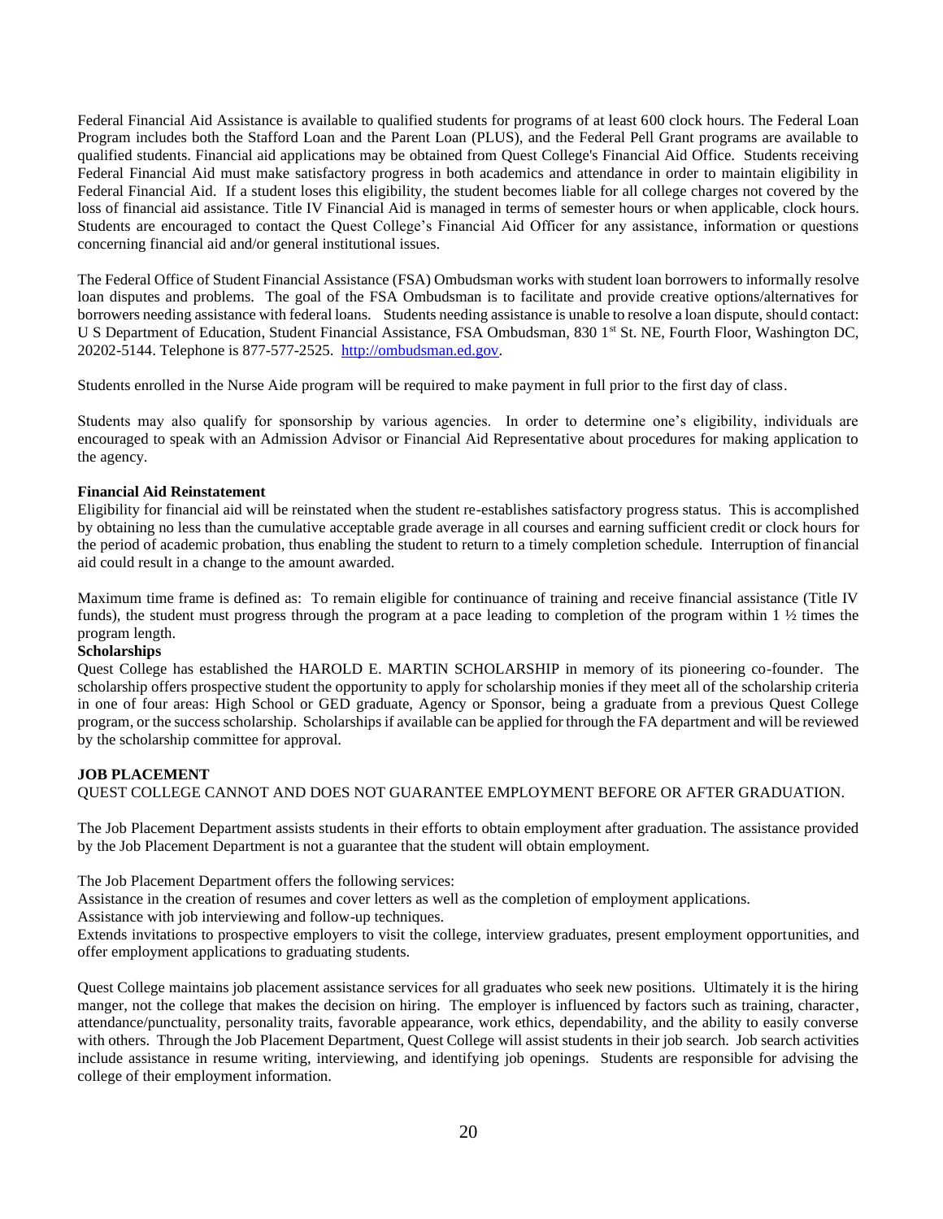Federal Financial Aid Assistance is available to qualified students for programs of at least 600 clock hours. The Federal Loan Program includes both the Stafford Loan and the Parent Loan (PLUS), and the Federal Pell Grant programs are available to qualified students. Financial aid applications may be obtained from Quest College's Financial Aid Office. Students receiving Federal Financial Aid must make satisfactory progress in both academics and attendance in order to maintain eligibility in Federal Financial Aid. If a student loses this eligibility, the student becomes liable for all college charges not covered by the loss of financial aid assistance. Title IV Financial Aid is managed in terms of semester hours or when applicable, clock hours. Students are encouraged to contact the Quest College's Financial Aid Officer for any assistance, information or questions concerning financial aid and/or general institutional issues.

The Federal Office of Student Financial Assistance (FSA) Ombudsman works with student loan borrowers to informally resolve loan disputes and problems. The goal of the FSA Ombudsman is to facilitate and provide creative options/alternatives for borrowers needing assistance with federal loans. Students needing assistance is unable to resolve a loan dispute, should contact: U S Department of Education, Student Financial Assistance, FSA Ombudsman, 830 1st St. NE, Fourth Floor, Washington DC, 20202-5144. Telephone is 877-577-2525. [http://ombudsman.ed.gov](http://ombudsman.ed.gov).

Students enrolled in the Nurse Aide program will be required to make payment in full prior to the first day of class.

Students may also qualify for sponsorship by various agencies. In order to determine one's eligibility, individuals are encouraged to speak with an Admission Advisor or Financial Aid Representative about procedures for making application to the agency.

**Financial Aid Reinstatement**

Eligibility for financial aid will be reinstated when the student re-establishes satisfactory progress status. This is accomplished by obtaining no less than the cumulative acceptable grade average in all courses and earning sufficient credit or clock hours for the period of academic probation, thus enabling the student to return to a timely completion schedule. Interruption of financial aid could result in a change to the amount awarded.

Maximum time frame is defined as: To remain eligible for continuance of training and receive financial assistance (Title IV funds), the student must progress through the program at a pace leading to completion of the program within 1 ½ times the program length.

**Scholarships**

Quest College has established the HAROLD E. MARTIN SCHOLARSHIP in memory of its pioneering co-founder. The scholarship offers prospective student the opportunity to apply for scholarship monies if they meet all of the scholarship criteria in one of four areas: High School or GED graduate, Agency or Sponsor, being a graduate from a previous Quest College program, or the success scholarship. Scholarships if available can be applied for through the FA department and will be reviewed by the scholarship committee for approval.

**JOB PLACEMENT**

QUEST COLLEGE CANNOT AND DOES NOT GUARANTEE EMPLOYMENT BEFORE OR AFTER GRADUATION.

The Job Placement Department assists students in their efforts to obtain employment after graduation. The assistance provided by the Job Placement Department is not a guarantee that the student will obtain employment.

The Job Placement Department offers the following services:

Assistance in the creation of resumes and cover letters as well as the completion of employment applications.

Assistance with job interviewing and follow-up techniques.

Extends invitations to prospective employers to visit the college, interview graduates, present employment opportunities, and offer employment applications to graduating students.

Quest College maintains job placement assistance services for all graduates who seek new positions. Ultimately it is the hiring manger, not the college that makes the decision on hiring. The employer is influenced by factors such as training, character, attendance/punctuality, personality traits, favorable appearance, work ethics, dependability, and the ability to easily converse with others. Through the Job Placement Department, Quest College will assist students in their job search. Job search activities include assistance in resume writing, interviewing, and identifying job openings. Students are responsible for advising the college of their employment information.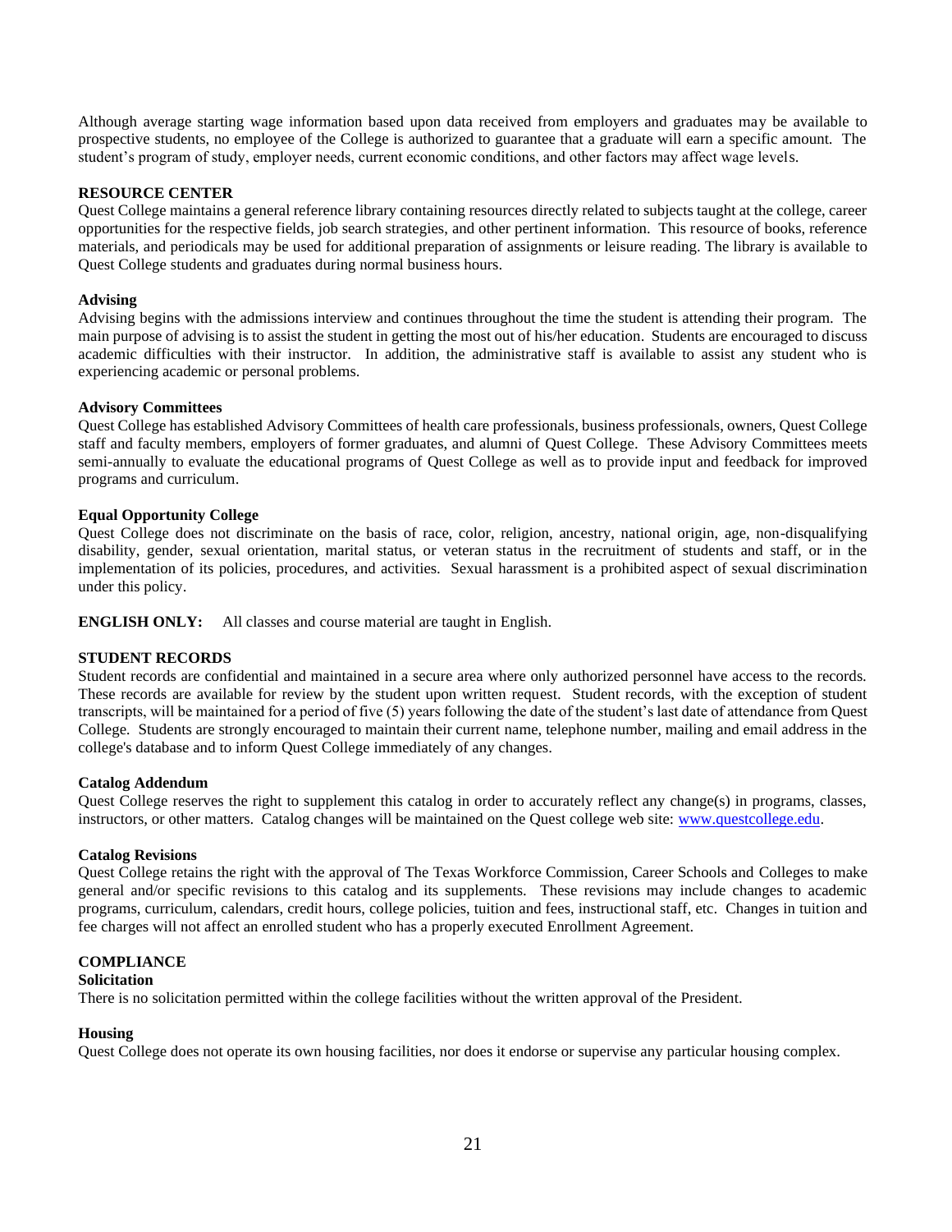Although average starting wage information based upon data received from employers and graduates may be available to prospective students, no employee of the College is authorized to guarantee that a graduate will earn a specific amount. The student's program of study, employer needs, current economic conditions, and other factors may affect wage levels.

## RESOURCE CENTER

Quest College maintains a general reference library containing resources directly related to subjects taught at the college, career opportunities for the respective fields, job search strategies, and other pertinent information. This resource of books, reference materials, and periodicals may be used for additional preparation of assignments or leisure reading. The library is available to Quest College students and graduates during normal business hours.

### Advising

Advising begins with the admissions interview and continues throughout the time the student is attending their program. The main purpose of advising is to assist the student in getting the most out of his/her education. Students are encouraged to discuss academic difficulties with their instructor. In addition, the administrative staff is available to assist any student who is experiencing academic or personal problems.

### Advisory Committees

Quest College has established Advisory Committees of health care professionals, business professionals, owners, Quest College staff and faculty members, employers of former graduates, and alumni of Quest College. These Advisory Committees meets semi-annually to evaluate the educational programs of Quest College as well as to provide input and feedback for improved programs and curriculum.

### Equal Opportunity College

Quest College does not discriminate on the basis of race, color, religion, ancestry, national origin, age, non-disqualifying disability, gender, sexual orientation, marital status, or veteran status in the recruitment of students and staff, or in the implementation of its policies, procedures, and activities. Sexual harassment is a prohibited aspect of sexual discrimination under this policy.

**ENGLISH ONLY:** All classes and course material are taught in English.

## STUDENT RECORDS

Student records are confidential and maintained in a secure area where only authorized personnel have access to the records. These records are available for review by the student upon written request. Student records, with the exception of student transcripts, will be maintained for a period of five (5) years following the date of the student's last date of attendance from Quest College. Students are strongly encouraged to maintain their current name, telephone number, mailing and email address in the college's database and to inform Quest College immediately of any changes.

### Catalog Addendum

Quest College reserves the right to supplement this catalog in order to accurately reflect any change(s) in programs, classes, instructors, or other matters. Catalog changes will be maintained on the Quest college web site: www.questcollege.edu.

### Catalog Revisions

Quest College retains the right with the approval of The Texas Workforce Commission, Career Schools and Colleges to make general and/or specific revisions to this catalog and its supplements. These revisions may include changes to academic programs, curriculum, calendars, credit hours, college policies, tuition and fees, instructional staff, etc. Changes in tuition and fee charges will not affect an enrolled student who has a properly executed Enrollment Agreement.

## COMPLIANCE

### Solicitation

There is no solicitation permitted within the college facilities without the written approval of the President.

### Housing

Quest College does not operate its own housing facilities, nor does it endorse or supervise any particular housing complex.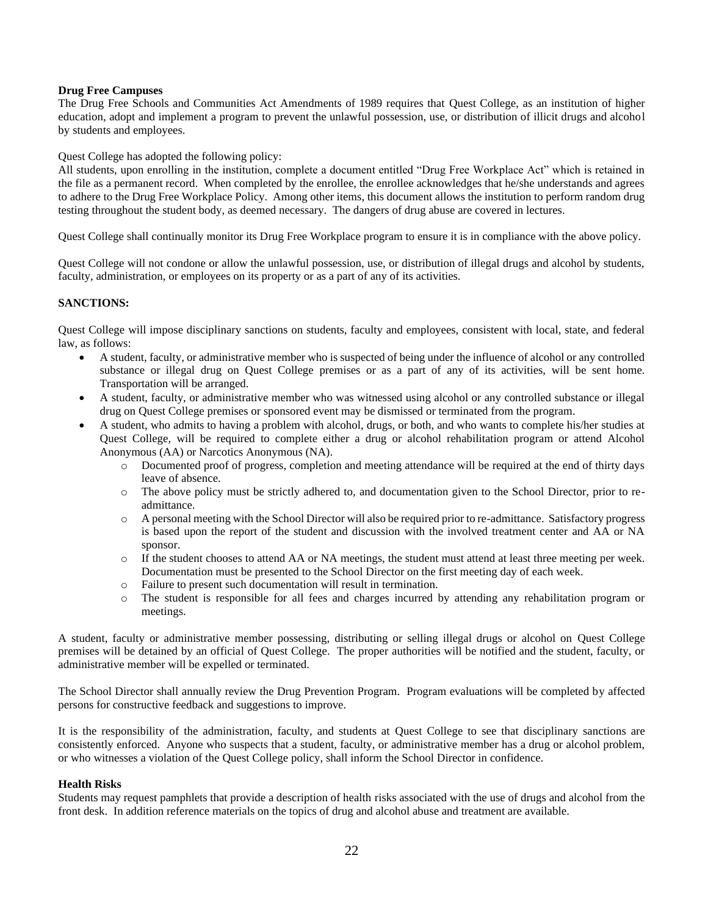**Drug Free Campuses**

The Drug Free Schools and Communities Act Amendments of 1989 requires that Quest College, as an institution of higher education, adopt and implement a program to prevent the unlawful possession, use, or distribution of illicit drugs and alcohol by students and employees.

Quest College has adopted the following policy:

All students, upon enrolling in the institution, complete a document entitled "Drug Free Workplace Act" which is retained in the file as a permanent record. When completed by the enrollee, the enrollee acknowledges that he/she understands and agrees to adhere to the Drug Free Workplace Policy. Among other items, this document allows the institution to perform random drug testing throughout the student body, as deemed necessary. The dangers of drug abuse are covered in lectures.

Quest College shall continually monitor its Drug Free Workplace program to ensure it is in compliance with the above policy.

Quest College will not condone or allow the unlawful possession, use, or distribution of illegal drugs and alcohol by students, faculty, administration, or employees on its property or as a part of any of its activities.

**SANCTIONS:**

Quest College will impose disciplinary sanctions on students, faculty and employees, consistent with local, state, and federal law, as follows:

- A student, faculty, or administrative member who is suspected of being under the influence of alcohol or any controlled substance or illegal drug on Quest College premises or as a part of any of its activities, will be sent home. Transportation will be arranged.
- A student, faculty, or administrative member who was witnessed using alcohol or any controlled substance or illegal drug on Quest College premises or sponsored event may be dismissed or terminated from the program.
- A student, who admits to having a problem with alcohol, drugs, or both, and who wants to complete his/her studies at Quest College, will be required to complete either a drug or alcohol rehabilitation program or attend Alcohol Anonymous (AA) or Narcotics Anonymous (NA).
  - Documented proof of progress, completion and meeting attendance will be required at the end of thirty days leave of absence.
  - The above policy must be strictly adhered to, and documentation given to the School Director, prior to re-admittance.
  - A personal meeting with the School Director will also be required prior to re-admittance. Satisfactory progress is based upon the report of the student and discussion with the involved treatment center and AA or NA sponsor.
  - If the student chooses to attend AA or NA meetings, the student must attend at least three meeting per week. Documentation must be presented to the School Director on the first meeting day of each week.
  - Failure to present such documentation will result in termination.
  - The student is responsible for all fees and charges incurred by attending any rehabilitation program or meetings.

A student, faculty or administrative member possessing, distributing or selling illegal drugs or alcohol on Quest College premises will be detained by an official of Quest College. The proper authorities will be notified and the student, faculty, or administrative member will be expelled or terminated.

The School Director shall annually review the Drug Prevention Program. Program evaluations will be completed by affected persons for constructive feedback and suggestions to improve.

It is the responsibility of the administration, faculty, and students at Quest College to see that disciplinary sanctions are consistently enforced. Anyone who suspects that a student, faculty, or administrative member has a drug or alcohol problem, or who witnesses a violation of the Quest College policy, shall inform the School Director in confidence.

**Health Risks**

Students may request pamphlets that provide a description of health risks associated with the use of drugs and alcohol from the front desk. In addition reference materials on the topics of drug and alcohol abuse and treatment are available.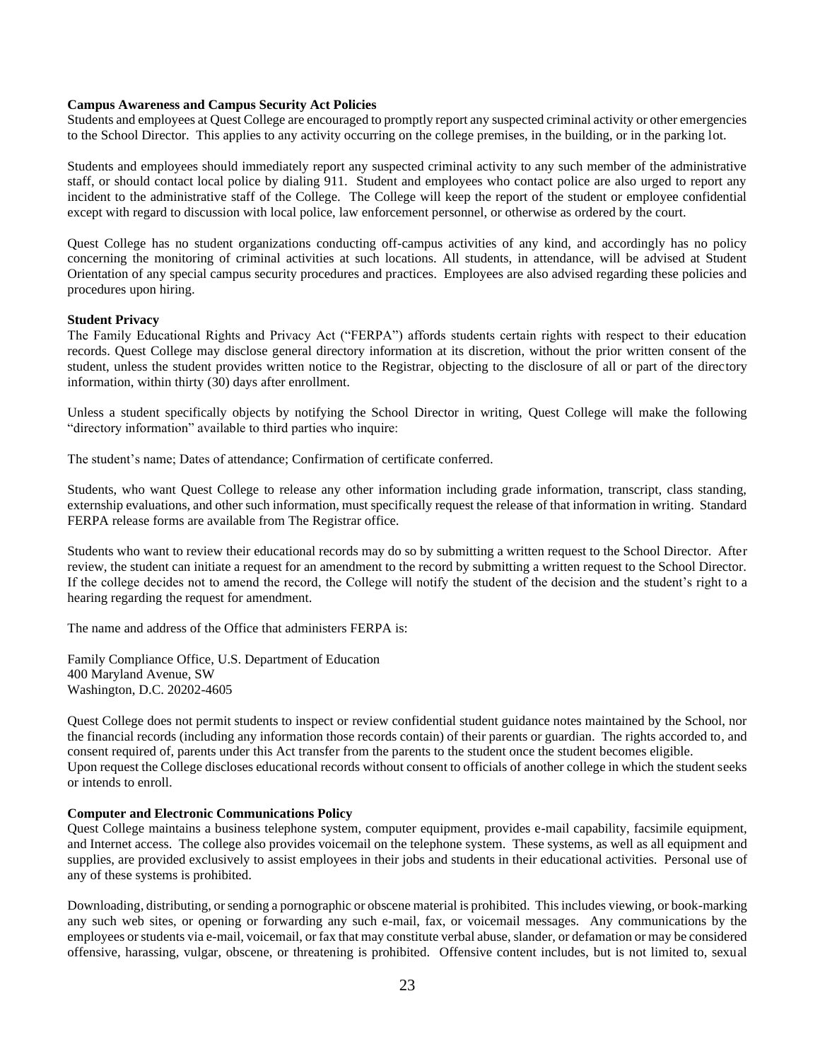**Campus Awareness and Campus Security Act Policies**

Students and employees at Quest College are encouraged to promptly report any suspected criminal activity or other emergencies to the School Director. This applies to any activity occurring on the college premises, in the building, or in the parking lot.

Students and employees should immediately report any suspected criminal activity to any such member of the administrative staff, or should contact local police by dialing 911. Student and employees who contact police are also urged to report any incident to the administrative staff of the College. The College will keep the report of the student or employee confidential except with regard to discussion with local police, law enforcement personnel, or otherwise as ordered by the court.

Quest College has no student organizations conducting off-campus activities of any kind, and accordingly has no policy concerning the monitoring of criminal activities at such locations. All students, in attendance, will be advised at Student Orientation of any special campus security procedures and practices. Employees are also advised regarding these policies and procedures upon hiring.

**Student Privacy**

The Family Educational Rights and Privacy Act ("FERPA") affords students certain rights with respect to their education records. Quest College may disclose general directory information at its discretion, without the prior written consent of the student, unless the student provides written notice to the Registrar, objecting to the disclosure of all or part of the directory information, within thirty (30) days after enrollment.

Unless a student specifically objects by notifying the School Director in writing, Quest College will make the following "directory information" available to third parties who inquire:

The student's name; Dates of attendance; Confirmation of certificate conferred.

Students, who want Quest College to release any other information including grade information, transcript, class standing, externship evaluations, and other such information, must specifically request the release of that information in writing. Standard FERPA release forms are available from The Registrar office.

Students who want to review their educational records may do so by submitting a written request to the School Director. After review, the student can initiate a request for an amendment to the record by submitting a written request to the School Director. If the college decides not to amend the record, the College will notify the student of the decision and the student's right to a hearing regarding the request for amendment.

The name and address of the Office that administers FERPA is:

Family Compliance Office, U.S. Department of Education
400 Maryland Avenue, SW
Washington, D.C. 20202-4605

Quest College does not permit students to inspect or review confidential student guidance notes maintained by the School, nor the financial records (including any information those records contain) of their parents or guardian. The rights accorded to, and consent required of, parents under this Act transfer from the parents to the student once the student becomes eligible.
Upon request the College discloses educational records without consent to officials of another college in which the student seeks or intends to enroll.

**Computer and Electronic Communications Policy**

Quest College maintains a business telephone system, computer equipment, provides e-mail capability, facsimile equipment, and Internet access. The college also provides voicemail on the telephone system. These systems, as well as all equipment and supplies, are provided exclusively to assist employees in their jobs and students in their educational activities. Personal use of any of these systems is prohibited.

Downloading, distributing, or sending a pornographic or obscene material is prohibited. This includes viewing, or book-marking any such web sites, or opening or forwarding any such e-mail, fax, or voicemail messages. Any communications by the employees or students via e-mail, voicemail, or fax that may constitute verbal abuse, slander, or defamation or may be considered offensive, harassing, vulgar, obscene, or threatening is prohibited. Offensive content includes, but is not limited to, sexual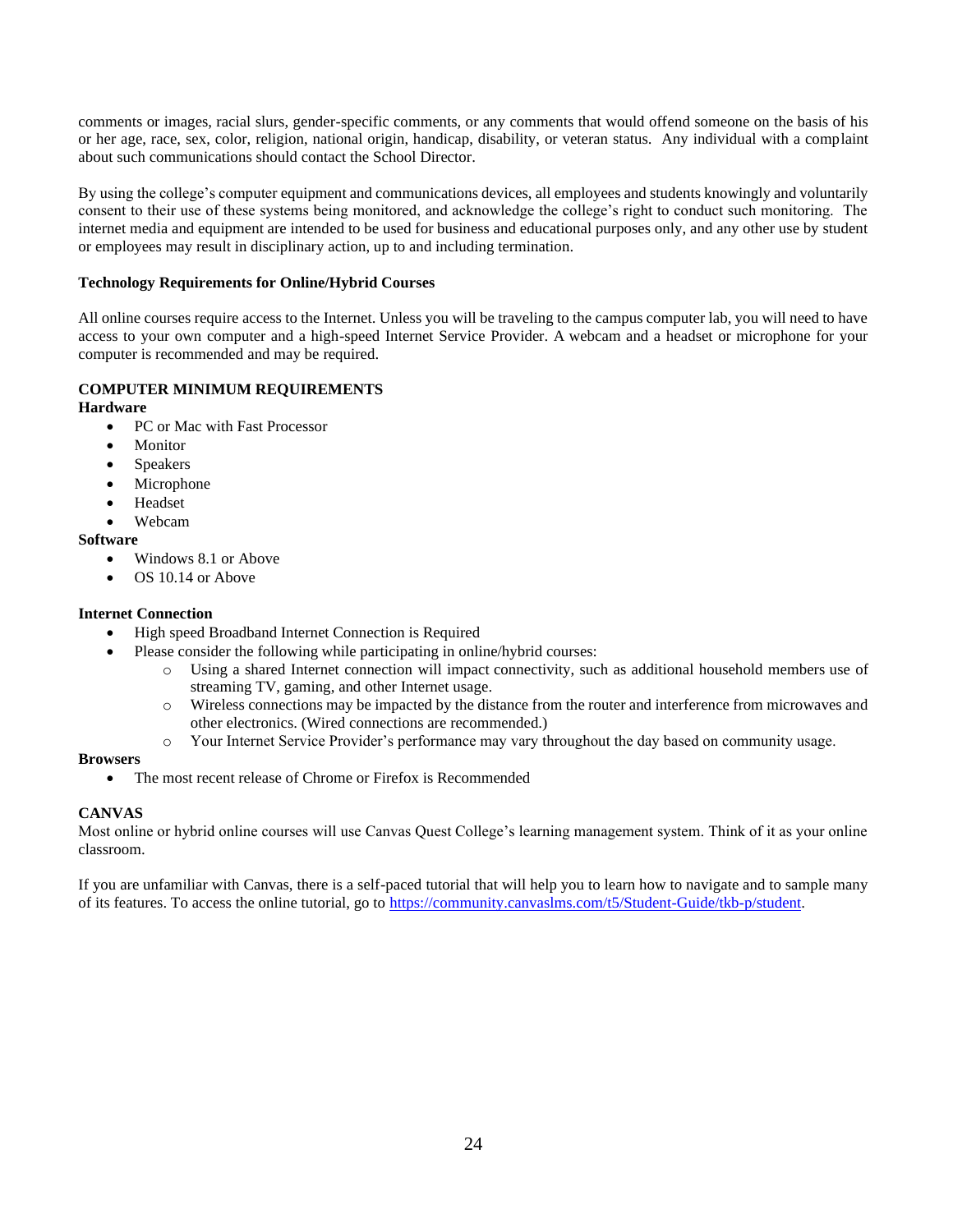comments or images, racial slurs, gender-specific comments, or any comments that would offend someone on the basis of his or her age, race, sex, color, religion, national origin, handicap, disability, or veteran status. Any individual with a complaint about such communications should contact the School Director.

By using the college's computer equipment and communications devices, all employees and students knowingly and voluntarily consent to their use of these systems being monitored, and acknowledge the college's right to conduct such monitoring. The internet media and equipment are intended to be used for business and educational purposes only, and any other use by student or employees may result in disciplinary action, up to and including termination.

**Technology Requirements for Online/Hybrid Courses**

All online courses require access to the Internet. Unless you will be traveling to the campus computer lab, you will need to have access to your own computer and a high-speed Internet Service Provider. A webcam and a headset or microphone for your computer is recommended and may be required.

**COMPUTER MINIMUM REQUIREMENTS**

**Hardware**

- PC or Mac with Fast Processor
- Monitor
- Speakers
- Microphone
- Headset
- Webcam

**Software**

- Windows 8.1 or Above
- OS 10.14 or Above

**Internet Connection**

- High speed Broadband Internet Connection is Required
- Please consider the following while participating in online/hybrid courses:
  - Using a shared Internet connection will impact connectivity, such as additional household members use of streaming TV, gaming, and other Internet usage.
  - Wireless connections may be impacted by the distance from the router and interference from microwaves and other electronics. (Wired connections are recommended.)
  - Your Internet Service Provider's performance may vary throughout the day based on community usage.

**Browsers**

- The most recent release of Chrome or Firefox is Recommended

**CANVAS**

Most online or hybrid online courses will use Canvas Quest College's learning management system. Think of it as your online classroom.

If you are unfamiliar with Canvas, there is a self-paced tutorial that will help you to learn how to navigate and to sample many of its features. To access the online tutorial, go to https://community.canvaslms.com/t5/Student-Guide/tkb-p/student.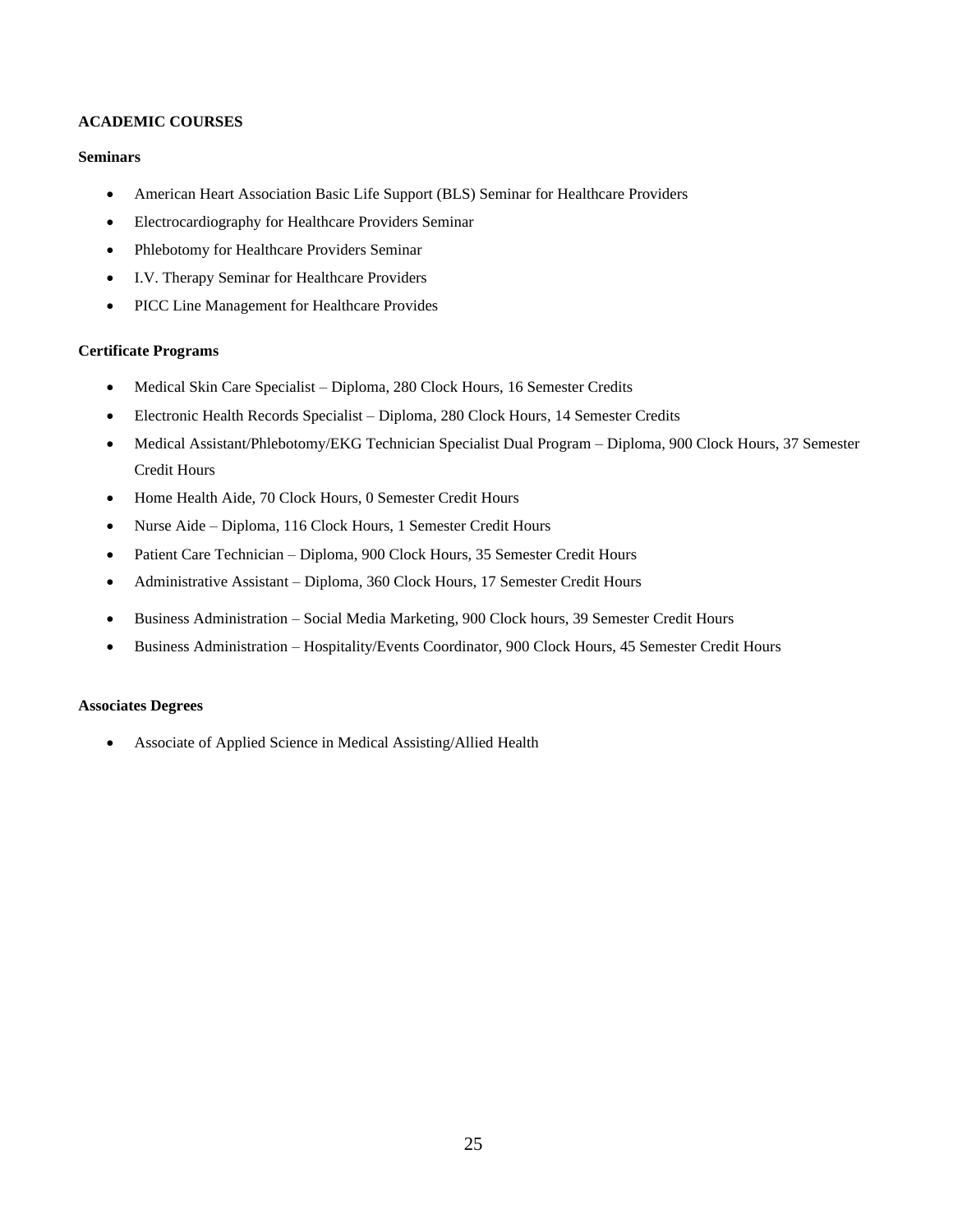**ACADEMIC COURSES**

**Seminars**

- American Heart Association Basic Life Support (BLS) Seminar for Healthcare Providers
- Electrocardiography for Healthcare Providers Seminar
- Phlebotomy for Healthcare Providers Seminar
- I.V. Therapy Seminar for Healthcare Providers
- PICC Line Management for Healthcare Provides

**Certificate Programs**

- Medical Skin Care Specialist – Diploma, 280 Clock Hours, 16 Semester Credits
- Electronic Health Records Specialist – Diploma, 280 Clock Hours, 14 Semester Credits
- Medical Assistant/Phlebotomy/EKG Technician Specialist Dual Program – Diploma, 900 Clock Hours, 37 Semester Credit Hours
- Home Health Aide, 70 Clock Hours, 0 Semester Credit Hours
- Nurse Aide – Diploma, 116 Clock Hours, 1 Semester Credit Hours
- Patient Care Technician – Diploma, 900 Clock Hours, 35 Semester Credit Hours
- Administrative Assistant – Diploma, 360 Clock Hours, 17 Semester Credit Hours
- Business Administration – Social Media Marketing, 900 Clock hours, 39 Semester Credit Hours
- Business Administration – Hospitality/Events Coordinator, 900 Clock Hours, 45 Semester Credit Hours

**Associates Degrees**

- Associate of Applied Science in Medical Assisting/Allied Health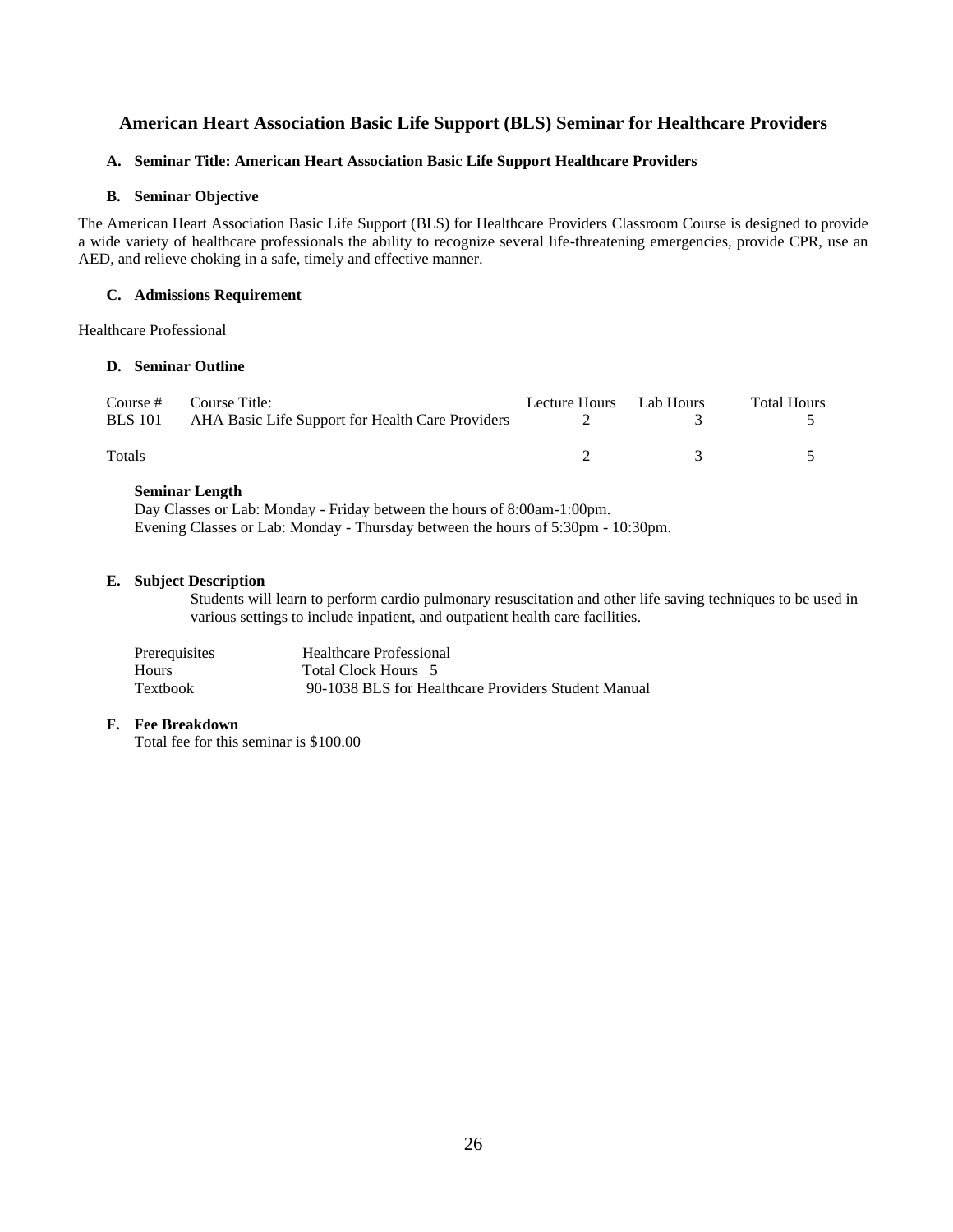## American Heart Association Basic Life Support (BLS) Seminar for Healthcare Providers

### A. Seminar Title: American Heart Association Basic Life Support Healthcare Providers

### B. Seminar Objective

The American Heart Association Basic Life Support (BLS) for Healthcare Providers Classroom Course is designed to provide a wide variety of healthcare professionals the ability to recognize several life-threatening emergencies, provide CPR, use an AED, and relieve choking in a safe, timely and effective manner.

### C. Admissions Requirement

Healthcare Professional

### D. Seminar Outline

| Course # | Course Title: | Lecture Hours | Lab Hours | Total Hours |
|---|---|---|---|---|
| BLS 101 | AHA Basic Life Support for Health Care Providers | 2 | 3 | 5 |
| Totals | | 2 | 3 | 5 |

**Seminar Length**

Day Classes or Lab: Monday - Friday between the hours of 8:00am-1:00pm.
Evening Classes or Lab: Monday - Thursday between the hours of 5:30pm - 10:30pm.

### E. Subject Description

Students will learn to perform cardio pulmonary resuscitation and other life saving techniques to be used in various settings to include inpatient, and outpatient health care facilities.

| | |
|---|---|
| Prerequisites | Healthcare Professional |
| Hours | Total Clock Hours 5 |
| Textbook | 90-1038 BLS for Healthcare Providers Student Manual |

### F. Fee Breakdown

Total fee for this seminar is $100.00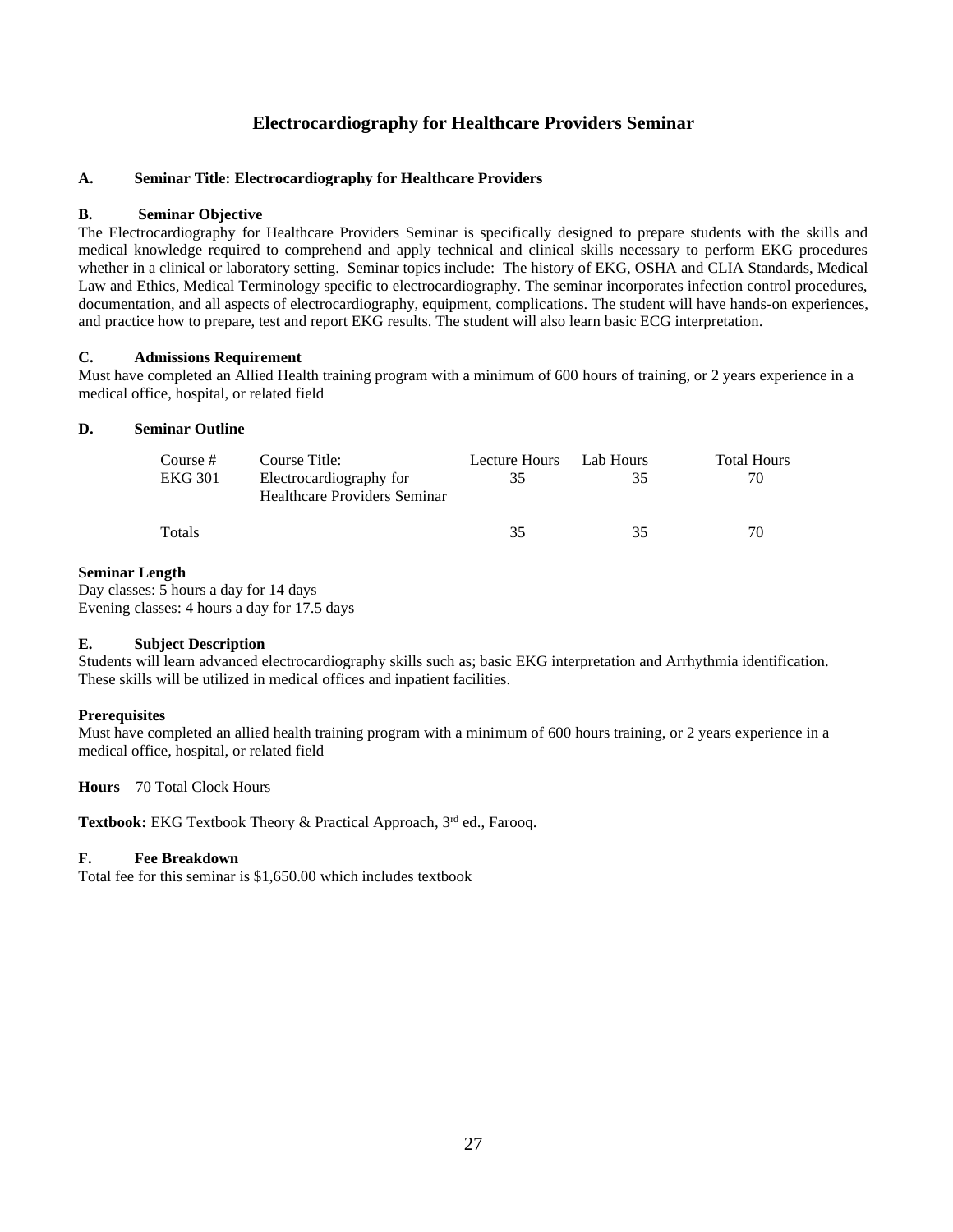# Electrocardiography for Healthcare Providers Seminar

### A. Seminar Title: Electrocardiography for Healthcare Providers

### B. Seminar Objective

The Electrocardiography for Healthcare Providers Seminar is specifically designed to prepare students with the skills and medical knowledge required to comprehend and apply technical and clinical skills necessary to perform EKG procedures whether in a clinical or laboratory setting. Seminar topics include: The history of EKG, OSHA and CLIA Standards, Medical Law and Ethics, Medical Terminology specific to electrocardiography. The seminar incorporates infection control procedures, documentation, and all aspects of electrocardiography, equipment, complications. The student will have hands-on experiences, and practice how to prepare, test and report EKG results. The student will also learn basic ECG interpretation.

### C. Admissions Requirement

Must have completed an Allied Health training program with a minimum of 600 hours of training, or 2 years experience in a medical office, hospital, or related field

### D. Seminar Outline

| Course # | Course Title: | Lecture Hours | Lab Hours | Total Hours |
|---|---|---|---|---|
| EKG 301 | Electrocardiography for Healthcare Providers Seminar | 35 | 35 | 70 |
| Totals | | 35 | 35 | 70 |

**Seminar Length**

Day classes: 5 hours a day for 14 days

Evening classes: 4 hours a day for 17.5 days

### E. Subject Description

Students will learn advanced electrocardiography skills such as; basic EKG interpretation and Arrhythmia identification. These skills will be utilized in medical offices and inpatient facilities.

**Prerequisites**

Must have completed an allied health training program with a minimum of 600 hours training, or 2 years experience in a medical office, hospital, or related field

**Hours** – 70 Total Clock Hours

**Textbook:** EKG Textbook Theory & Practical Approach, 3rd ed., Farooq.

### F. Fee Breakdown

Total fee for this seminar is $1,650.00 which includes textbook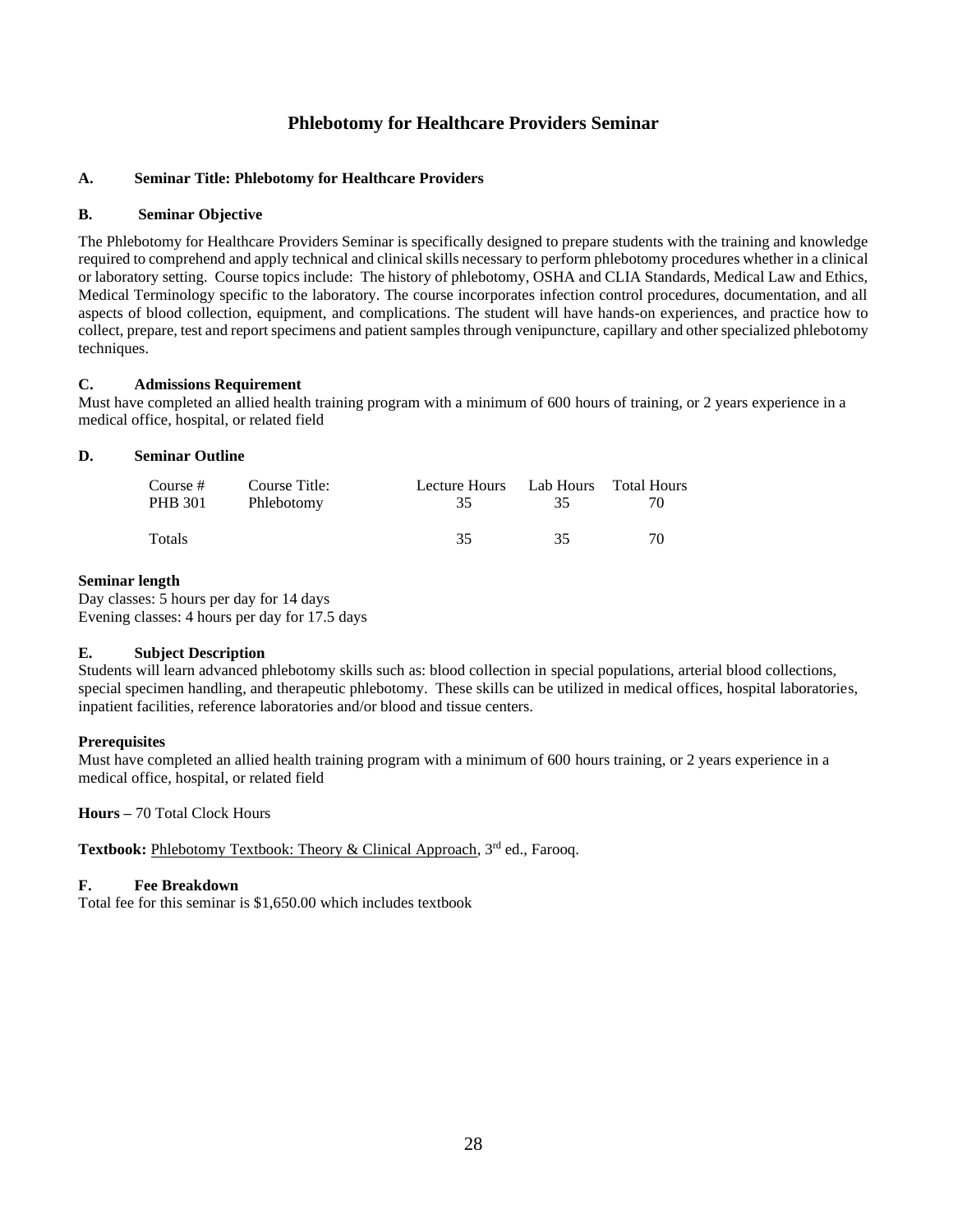# Phlebotomy for Healthcare Providers Seminar

### A. Seminar Title: Phlebotomy for Healthcare Providers

### B. Seminar Objective

The Phlebotomy for Healthcare Providers Seminar is specifically designed to prepare students with the training and knowledge required to comprehend and apply technical and clinical skills necessary to perform phlebotomy procedures whether in a clinical or laboratory setting. Course topics include: The history of phlebotomy, OSHA and CLIA Standards, Medical Law and Ethics, Medical Terminology specific to the laboratory. The course incorporates infection control procedures, documentation, and all aspects of blood collection, equipment, and complications. The student will have hands-on experiences, and practice how to collect, prepare, test and report specimens and patient samples through venipuncture, capillary and other specialized phlebotomy techniques.

### C. Admissions Requirement

Must have completed an allied health training program with a minimum of 600 hours of training, or 2 years experience in a medical office, hospital, or related field

### D. Seminar Outline

| Course # | Course Title: | Lecture Hours | Lab Hours | Total Hours |
|---|---|---|---|---|
| PHB 301 | Phlebotomy | 35 | 35 | 70 |
| Totals | | 35 | 35 | 70 |

**Seminar length**

Day classes: 5 hours per day for 14 days
Evening classes: 4 hours per day for 17.5 days

### E. Subject Description

Students will learn advanced phlebotomy skills such as: blood collection in special populations, arterial blood collections, special specimen handling, and therapeutic phlebotomy. These skills can be utilized in medical offices, hospital laboratories, inpatient facilities, reference laboratories and/or blood and tissue centers.

**Prerequisites**

Must have completed an allied health training program with a minimum of 600 hours training, or 2 years experience in a medical office, hospital, or related field

**Hours –** 70 Total Clock Hours

**Textbook:** Phlebotomy Textbook: Theory & Clinical Approach, 3rd ed., Farooq.

### F. Fee Breakdown

Total fee for this seminar is $1,650.00 which includes textbook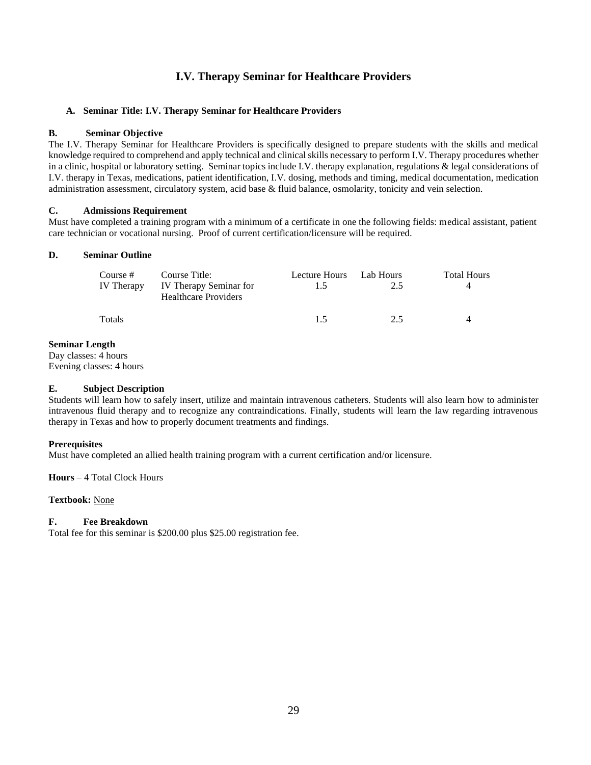# I.V. Therapy Seminar for Healthcare Providers

**A. Seminar Title: I.V. Therapy Seminar for Healthcare Providers**

**B. Seminar Objective**

The I.V. Therapy Seminar for Healthcare Providers is specifically designed to prepare students with the skills and medical knowledge required to comprehend and apply technical and clinical skills necessary to perform I.V. Therapy procedures whether in a clinic, hospital or laboratory setting. Seminar topics include I.V. therapy explanation, regulations & legal considerations of I.V. therapy in Texas, medications, patient identification, I.V. dosing, methods and timing, medical documentation, medication administration assessment, circulatory system, acid base & fluid balance, osmolarity, tonicity and vein selection.

**C. Admissions Requirement**

Must have completed a training program with a minimum of a certificate in one the following fields: medical assistant, patient care technician or vocational nursing. Proof of current certification/licensure will be required.

**D. Seminar Outline**

| Course # | Course Title: | Lecture Hours | Lab Hours | Total Hours |
|---|---|---|---|---|
| IV Therapy | IV Therapy Seminar for Healthcare Providers | 1.5 | 2.5 | 4 |
| Totals | | 1.5 | 2.5 | 4 |

**Seminar Length**

Day classes: 4 hours
Evening classes: 4 hours

**E. Subject Description**

Students will learn how to safely insert, utilize and maintain intravenous catheters. Students will also learn how to administer intravenous fluid therapy and to recognize any contraindications. Finally, students will learn the law regarding intravenous therapy in Texas and how to properly document treatments and findings.

**Prerequisites**

Must have completed an allied health training program with a current certification and/or licensure.

**Hours** – 4 Total Clock Hours

**Textbook:** None

**F. Fee Breakdown**

Total fee for this seminar is $200.00 plus $25.00 registration fee.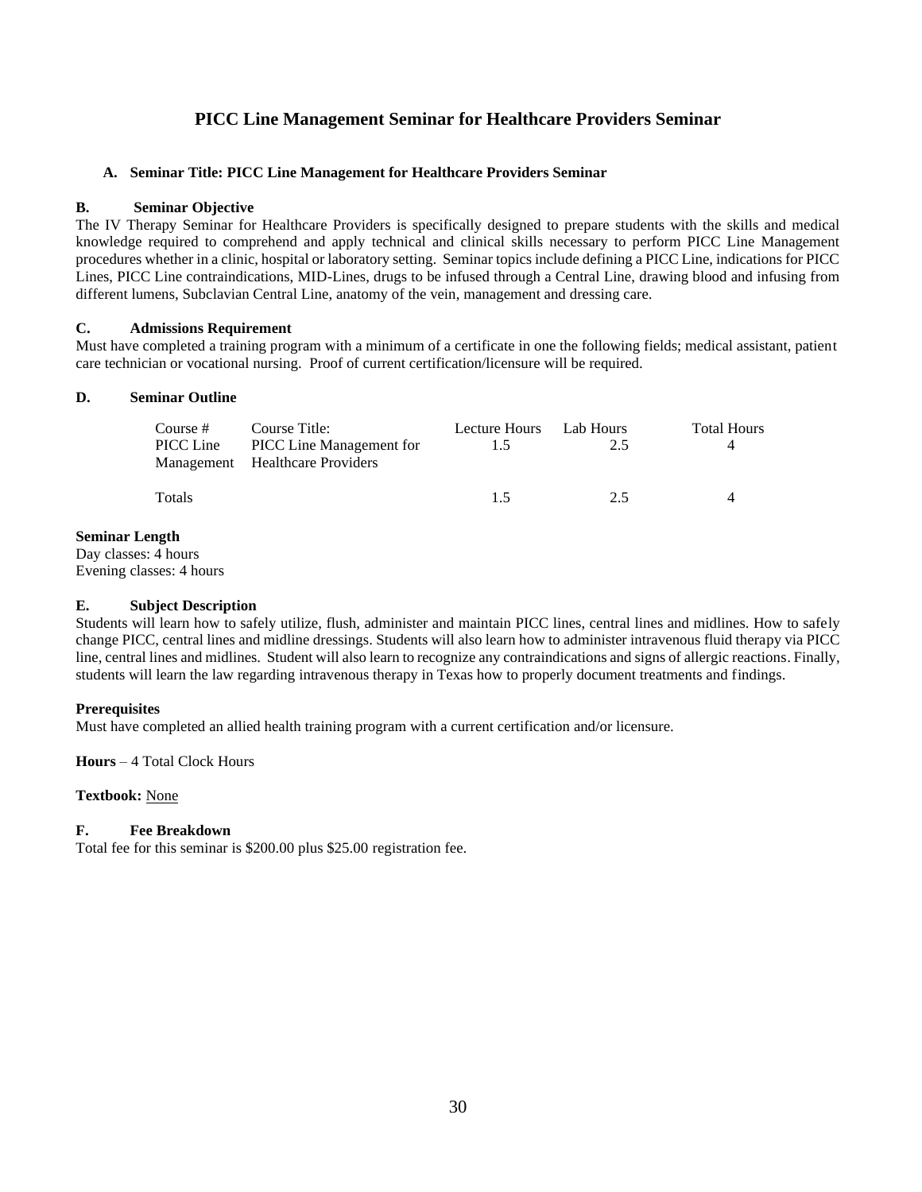# PICC Line Management Seminar for Healthcare Providers Seminar

**A. Seminar Title: PICC Line Management for Healthcare Providers Seminar**

**B. Seminar Objective**

The IV Therapy Seminar for Healthcare Providers is specifically designed to prepare students with the skills and medical knowledge required to comprehend and apply technical and clinical skills necessary to perform PICC Line Management procedures whether in a clinic, hospital or laboratory setting. Seminar topics include defining a PICC Line, indications for PICC Lines, PICC Line contraindications, MID-Lines, drugs to be infused through a Central Line, drawing blood and infusing from different lumens, Subclavian Central Line, anatomy of the vein, management and dressing care.

**C. Admissions Requirement**

Must have completed a training program with a minimum of a certificate in one the following fields; medical assistant, patient care technician or vocational nursing. Proof of current certification/licensure will be required.

**D. Seminar Outline**

| Course # | Course Title: | Lecture Hours | Lab Hours | Total Hours |
|---|---|---|---|---|
| PICC Line Management | PICC Line Management for Healthcare Providers | 1.5 | 2.5 | 4 |
| Totals | | 1.5 | 2.5 | 4 |

**Seminar Length**

Day classes: 4 hours

Evening classes: 4 hours

**E. Subject Description**

Students will learn how to safely utilize, flush, administer and maintain PICC lines, central lines and midlines. How to safely change PICC, central lines and midline dressings. Students will also learn how to administer intravenous fluid therapy via PICC line, central lines and midlines. Student will also learn to recognize any contraindications and signs of allergic reactions. Finally, students will learn the law regarding intravenous therapy in Texas how to properly document treatments and findings.

**Prerequisites**

Must have completed an allied health training program with a current certification and/or licensure.

**Hours** – 4 Total Clock Hours

**Textbook:** None

**F. Fee Breakdown**

Total fee for this seminar is $200.00 plus $25.00 registration fee.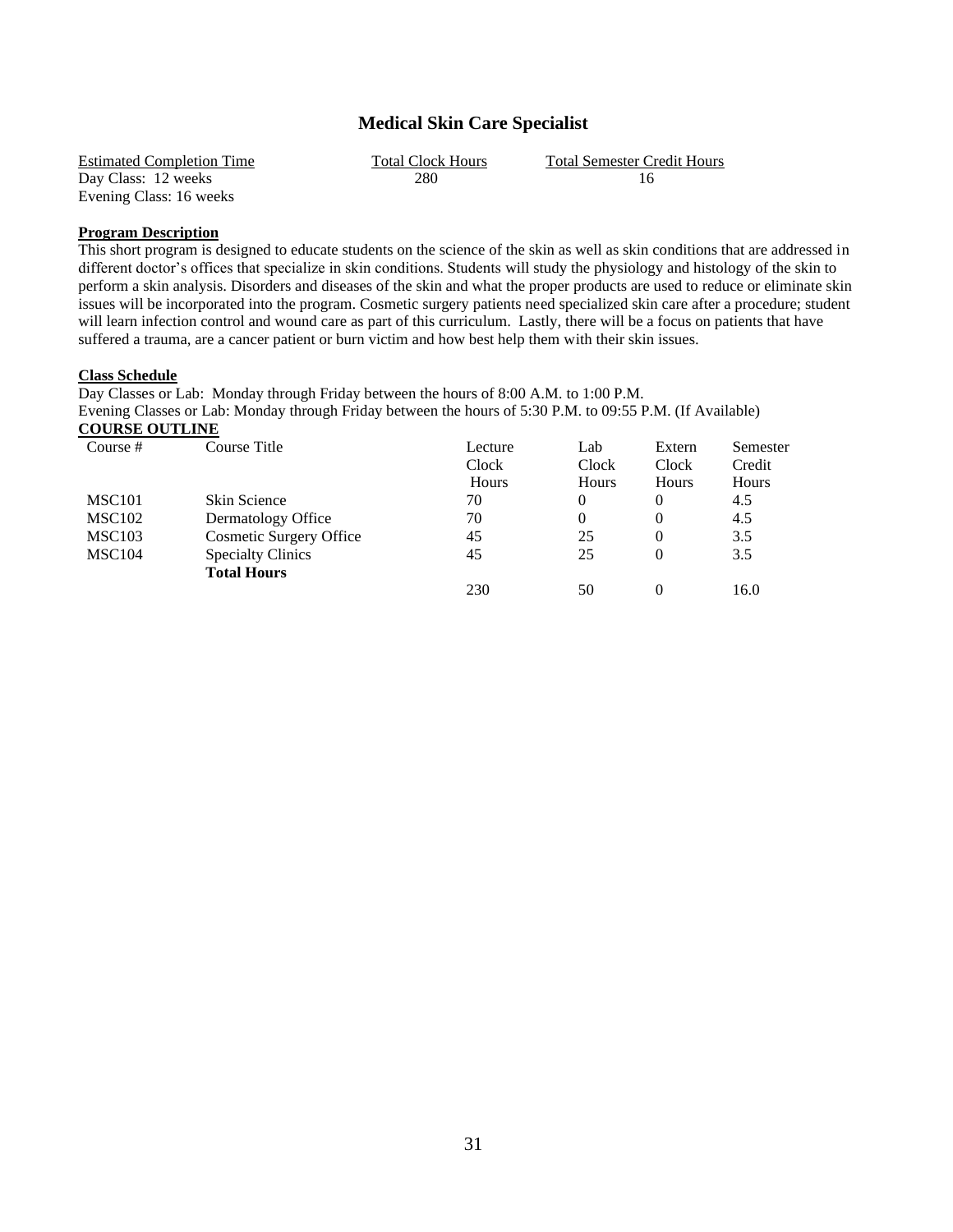# Medical Skin Care Specialist

| Estimated Completion Time | Total Clock Hours | Total Semester Credit Hours |
|---|---|---|
| Day Class: 12 weeks | 280 | 16 |
| Evening Class: 16 weeks | | |

**Program Description**

This short program is designed to educate students on the science of the skin as well as skin conditions that are addressed in different doctor's offices that specialize in skin conditions. Students will study the physiology and histology of the skin to perform a skin analysis. Disorders and diseases of the skin and what the proper products are used to reduce or eliminate skin issues will be incorporated into the program. Cosmetic surgery patients need specialized skin care after a procedure; student will learn infection control and wound care as part of this curriculum. Lastly, there will be a focus on patients that have suffered a trauma, are a cancer patient or burn victim and how best help them with their skin issues.

**Class Schedule**

Day Classes or Lab: Monday through Friday between the hours of 8:00 A.M. to 1:00 P.M.
Evening Classes or Lab: Monday through Friday between the hours of 5:30 P.M. to 09:55 P.M. (If Available)

**COURSE OUTLINE**

| Course # | Course Title | Lecture Clock Hours | Lab Clock Hours | Extern Clock Hours | Semester Credit Hours |
|---|---|---|---|---|---|
| MSC101 | Skin Science | 70 | 0 | 0 | 4.5 |
| MSC102 | Dermatology Office | 70 | 0 | 0 | 4.5 |
| MSC103 | Cosmetic Surgery Office | 45 | 25 | 0 | 3.5 |
| MSC104 | Specialty Clinics | 45 | 25 | 0 | 3.5 |
| | **Total Hours** | 230 | 50 | 0 | 16.0 |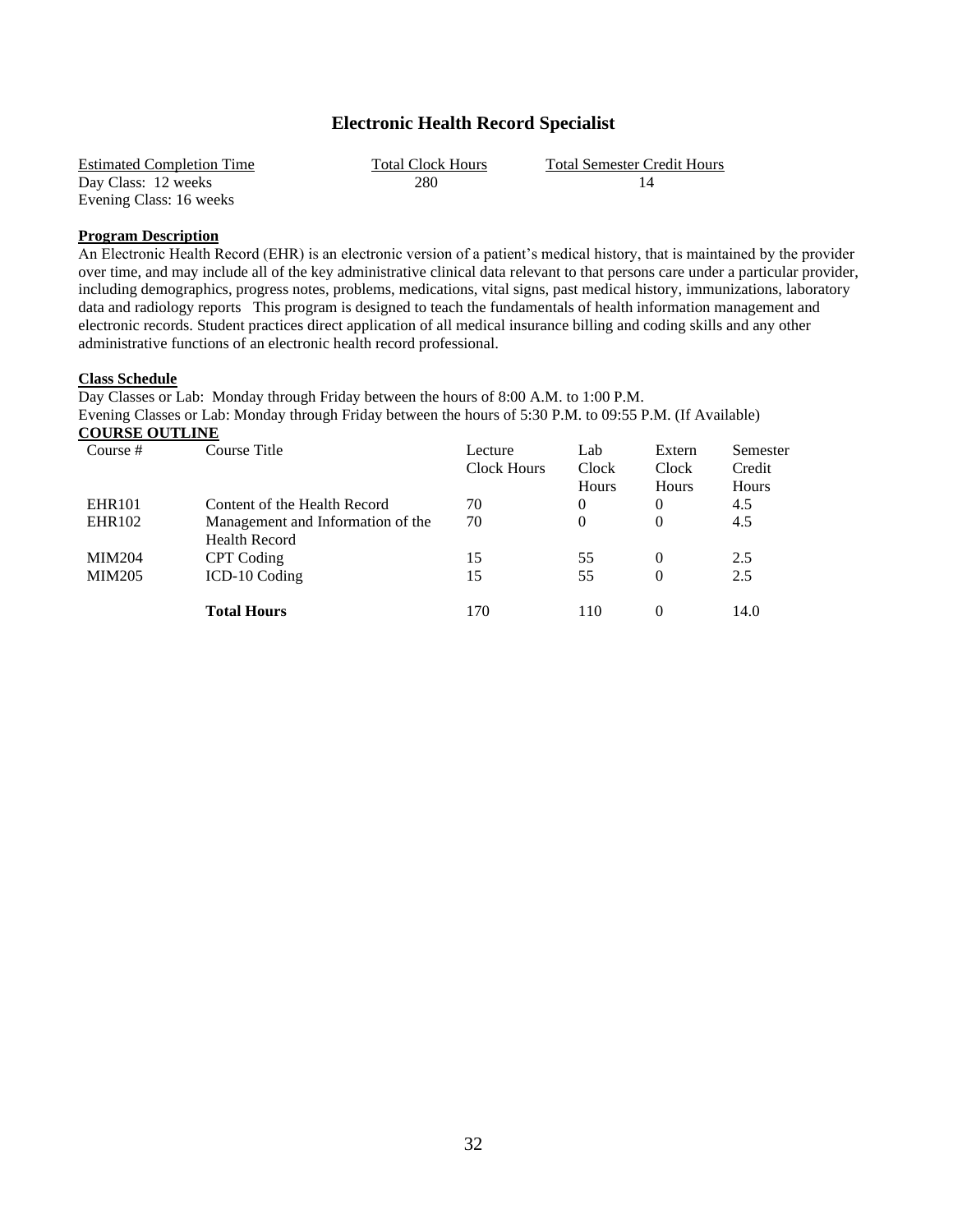# Electronic Health Record Specialist

| Estimated Completion Time | Total Clock Hours | Total Semester Credit Hours |
|---|---|---|
| Day Class: 12 weeks | 280 | 14 |
| Evening Class: 16 weeks | | |

**Program Description**

An Electronic Health Record (EHR) is an electronic version of a patient's medical history, that is maintained by the provider over time, and may include all of the key administrative clinical data relevant to that persons care under a particular provider, including demographics, progress notes, problems, medications, vital signs, past medical history, immunizations, laboratory data and radiology reports This program is designed to teach the fundamentals of health information management and electronic records. Student practices direct application of all medical insurance billing and coding skills and any other administrative functions of an electronic health record professional.

**Class Schedule**

Day Classes or Lab: Monday through Friday between the hours of 8:00 A.M. to 1:00 P.M.
Evening Classes or Lab: Monday through Friday between the hours of 5:30 P.M. to 09:55 P.M. (If Available)

**COURSE OUTLINE**

| Course # | Course Title | Lecture Clock Hours | Lab Clock Hours | Extern Clock Hours | Semester Credit Hours |
|---|---|---|---|---|---|
| EHR101 | Content of the Health Record | 70 | 0 | 0 | 4.5 |
| EHR102 | Management and Information of the Health Record | 70 | 0 | 0 | 4.5 |
| MIM204 | CPT Coding | 15 | 55 | 0 | 2.5 |
| MIM205 | ICD-10 Coding | 15 | 55 | 0 | 2.5 |
| | **Total Hours** | 170 | 110 | 0 | 14.0 |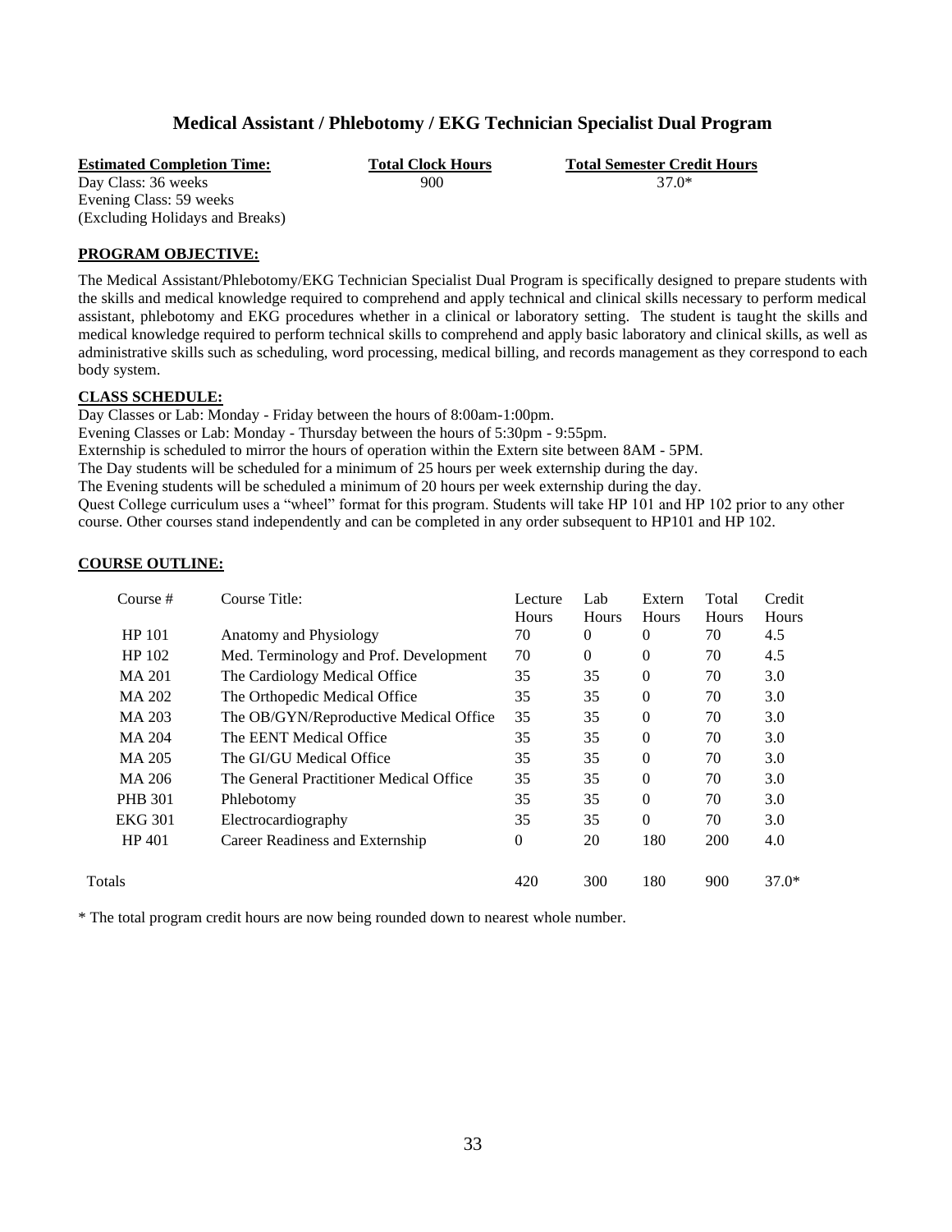## Medical Assistant / Phlebotomy / EKG Technician Specialist Dual Program

| Estimated Completion Time: | Total Clock Hours | Total Semester Credit Hours |
|---|---|---|
| Day Class: 36 weeks<br>Evening Class: 59 weeks<br>(Excluding Holidays and Breaks) | 900 | 37.0* |

**PROGRAM OBJECTIVE:**

The Medical Assistant/Phlebotomy/EKG Technician Specialist Dual Program is specifically designed to prepare students with the skills and medical knowledge required to comprehend and apply technical and clinical skills necessary to perform medical assistant, phlebotomy and EKG procedures whether in a clinical or laboratory setting. The student is taught the skills and medical knowledge required to perform technical skills to comprehend and apply basic laboratory and clinical skills, as well as administrative skills such as scheduling, word processing, medical billing, and records management as they correspond to each body system.

**CLASS SCHEDULE:**

Day Classes or Lab: Monday - Friday between the hours of 8:00am-1:00pm.
Evening Classes or Lab: Monday - Thursday between the hours of 5:30pm - 9:55pm.
Externship is scheduled to mirror the hours of operation within the Extern site between 8AM - 5PM.
The Day students will be scheduled for a minimum of 25 hours per week externship during the day.
The Evening students will be scheduled a minimum of 20 hours per week externship during the day.
Quest College curriculum uses a "wheel" format for this program. Students will take HP 101 and HP 102 prior to any other course. Other courses stand independently and can be completed in any order subsequent to HP101 and HP 102.

**COURSE OUTLINE:**

| Course # | Course Title: | Lecture Hours | Lab Hours | Extern Hours | Total Hours | Credit Hours |
|---|---|---|---|---|---|---|
| HP 101 | Anatomy and Physiology | 70 | 0 | 0 | 70 | 4.5 |
| HP 102 | Med. Terminology and Prof. Development | 70 | 0 | 0 | 70 | 4.5 |
| MA 201 | The Cardiology Medical Office | 35 | 35 | 0 | 70 | 3.0 |
| MA 202 | The Orthopedic Medical Office | 35 | 35 | 0 | 70 | 3.0 |
| MA 203 | The OB/GYN/Reproductive Medical Office | 35 | 35 | 0 | 70 | 3.0 |
| MA 204 | The EENT Medical Office | 35 | 35 | 0 | 70 | 3.0 |
| MA 205 | The GI/GU Medical Office | 35 | 35 | 0 | 70 | 3.0 |
| MA 206 | The General Practitioner Medical Office | 35 | 35 | 0 | 70 | 3.0 |
| PHB 301 | Phlebotomy | 35 | 35 | 0 | 70 | 3.0 |
| EKG 301 | Electrocardiography | 35 | 35 | 0 | 70 | 3.0 |
| HP 401 | Career Readiness and Externship | 0 | 20 | 180 | 200 | 4.0 |
| Totals | | 420 | 300 | 180 | 900 | 37.0* |

\* The total program credit hours are now being rounded down to nearest whole number.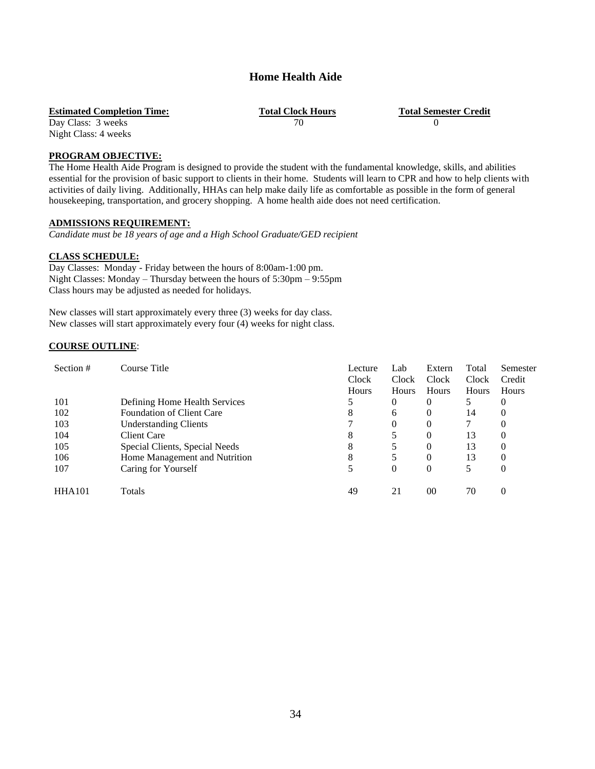## Home Health Aide

| **Estimated Completion Time:** | **Total Clock Hours** | **Total Semester Credit** |
|---|---|---|
| Day Class: 3 weeks<br>Night Class: 4 weeks | 70 | 0 |

**PROGRAM OBJECTIVE:**

The Home Health Aide Program is designed to provide the student with the fundamental knowledge, skills, and abilities essential for the provision of basic support to clients in their home. Students will learn to CPR and how to help clients with activities of daily living. Additionally, HHAs can help make daily life as comfortable as possible in the form of general housekeeping, transportation, and grocery shopping. A home health aide does not need certification.

**ADMISSIONS REQUIREMENT:**

*Candidate must be 18 years of age and a High School Graduate/GED recipient*

**CLASS SCHEDULE:**

Day Classes: Monday - Friday between the hours of 8:00am-1:00 pm.
Night Classes: Monday – Thursday between the hours of 5:30pm – 9:55pm
Class hours may be adjusted as needed for holidays.

New classes will start approximately every three (3) weeks for day class.
New classes will start approximately every four (4) weeks for night class.

**COURSE OUTLINE**:

| Section # | Course Title | Lecture Clock Hours | Lab Clock Hours | Extern Clock Hours | Total Clock Hours | Semester Credit Hours |
|---|---|---|---|---|---|---|
| 101 | Defining Home Health Services | 5 | 0 | 0 | 5 | 0 |
| 102 | Foundation of Client Care | 8 | 6 | 0 | 14 | 0 |
| 103 | Understanding Clients | 7 | 0 | 0 | 7 | 0 |
| 104 | Client Care | 8 | 5 | 0 | 13 | 0 |
| 105 | Special Clients, Special Needs | 8 | 5 | 0 | 13 | 0 |
| 106 | Home Management and Nutrition | 8 | 5 | 0 | 13 | 0 |
| 107 | Caring for Yourself | 5 | 0 | 0 | 5 | 0 |
| HHA101 | Totals | 49 | 21 | 00 | 70 | 0 |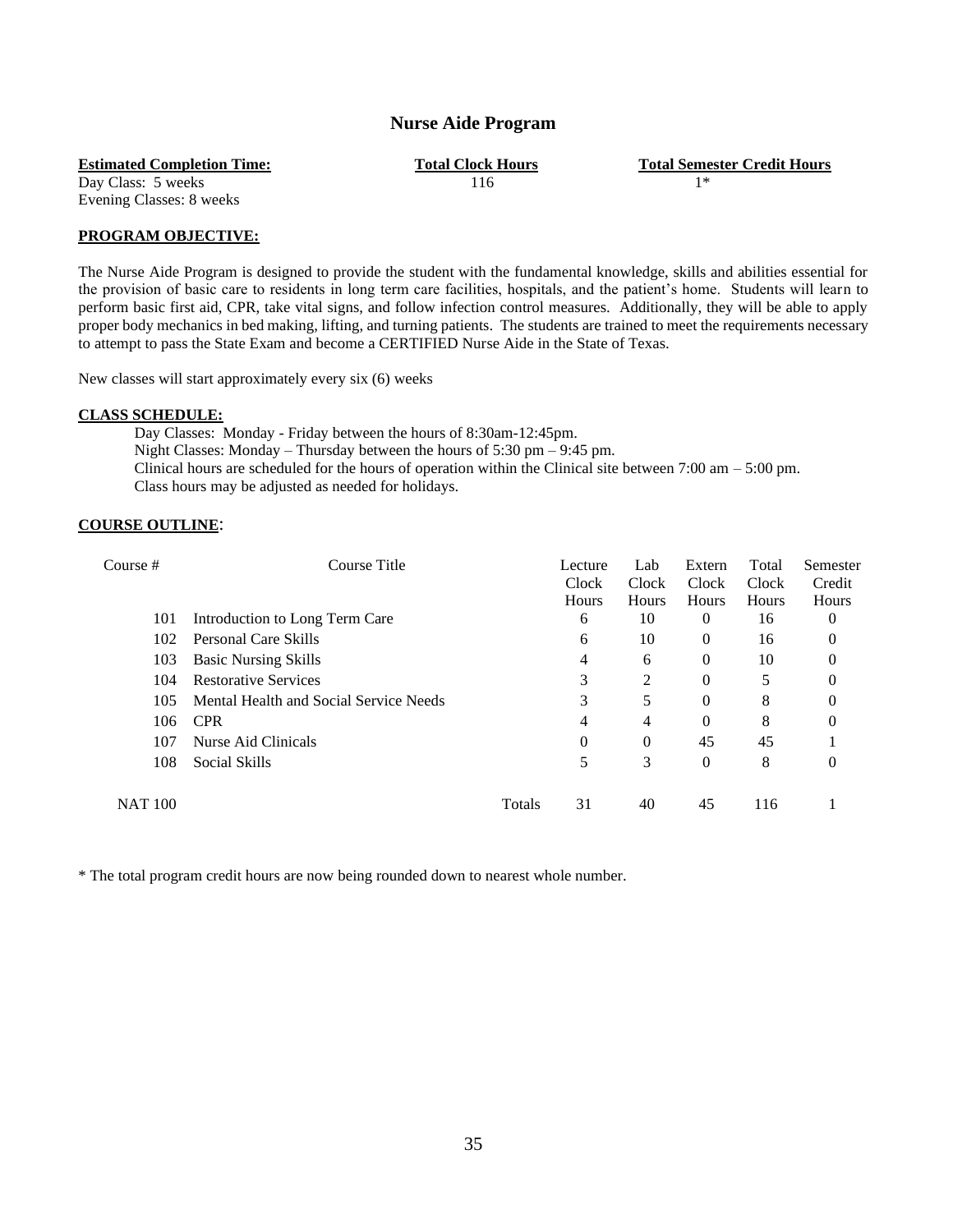# Nurse Aide Program

| **Estimated Completion Time:** | **Total Clock Hours** | **Total Semester Credit Hours** |
|---|---|---|
| Day Class: 5 weeks<br>Evening Classes: 8 weeks | 116 | 1* |

**PROGRAM OBJECTIVE:**

The Nurse Aide Program is designed to provide the student with the fundamental knowledge, skills and abilities essential for the provision of basic care to residents in long term care facilities, hospitals, and the patient's home. Students will learn to perform basic first aid, CPR, take vital signs, and follow infection control measures. Additionally, they will be able to apply proper body mechanics in bed making, lifting, and turning patients. The students are trained to meet the requirements necessary to attempt to pass the State Exam and become a CERTIFIED Nurse Aide in the State of Texas.

New classes will start approximately every six (6) weeks

**CLASS SCHEDULE:**

Day Classes: Monday - Friday between the hours of 8:30am-12:45pm.
Night Classes: Monday – Thursday between the hours of 5:30 pm – 9:45 pm.
Clinical hours are scheduled for the hours of operation within the Clinical site between 7:00 am – 5:00 pm.
Class hours may be adjusted as needed for holidays.

**COURSE OUTLINE:**

| Course # | Course Title | | Lecture Clock Hours | Lab Clock Hours | Extern Clock Hours | Total Clock Hours | Semester Credit Hours |
|---|---|---|---|---|---|---|---|
| 101 | Introduction to Long Term Care | | 6 | 10 | 0 | 16 | 0 |
| 102 | Personal Care Skills | | 6 | 10 | 0 | 16 | 0 |
| 103 | Basic Nursing Skills | | 4 | 6 | 0 | 10 | 0 |
| 104 | Restorative Services | | 3 | 2 | 0 | 5 | 0 |
| 105 | Mental Health and Social Service Needs | | 3 | 5 | 0 | 8 | 0 |
| 106 | CPR | | 4 | 4 | 0 | 8 | 0 |
| 107 | Nurse Aid Clinicals | | 0 | 0 | 45 | 45 | 1 |
| 108 | Social Skills | | 5 | 3 | 0 | 8 | 0 |
| NAT 100 | | Totals | 31 | 40 | 45 | 116 | 1 |

* The total program credit hours are now being rounded down to nearest whole number.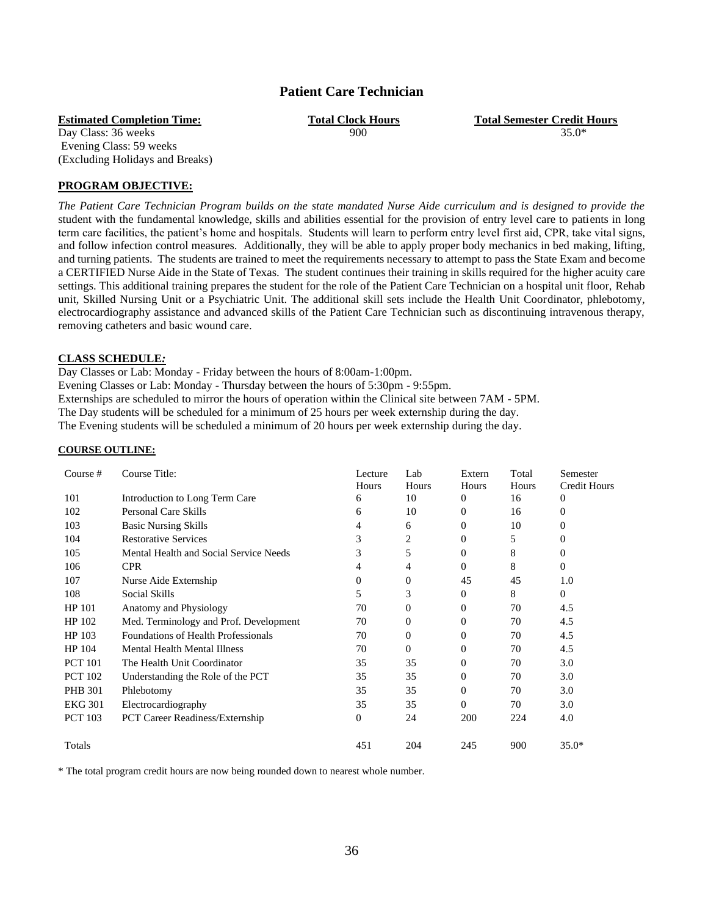# Patient Care Technician

| **Estimated Completion Time:** | **Total Clock Hours** | **Total Semester Credit Hours** |
|---|---|---|
| Day Class: 36 weeks | 900 | 35.0* |
| Evening Class: 59 weeks | | |
| (Excluding Holidays and Breaks) | | |

**PROGRAM OBJECTIVE:**

*The Patient Care Technician Program builds on the state mandated Nurse Aide curriculum and is designed to provide the* student with the fundamental knowledge, skills and abilities essential for the provision of entry level care to patients in long term care facilities, the patient's home and hospitals. Students will learn to perform entry level first aid, CPR, take vital signs, and follow infection control measures. Additionally, they will be able to apply proper body mechanics in bed making, lifting, and turning patients. The students are trained to meet the requirements necessary to attempt to pass the State Exam and become a CERTIFIED Nurse Aide in the State of Texas. The student continues their training in skills required for the higher acuity care settings. This additional training prepares the student for the role of the Patient Care Technician on a hospital unit floor, Rehab unit, Skilled Nursing Unit or a Psychiatric Unit. The additional skill sets include the Health Unit Coordinator, phlebotomy, electrocardiography assistance and advanced skills of the Patient Care Technician such as discontinuing intravenous therapy, removing catheters and basic wound care.

**CLASS SCHEDULE:**

Day Classes or Lab: Monday - Friday between the hours of 8:00am-1:00pm.
Evening Classes or Lab: Monday - Thursday between the hours of 5:30pm - 9:55pm.
Externships are scheduled to mirror the hours of operation within the Clinical site between 7AM - 5PM.
The Day students will be scheduled for a minimum of 25 hours per week externship during the day.
The Evening students will be scheduled a minimum of 20 hours per week externship during the day.

**COURSE OUTLINE:**

| Course # | Course Title: | Lecture Hours | Lab Hours | Extern Hours | Total Hours | Semester Credit Hours |
|---|---|---|---|---|---|---|
| 101 | Introduction to Long Term Care | 6 | 10 | 0 | 16 | 0 |
| 102 | Personal Care Skills | 6 | 10 | 0 | 16 | 0 |
| 103 | Basic Nursing Skills | 4 | 6 | 0 | 10 | 0 |
| 104 | Restorative Services | 3 | 2 | 0 | 5 | 0 |
| 105 | Mental Health and Social Service Needs | 3 | 5 | 0 | 8 | 0 |
| 106 | CPR | 4 | 4 | 0 | 8 | 0 |
| 107 | Nurse Aide Externship | 0 | 0 | 45 | 45 | 1.0 |
| 108 | Social Skills | 5 | 3 | 0 | 8 | 0 |
| HP 101 | Anatomy and Physiology | 70 | 0 | 0 | 70 | 4.5 |
| HP 102 | Med. Terminology and Prof. Development | 70 | 0 | 0 | 70 | 4.5 |
| HP 103 | Foundations of Health Professionals | 70 | 0 | 0 | 70 | 4.5 |
| HP 104 | Mental Health Mental Illness | 70 | 0 | 0 | 70 | 4.5 |
| PCT 101 | The Health Unit Coordinator | 35 | 35 | 0 | 70 | 3.0 |
| PCT 102 | Understanding the Role of the PCT | 35 | 35 | 0 | 70 | 3.0 |
| PHB 301 | Phlebotomy | 35 | 35 | 0 | 70 | 3.0 |
| EKG 301 | Electrocardiography | 35 | 35 | 0 | 70 | 3.0 |
| PCT 103 | PCT Career Readiness/Externship | 0 | 24 | 200 | 224 | 4.0 |
| Totals | | 451 | 204 | 245 | 900 | 35.0* |

* The total program credit hours are now being rounded down to nearest whole number.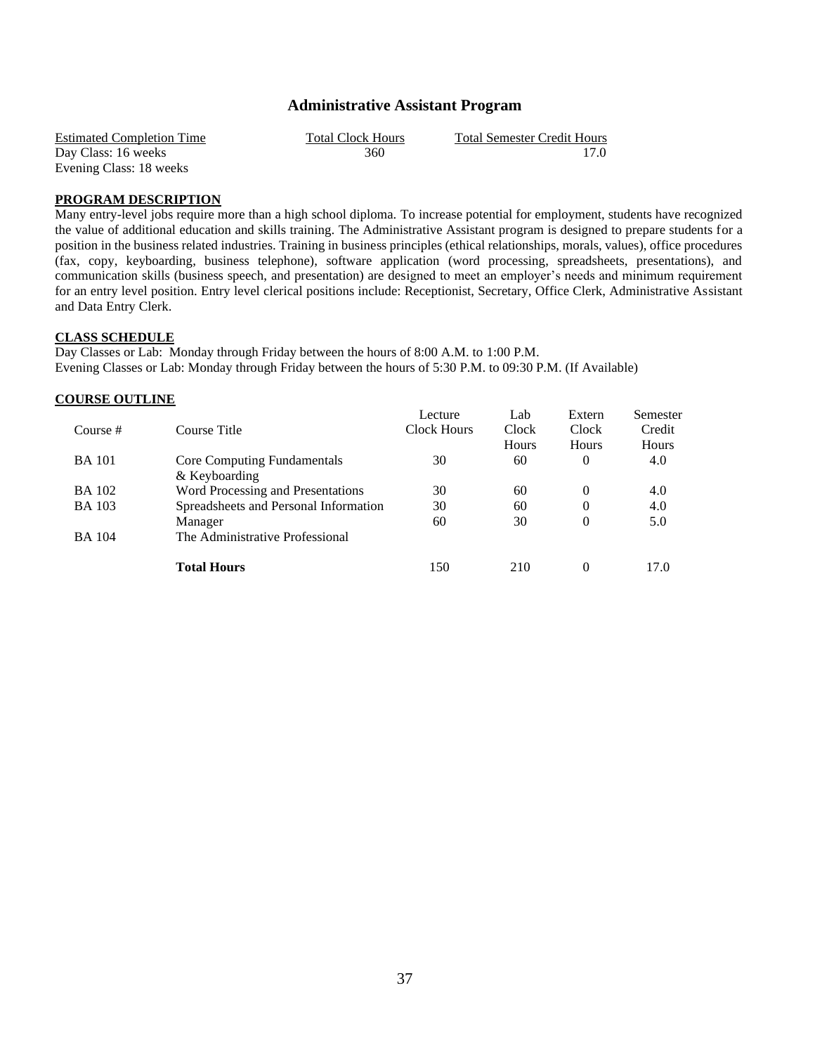## Administrative Assistant Program

| Estimated Completion Time | Total Clock Hours | Total Semester Credit Hours |
|---|---|---|
| Day Class: 16 weeks | 360 | 17.0 |
| Evening Class: 18 weeks | | |

**PROGRAM DESCRIPTION**

Many entry-level jobs require more than a high school diploma. To increase potential for employment, students have recognized the value of additional education and skills training. The Administrative Assistant program is designed to prepare students for a position in the business related industries. Training in business principles (ethical relationships, morals, values), office procedures (fax, copy, keyboarding, business telephone), software application (word processing, spreadsheets, presentations), and communication skills (business speech, and presentation) are designed to meet an employer's needs and minimum requirement for an entry level position. Entry level clerical positions include: Receptionist, Secretary, Office Clerk, Administrative Assistant and Data Entry Clerk.

**CLASS SCHEDULE**

Day Classes or Lab: Monday through Friday between the hours of 8:00 A.M. to 1:00 P.M.
Evening Classes or Lab: Monday through Friday between the hours of 5:30 P.M. to 09:30 P.M. (If Available)

**COURSE OUTLINE**

| Course # | Course Title | Lecture Clock Hours | Lab Clock Hours | Extern Clock Hours | Semester Credit Hours |
|---|---|---|---|---|---|
| BA 101 | Core Computing Fundamentals & Keyboarding | 30 | 60 | 0 | 4.0 |
| BA 102 | Word Processing and Presentations | 30 | 60 | 0 | 4.0 |
| BA 103 | Spreadsheets and Personal Information Manager | 30 | 60 | 0 | 4.0 |
| BA 104 | The Administrative Professional | 60 | 30 | 0 | 5.0 |
| | **Total Hours** | 150 | 210 | 0 | 17.0 |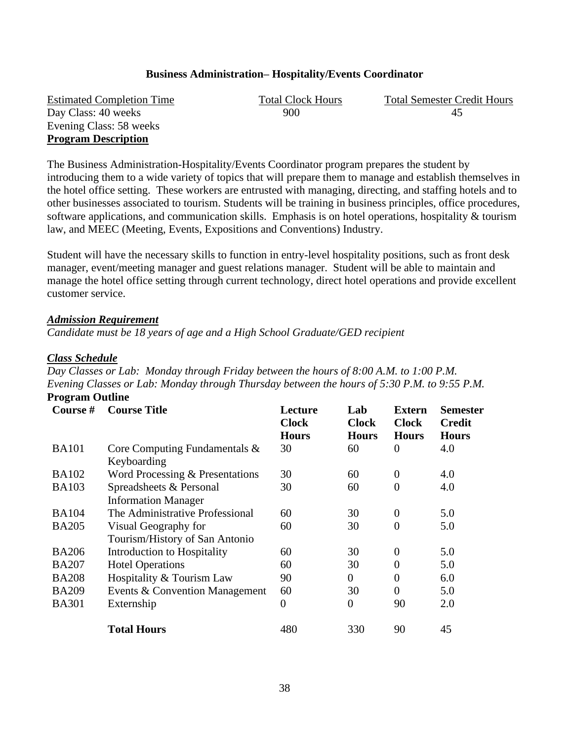## Business Administration– Hospitality/Events Coordinator

| Estimated Completion Time | Total Clock Hours | Total Semester Credit Hours |
|---|---|---|
| Day Class: 40 weeks | 900 | 45 |
| Evening Class: 58 weeks | | |

**Program Description**

The Business Administration-Hospitality/Events Coordinator program prepares the student by introducing them to a wide variety of topics that will prepare them to manage and establish themselves in the hotel office setting. These workers are entrusted with managing, directing, and staffing hotels and to other businesses associated to tourism. Students will be training in business principles, office procedures, software applications, and communication skills. Emphasis is on hotel operations, hospitality & tourism law, and MEEC (Meeting, Events, Expositions and Conventions) Industry.

Student will have the necessary skills to function in entry-level hospitality positions, such as front desk manager, event/meeting manager and guest relations manager. Student will be able to maintain and manage the hotel office setting through current technology, direct hotel operations and provide excellent customer service.

***Admission Requirement***

*Candidate must be 18 years of age and a High School Graduate/GED recipient*

***Class Schedule***

*Day Classes or Lab: Monday through Friday between the hours of 8:00 A.M. to 1:00 P.M.*
*Evening Classes or Lab: Monday through Thursday between the hours of 5:30 P.M. to 9:55 P.M.*

**Program Outline**

| Course # | Course Title | Lecture Clock Hours | Lab Clock Hours | Extern Clock Hours | Semester Credit Hours |
|---|---|---|---|---|---|
| BA101 | Core Computing Fundamentals & Keyboarding | 30 | 60 | 0 | 4.0 |
| BA102 | Word Processing & Presentations | 30 | 60 | 0 | 4.0 |
| BA103 | Spreadsheets & Personal Information Manager | 30 | 60 | 0 | 4.0 |
| BA104 | The Administrative Professional | 60 | 30 | 0 | 5.0 |
| BA205 | Visual Geography for Tourism/History of San Antonio | 60 | 30 | 0 | 5.0 |
| BA206 | Introduction to Hospitality | 60 | 30 | 0 | 5.0 |
| BA207 | Hotel Operations | 60 | 30 | 0 | 5.0 |
| BA208 | Hospitality & Tourism Law | 90 | 0 | 0 | 6.0 |
| BA209 | Events & Convention Management | 60 | 30 | 0 | 5.0 |
| BA301 | Externship | 0 | 0 | 90 | 2.0 |
| | **Total Hours** | 480 | 330 | 90 | 45 |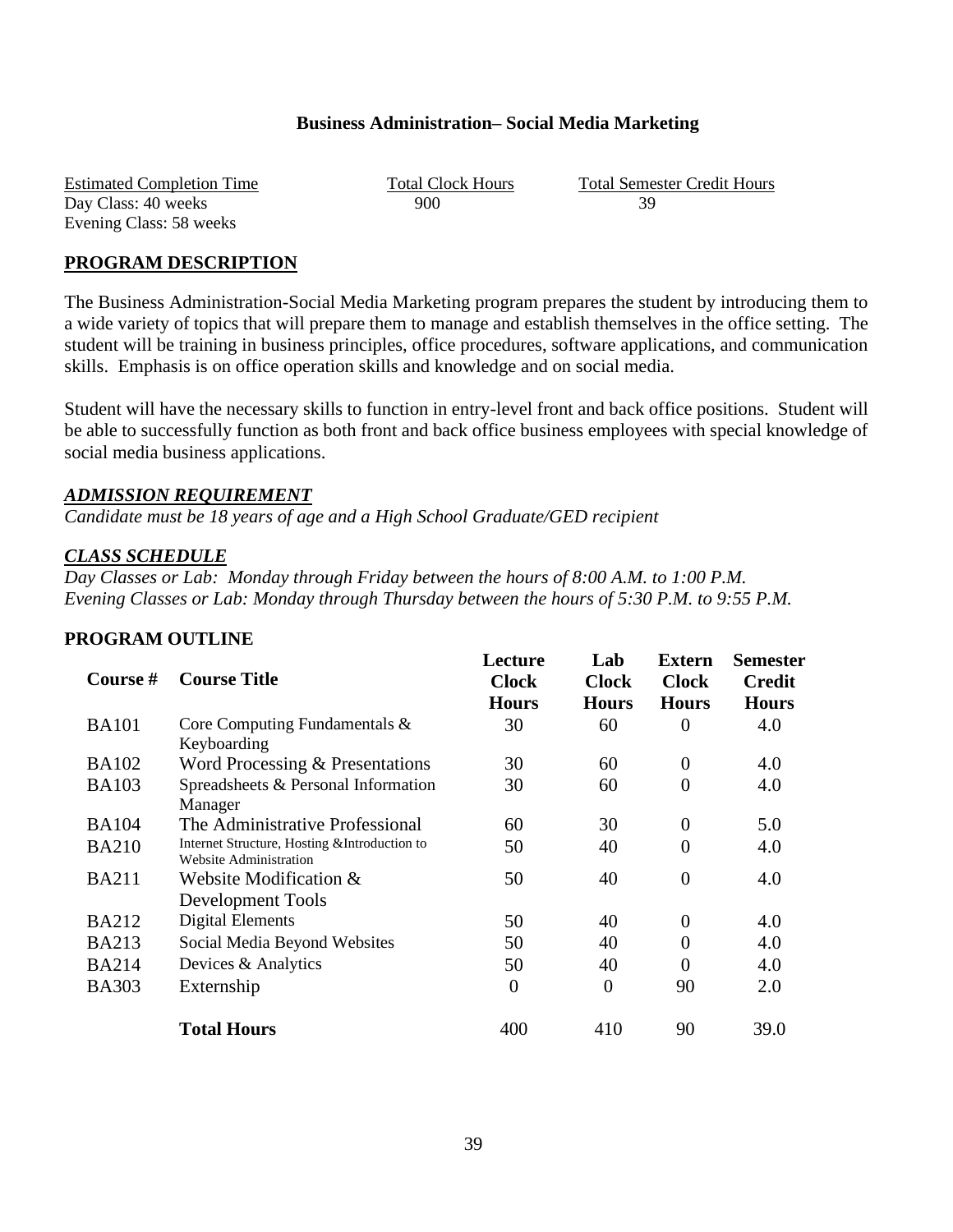**Business Administration– Social Media Marketing**

| Estimated Completion Time | Total Clock Hours | Total Semester Credit Hours |
|---|---|---|
| Day Class: 40 weeks | 900 | 39 |
| Evening Class: 58 weeks | | |

## PROGRAM DESCRIPTION

The Business Administration-Social Media Marketing program prepares the student by introducing them to a wide variety of topics that will prepare them to manage and establish themselves in the office setting. The student will be training in business principles, office procedures, software applications, and communication skills. Emphasis is on office operation skills and knowledge and on social media.

Student will have the necessary skills to function in entry-level front and back office positions. Student will be able to successfully function as both front and back office business employees with special knowledge of social media business applications.

### *ADMISSION REQUIREMENT*

*Candidate must be 18 years of age and a High School Graduate/GED recipient*

### *CLASS SCHEDULE*

*Day Classes or Lab: Monday through Friday between the hours of 8:00 A.M. to 1:00 P.M.*
*Evening Classes or Lab: Monday through Thursday between the hours of 5:30 P.M. to 9:55 P.M.*

## PROGRAM OUTLINE

| Course # | Course Title | Lecture Clock Hours | Lab Clock Hours | Extern Clock Hours | Semester Credit Hours |
|---|---|---|---|---|---|
| BA101 | Core Computing Fundamentals & Keyboarding | 30 | 60 | 0 | 4.0 |
| BA102 | Word Processing & Presentations | 30 | 60 | 0 | 4.0 |
| BA103 | Spreadsheets & Personal Information Manager | 30 | 60 | 0 | 4.0 |
| BA104 | The Administrative Professional | 60 | 30 | 0 | 5.0 |
| BA210 | Internet Structure, Hosting &Introduction to Website Administration | 50 | 40 | 0 | 4.0 |
| BA211 | Website Modification & Development Tools | 50 | 40 | 0 | 4.0 |
| BA212 | Digital Elements | 50 | 40 | 0 | 4.0 |
| BA213 | Social Media Beyond Websites | 50 | 40 | 0 | 4.0 |
| BA214 | Devices & Analytics | 50 | 40 | 0 | 4.0 |
| BA303 | Externship | 0 | 0 | 90 | 2.0 |
| | **Total Hours** | 400 | 410 | 90 | 39.0 |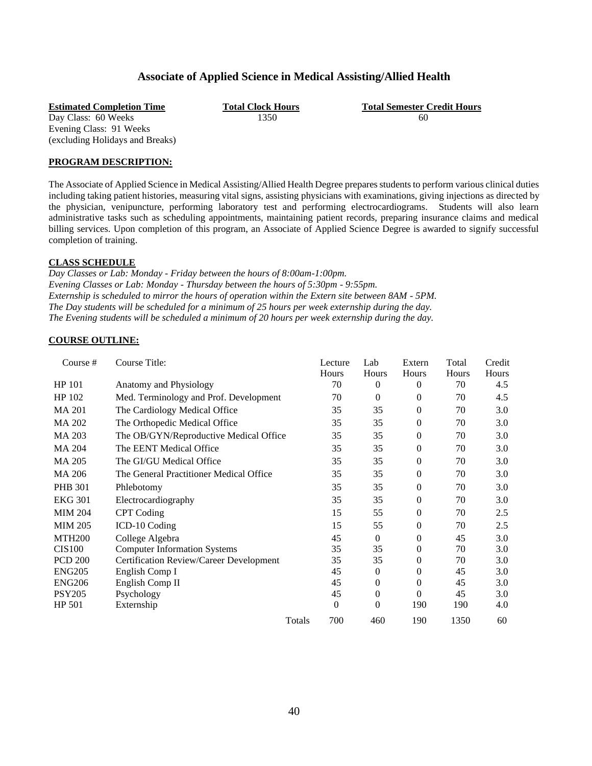# Associate of Applied Science in Medical Assisting/Allied Health

| Estimated Completion Time | Total Clock Hours | Total Semester Credit Hours |
|---|---|---|
| Day Class: 60 Weeks<br>Evening Class: 91 Weeks<br>(excluding Holidays and Breaks) | 1350 | 60 |

**PROGRAM DESCRIPTION:**

The Associate of Applied Science in Medical Assisting/Allied Health Degree prepares students to perform various clinical duties including taking patient histories, measuring vital signs, assisting physicians with examinations, giving injections as directed by the physician, venipuncture, performing laboratory test and performing electrocardiograms. Students will also learn administrative tasks such as scheduling appointments, maintaining patient records, preparing insurance claims and medical billing services. Upon completion of this program, an Associate of Applied Science Degree is awarded to signify successful completion of training.

**CLASS SCHEDULE**

*Day Classes or Lab: Monday - Friday between the hours of 8:00am-1:00pm.*
*Evening Classes or Lab: Monday - Thursday between the hours of 5:30pm - 9:55pm.*
*Externship is scheduled to mirror the hours of operation within the Extern site between 8AM - 5PM.*
*The Day students will be scheduled for a minimum of 25 hours per week externship during the day.*
*The Evening students will be scheduled a minimum of 20 hours per week externship during the day.*

**COURSE OUTLINE:**

| Course # | Course Title: | Lecture Hours | Lab Hours | Extern Hours | Total Hours | Credit Hours |
|---|---|---|---|---|---|---|
| HP 101 | Anatomy and Physiology | 70 | 0 | 0 | 70 | 4.5 |
| HP 102 | Med. Terminology and Prof. Development | 70 | 0 | 0 | 70 | 4.5 |
| MA 201 | The Cardiology Medical Office | 35 | 35 | 0 | 70 | 3.0 |
| MA 202 | The Orthopedic Medical Office | 35 | 35 | 0 | 70 | 3.0 |
| MA 203 | The OB/GYN/Reproductive Medical Office | 35 | 35 | 0 | 70 | 3.0 |
| MA 204 | The EENT Medical Office | 35 | 35 | 0 | 70 | 3.0 |
| MA 205 | The GI/GU Medical Office | 35 | 35 | 0 | 70 | 3.0 |
| MA 206 | The General Practitioner Medical Office | 35 | 35 | 0 | 70 | 3.0 |
| PHB 301 | Phlebotomy | 35 | 35 | 0 | 70 | 3.0 |
| EKG 301 | Electrocardiography | 35 | 35 | 0 | 70 | 3.0 |
| MIM 204 | CPT Coding | 15 | 55 | 0 | 70 | 2.5 |
| MIM 205 | ICD-10 Coding | 15 | 55 | 0 | 70 | 2.5 |
| MTH200 | College Algebra | 45 | 0 | 0 | 45 | 3.0 |
| CIS100 | Computer Information Systems | 35 | 35 | 0 | 70 | 3.0 |
| PCD 200 | Certification Review/Career Development | 35 | 35 | 0 | 70 | 3.0 |
| ENG205 | English Comp I | 45 | 0 | 0 | 45 | 3.0 |
| ENG206 | English Comp II | 45 | 0 | 0 | 45 | 3.0 |
| PSY205 | Psychology | 45 | 0 | 0 | 45 | 3.0 |
| HP 501 | Externship | 0 | 0 | 190 | 190 | 4.0 |
| | Totals | 700 | 460 | 190 | 1350 | 60 |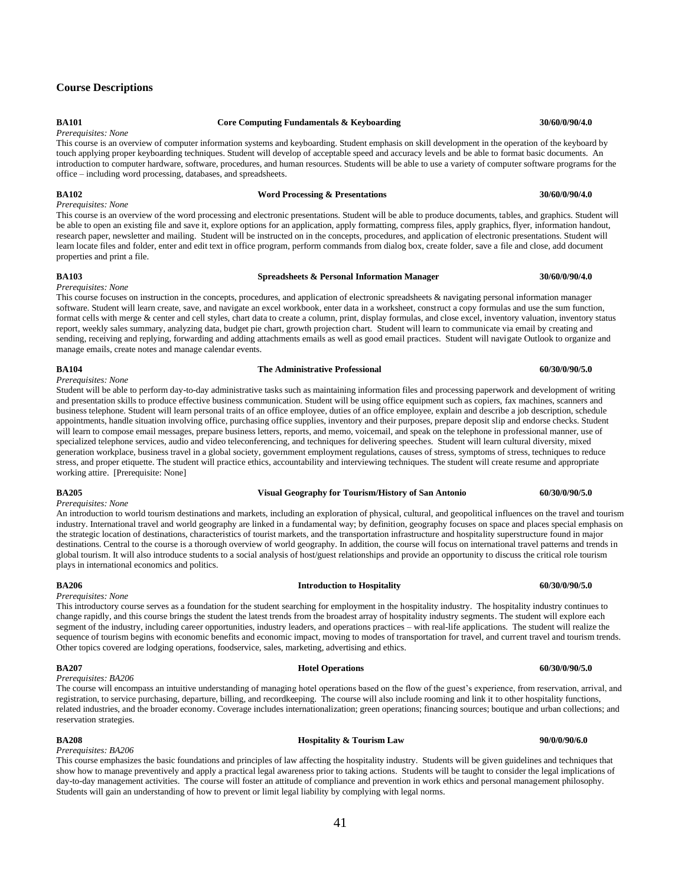## Course Descriptions

**BA101** **Core Computing Fundamentals & Keyboarding** **30/60/0/90/4.0**

*Prerequisites: None*

This course is an overview of computer information systems and keyboarding. Student emphasis on skill development in the operation of the keyboard by touch applying proper keyboarding techniques. Student will develop of acceptable speed and accuracy levels and be able to format basic documents. An introduction to computer hardware, software, procedures, and human resources. Students will be able to use a variety of computer software programs for the office – including word processing, databases, and spreadsheets.

**BA102** **Word Processing & Presentations** **30/60/0/90/4.0**

*Prerequisites: None*

This course is an overview of the word processing and electronic presentations. Student will be able to produce documents, tables, and graphics. Student will be able to open an existing file and save it, explore options for an application, apply formatting, compress files, apply graphics, flyer, information handout, research paper, newsletter and mailing. Student will be instructed on in the concepts, procedures, and application of electronic presentations. Student will learn locate files and folder, enter and edit text in office program, perform commands from dialog box, create folder, save a file and close, add document properties and print a file.

**BA103** **Spreadsheets & Personal Information Manager** **30/60/0/90/4.0**

*Prerequisites: None*

This course focuses on instruction in the concepts, procedures, and application of electronic spreadsheets & navigating personal information manager software. Student will learn create, save, and navigate an excel workbook, enter data in a worksheet, construct a copy formulas and use the sum function, format cells with merge & center and cell styles, chart data to create a column, print, display formulas, and close excel, inventory valuation, inventory status report, weekly sales summary, analyzing data, budget pie chart, growth projection chart. Student will learn to communicate via email by creating and sending, receiving and replying, forwarding and adding attachments emails as well as good email practices. Student will navigate Outlook to organize and manage emails, create notes and manage calendar events.

**BA104** **The Administrative Professional** **60/30/0/90/5.0**

*Prerequisites: None*

Student will be able to perform day-to-day administrative tasks such as maintaining information files and processing paperwork and development of writing and presentation skills to produce effective business communication. Student will be using office equipment such as copiers, fax machines, scanners and business telephone. Student will learn personal traits of an office employee, duties of an office employee, explain and describe a job description, schedule appointments, handle situation involving office, purchasing office supplies, inventory and their purposes, prepare deposit slip and endorse checks. Student will learn to compose email messages, prepare business letters, reports, and memo, voicemail, and speak on the telephone in professional manner, use of specialized telephone services, audio and video teleconferencing, and techniques for delivering speeches. Student will learn cultural diversity, mixed generation workplace, business travel in a global society, government employment regulations, causes of stress, symptoms of stress, techniques to reduce stress, and proper etiquette. The student will practice ethics, accountability and interviewing techniques. The student will create resume and appropriate working attire. [Prerequisite: None]

**BA205** **Visual Geography for Tourism/History of San Antonio** **60/30/0/90/5.0**

*Prerequisites: None*

An introduction to world tourism destinations and markets, including an exploration of physical, cultural, and geopolitical influences on the travel and tourism industry. International travel and world geography are linked in a fundamental way; by definition, geography focuses on space and places special emphasis on the strategic location of destinations, characteristics of tourist markets, and the transportation infrastructure and hospitality superstructure found in major destinations. Central to the course is a thorough overview of world geography. In addition, the course will focus on international travel patterns and trends in global tourism. It will also introduce students to a social analysis of host/guest relationships and provide an opportunity to discuss the critical role tourism plays in international economics and politics.

**BA206** **Introduction to Hospitality** **60/30/0/90/5.0**

*Prerequisites: None*

This introductory course serves as a foundation for the student searching for employment in the hospitality industry. The hospitality industry continues to change rapidly, and this course brings the student the latest trends from the broadest array of hospitality industry segments. The student will explore each segment of the industry, including career opportunities, industry leaders, and operations practices – with real-life applications. The student will realize the sequence of tourism begins with economic benefits and economic impact, moving to modes of transportation for travel, and current travel and tourism trends. Other topics covered are lodging operations, foodservice, sales, marketing, advertising and ethics.

**BA207** **Hotel Operations** **60/30/0/90/5.0**

*Prerequisites: BA206*

The course will encompass an intuitive understanding of managing hotel operations based on the flow of the guest's experience, from reservation, arrival, and registration, to service purchasing, departure, billing, and recordkeeping. The course will also include rooming and link it to other hospitality functions, related industries, and the broader economy. Coverage includes internationalization; green operations; financing sources; boutique and urban collections; and reservation strategies.

**BA208** **Hospitality & Tourism Law** **90/0/0/90/6.0**

*Prerequisites: BA206*

This course emphasizes the basic foundations and principles of law affecting the hospitality industry. Students will be given guidelines and techniques that show how to manage preventively and apply a practical legal awareness prior to taking actions. Students will be taught to consider the legal implications of day-to-day management activities. The course will foster an attitude of compliance and prevention in work ethics and personal management philosophy. Students will gain an understanding of how to prevent or limit legal liability by complying with legal norms.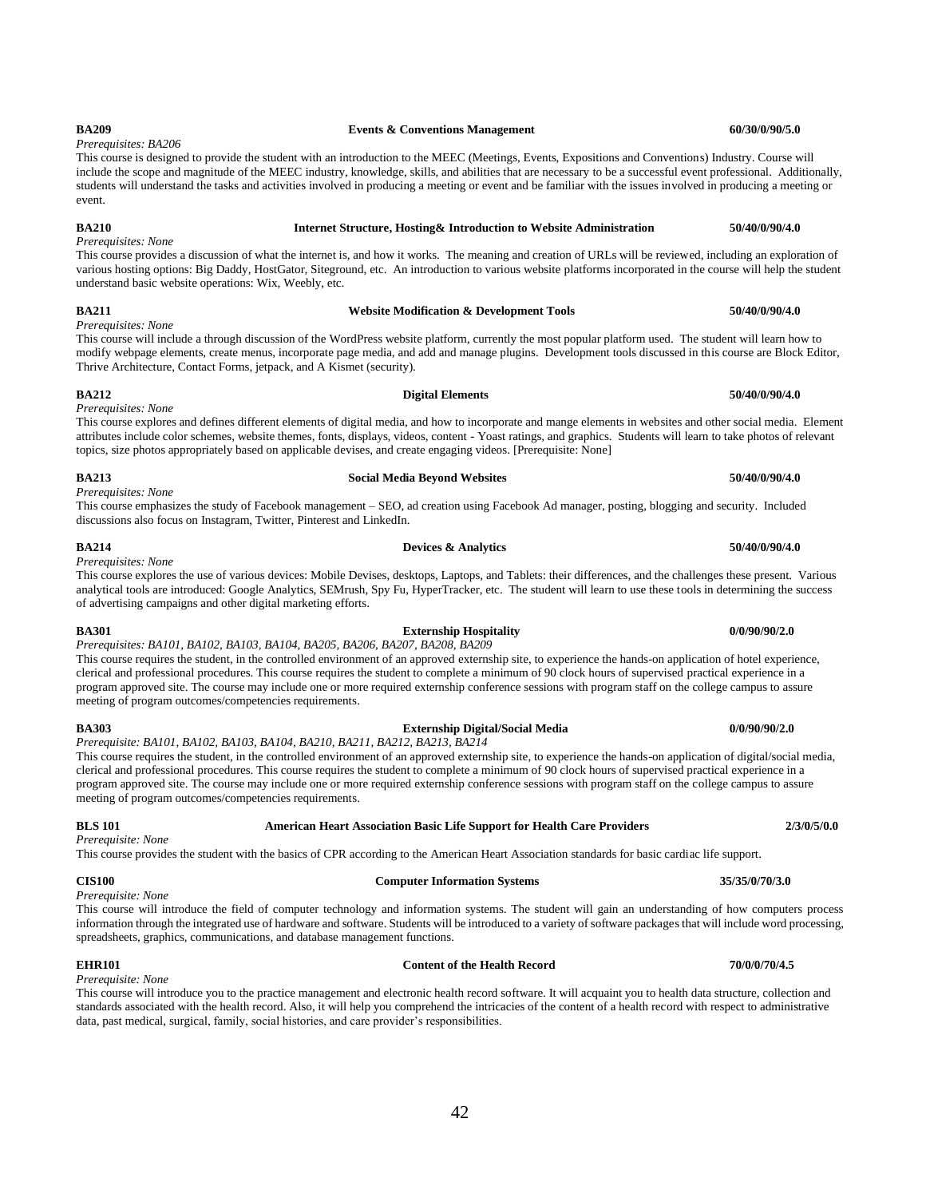**BA209** **Events & Conventions Management** **60/30/0/90/5.0**

*Prerequisites: BA206*

This course is designed to provide the student with an introduction to the MEEC (Meetings, Events, Expositions and Conventions) Industry. Course will include the scope and magnitude of the MEEC industry, knowledge, skills, and abilities that are necessary to be a successful event professional. Additionally, students will understand the tasks and activities involved in producing a meeting or event and be familiar with the issues involved in producing a meeting or event.

**BA210** **Internet Structure, Hosting& Introduction to Website Administration** **50/40/0/90/4.0**

*Prerequisites: None*

This course provides a discussion of what the internet is, and how it works. The meaning and creation of URLs will be reviewed, including an exploration of various hosting options: Big Daddy, HostGator, Siteground, etc. An introduction to various website platforms incorporated in the course will help the student understand basic website operations: Wix, Weebly, etc.

**BA211** **Website Modification & Development Tools** **50/40/0/90/4.0**

*Prerequisites: None*

This course will include a through discussion of the WordPress website platform, currently the most popular platform used. The student will learn how to modify webpage elements, create menus, incorporate page media, and add and manage plugins. Development tools discussed in this course are Block Editor, Thrive Architecture, Contact Forms, jetpack, and A Kismet (security).

**BA212** **Digital Elements** **50/40/0/90/4.0**

*Prerequisites: None*

This course explores and defines different elements of digital media, and how to incorporate and mange elements in websites and other social media. Element attributes include color schemes, website themes, fonts, displays, videos, content - Yoast ratings, and graphics. Students will learn to take photos of relevant topics, size photos appropriately based on applicable devises, and create engaging videos. [Prerequisite: None]

**BA213** **Social Media Beyond Websites** **50/40/0/90/4.0**

*Prerequisites: None*

This course emphasizes the study of Facebook management – SEO, ad creation using Facebook Ad manager, posting, blogging and security. Included discussions also focus on Instagram, Twitter, Pinterest and LinkedIn.

**BA214** **Devices & Analytics** **50/40/0/90/4.0**

*Prerequisites: None*

This course explores the use of various devices: Mobile Devises, desktops, Laptops, and Tablets: their differences, and the challenges these present. Various analytical tools are introduced: Google Analytics, SEMrush, Spy Fu, HyperTracker, etc. The student will learn to use these tools in determining the success of advertising campaigns and other digital marketing efforts.

**BA301** **Externship Hospitality** **0/0/90/90/2.0**

*Prerequisites: BA101, BA102, BA103, BA104, BA205, BA206, BA207, BA208, BA209*

This course requires the student, in the controlled environment of an approved externship site, to experience the hands-on application of hotel experience, clerical and professional procedures. This course requires the student to complete a minimum of 90 clock hours of supervised practical experience in a program approved site. The course may include one or more required externship conference sessions with program staff on the college campus to assure meeting of program outcomes/competencies requirements.

**BA303** **Externship Digital/Social Media** **0/0/90/90/2.0**

*Prerequisite: BA101, BA102, BA103, BA104, BA210, BA211, BA212, BA213, BA214*

This course requires the student, in the controlled environment of an approved externship site, to experience the hands-on application of digital/social media, clerical and professional procedures. This course requires the student to complete a minimum of 90 clock hours of supervised practical experience in a program approved site. The course may include one or more required externship conference sessions with program staff on the college campus to assure meeting of program outcomes/competencies requirements.

**BLS 101** **American Heart Association Basic Life Support for Health Care Providers** **2/3/0/5/0.0**

*Prerequisite: None*

This course provides the student with the basics of CPR according to the American Heart Association standards for basic cardiac life support.

**CIS100** **Computer Information Systems** **35/35/0/70/3.0**

*Prerequisite: None*

This course will introduce the field of computer technology and information systems. The student will gain an understanding of how computers process information through the integrated use of hardware and software. Students will be introduced to a variety of software packages that will include word processing, spreadsheets, graphics, communications, and database management functions.

**EHR101** **Content of the Health Record** **70/0/0/70/4.5**

*Prerequisite: None*

This course will introduce you to the practice management and electronic health record software. It will acquaint you to health data structure, collection and standards associated with the health record. Also, it will help you comprehend the intricacies of the content of a health record with respect to administrative data, past medical, surgical, family, social histories, and care provider's responsibilities.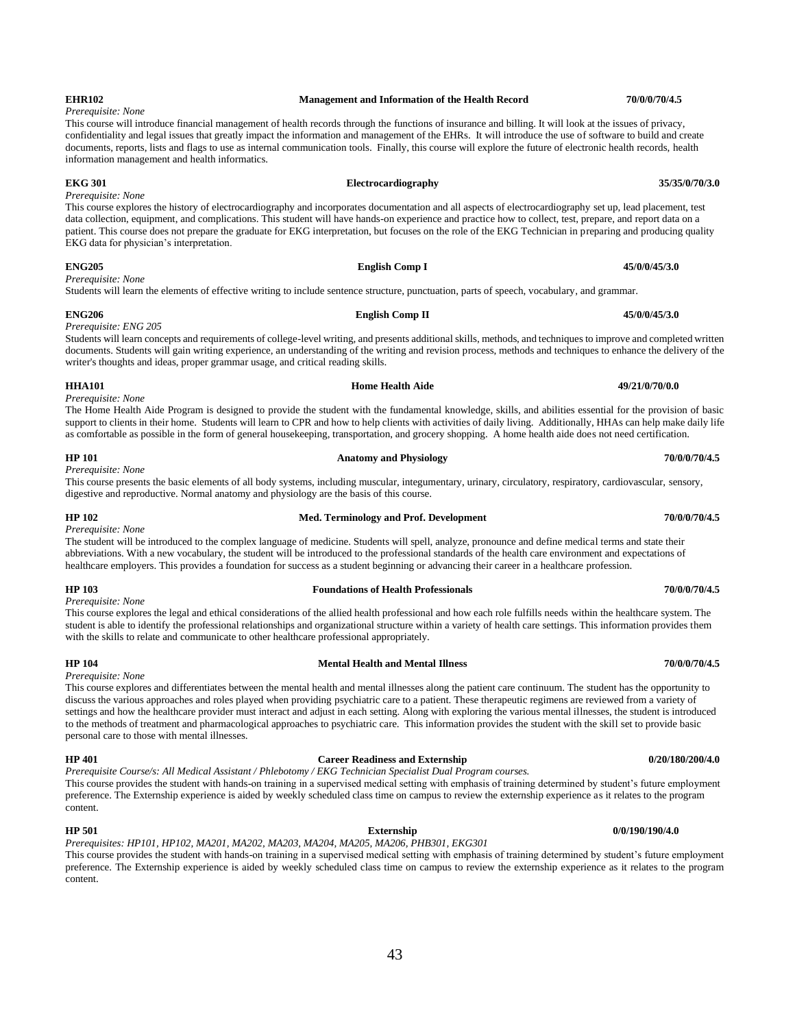**EHR102** **Management and Information of the Health Record** **70/0/0/70/4.5**

*Prerequisite: None*

This course will introduce financial management of health records through the functions of insurance and billing. It will look at the issues of privacy, confidentiality and legal issues that greatly impact the information and management of the EHRs. It will introduce the use of software to build and create documents, reports, lists and flags to use as internal communication tools. Finally, this course will explore the future of electronic health records, health information management and health informatics.

**EKG 301** **Electrocardiography** **35/35/0/70/3.0**

*Prerequisite: None*

This course explores the history of electrocardiography and incorporates documentation and all aspects of electrocardiography set up, lead placement, test data collection, equipment, and complications. This student will have hands-on experience and practice how to collect, test, prepare, and report data on a patient. This course does not prepare the graduate for EKG interpretation, but focuses on the role of the EKG Technician in preparing and producing quality EKG data for physician's interpretation.

**ENG205** **English Comp I** **45/0/0/45/3.0**

*Prerequisite: None*

Students will learn the elements of effective writing to include sentence structure, punctuation, parts of speech, vocabulary, and grammar.

**ENG206** **English Comp II** **45/0/0/45/3.0**

*Prerequisite: ENG 205*

Students will learn concepts and requirements of college-level writing, and presents additional skills, methods, and techniques to improve and completed written documents. Students will gain writing experience, an understanding of the writing and revision process, methods and techniques to enhance the delivery of the writer's thoughts and ideas, proper grammar usage, and critical reading skills.

**HHA101** **Home Health Aide** **49/21/0/70/0.0**

*Prerequisite: None*

The Home Health Aide Program is designed to provide the student with the fundamental knowledge, skills, and abilities essential for the provision of basic support to clients in their home. Students will learn to CPR and how to help clients with activities of daily living. Additionally, HHAs can help make daily life as comfortable as possible in the form of general housekeeping, transportation, and grocery shopping. A home health aide does not need certification.

**HP 101** **Anatomy and Physiology** **70/0/0/70/4.5**

*Prerequisite: None*

This course presents the basic elements of all body systems, including muscular, integumentary, urinary, circulatory, respiratory, cardiovascular, sensory, digestive and reproductive. Normal anatomy and physiology are the basis of this course.

**HP 102** **Med. Terminology and Prof. Development** **70/0/0/70/4.5**

*Prerequisite: None*

The student will be introduced to the complex language of medicine. Students will spell, analyze, pronounce and define medical terms and state their abbreviations. With a new vocabulary, the student will be introduced to the professional standards of the health care environment and expectations of healthcare employers. This provides a foundation for success as a student beginning or advancing their career in a healthcare profession.

**HP 103** **Foundations of Health Professionals** **70/0/0/70/4.5**

*Prerequisite: None*

This course explores the legal and ethical considerations of the allied health professional and how each role fulfills needs within the healthcare system. The student is able to identify the professional relationships and organizational structure within a variety of health care settings. This information provides them with the skills to relate and communicate to other healthcare professional appropriately.

**HP 104** **Mental Health and Mental Illness** **70/0/0/70/4.5**

*Prerequisite: None*

This course explores and differentiates between the mental health and mental illnesses along the patient care continuum. The student has the opportunity to discuss the various approaches and roles played when providing psychiatric care to a patient. These therapeutic regimens are reviewed from a variety of settings and how the healthcare provider must interact and adjust in each setting. Along with exploring the various mental illnesses, the student is introduced to the methods of treatment and pharmacological approaches to psychiatric care. This information provides the student with the skill set to provide basic personal care to those with mental illnesses.

**HP 401** **Career Readiness and Externship** **0/20/180/200/4.0**

*Prerequisite Course/s: All Medical Assistant / Phlebotomy / EKG Technician Specialist Dual Program courses.*

This course provides the student with hands-on training in a supervised medical setting with emphasis of training determined by student's future employment preference. The Externship experience is aided by weekly scheduled class time on campus to review the externship experience as it relates to the program content.

**HP 501** **Externship** **0/0/190/190/4.0**

*Prerequisites: HP101, HP102, MA201, MA202, MA203, MA204, MA205, MA206, PHB301, EKG301*

This course provides the student with hands-on training in a supervised medical setting with emphasis of training determined by student's future employment preference. The Externship experience is aided by weekly scheduled class time on campus to review the externship experience as it relates to the program content.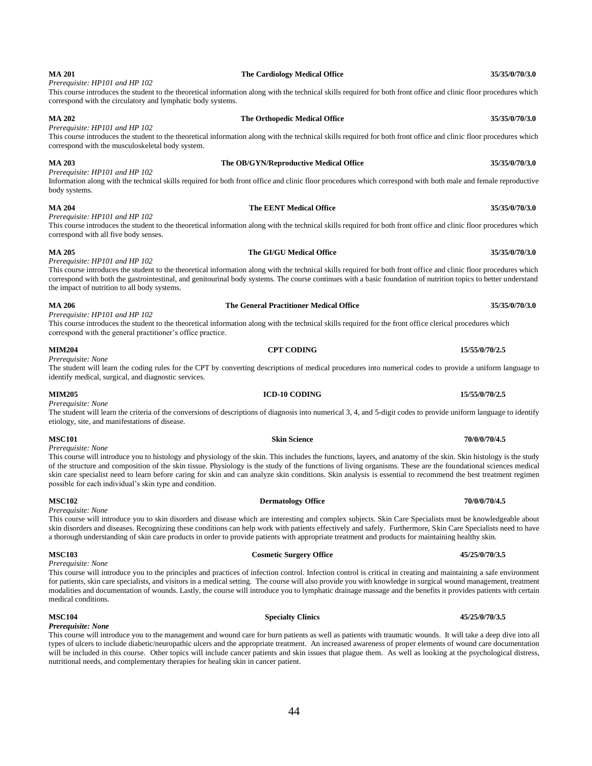**MA 201** **The Cardiology Medical Office** **35/35/0/70/3.0**

*Prerequisite: HP101 and HP 102*

This course introduces the student to the theoretical information along with the technical skills required for both front office and clinic floor procedures which correspond with the circulatory and lymphatic body systems.

**MA 202** **The Orthopedic Medical Office** **35/35/0/70/3.0**

*Prerequisite: HP101 and HP 102*

This course introduces the student to the theoretical information along with the technical skills required for both front office and clinic floor procedures which correspond with the musculoskeletal body system.

**MA 203** **The OB/GYN/Reproductive Medical Office** **35/35/0/70/3.0**

*Prerequisite: HP101 and HP 102*

Information along with the technical skills required for both front office and clinic floor procedures which correspond with both male and female reproductive body systems.

**MA 204** **The EENT Medical Office** **35/35/0/70/3.0**

*Prerequisite: HP101 and HP 102*

This course introduces the student to the theoretical information along with the technical skills required for both front office and clinic floor procedures which correspond with all five body senses.

**MA 205** **The GI/GU Medical Office** **35/35/0/70/3.0**

*Prerequisite: HP101 and HP 102*

This course introduces the student to the theoretical information along with the technical skills required for both front office and clinic floor procedures which correspond with both the gastrointestinal, and genitourinal body systems. The course continues with a basic foundation of nutrition topics to better understand the impact of nutrition to all body systems.

**MA 206** **The General Practitioner Medical Office** **35/35/0/70/3.0**

*Prerequisite: HP101 and HP 102*

This course introduces the student to the theoretical information along with the technical skills required for the front office clerical procedures which correspond with the general practitioner's office practice.

**MIM204** **CPT CODING** **15/55/0/70/2.5**

*Prerequisite: None*

The student will learn the coding rules for the CPT by converting descriptions of medical procedures into numerical codes to provide a uniform language to identify medical, surgical, and diagnostic services.

**MIM205** **ICD-10 CODING** **15/55/0/70/2.5**

*Prerequisite: None*

The student will learn the criteria of the conversions of descriptions of diagnosis into numerical 3, 4, and 5-digit codes to provide uniform language to identify etiology, site, and manifestations of disease.

**MSC101** **Skin Science** **70/0/0/70/4.5**

*Prerequisite: None*

This course will introduce you to histology and physiology of the skin. This includes the functions, layers, and anatomy of the skin. Skin histology is the study of the structure and composition of the skin tissue. Physiology is the study of the functions of living organisms. These are the foundational sciences medical skin care specialist need to learn before caring for skin and can analyze skin conditions. Skin analysis is essential to recommend the best treatment regimen possible for each individual's skin type and condition.

**MSC102** **Dermatology Office** **70/0/0/70/4.5**

*Prerequisite: None*

This course will introduce you to skin disorders and disease which are interesting and complex subjects. Skin Care Specialists must be knowledgeable about skin disorders and diseases. Recognizing these conditions can help work with patients effectively and safely. Furthermore, Skin Care Specialists need to have a thorough understanding of skin care products in order to provide patients with appropriate treatment and products for maintaining healthy skin.

**MSC103** **Cosmetic Surgery Office** **45/25/0/70/3.5**

*Prerequisite: None*

This course will introduce you to the principles and practices of infection control. Infection control is critical in creating and maintaining a safe environment for patients, skin care specialists, and visitors in a medical setting. The course will also provide you with knowledge in surgical wound management, treatment modalities and documentation of wounds. Lastly, the course will introduce you to lymphatic drainage massage and the benefits it provides patients with certain medical conditions.

**MSC104** **Specialty Clinics** **45/25/0/70/3.5**

***Prerequisite: None***

This course will introduce you to the management and wound care for burn patients as well as patients with traumatic wounds. It will take a deep dive into all types of ulcers to include diabetic/neuropathic ulcers and the appropriate treatment. An increased awareness of proper elements of wound care documentation will be included in this course. Other topics will include cancer patients and skin issues that plague them. As well as looking at the psychological distress, nutritional needs, and complementary therapies for healing skin in cancer patient.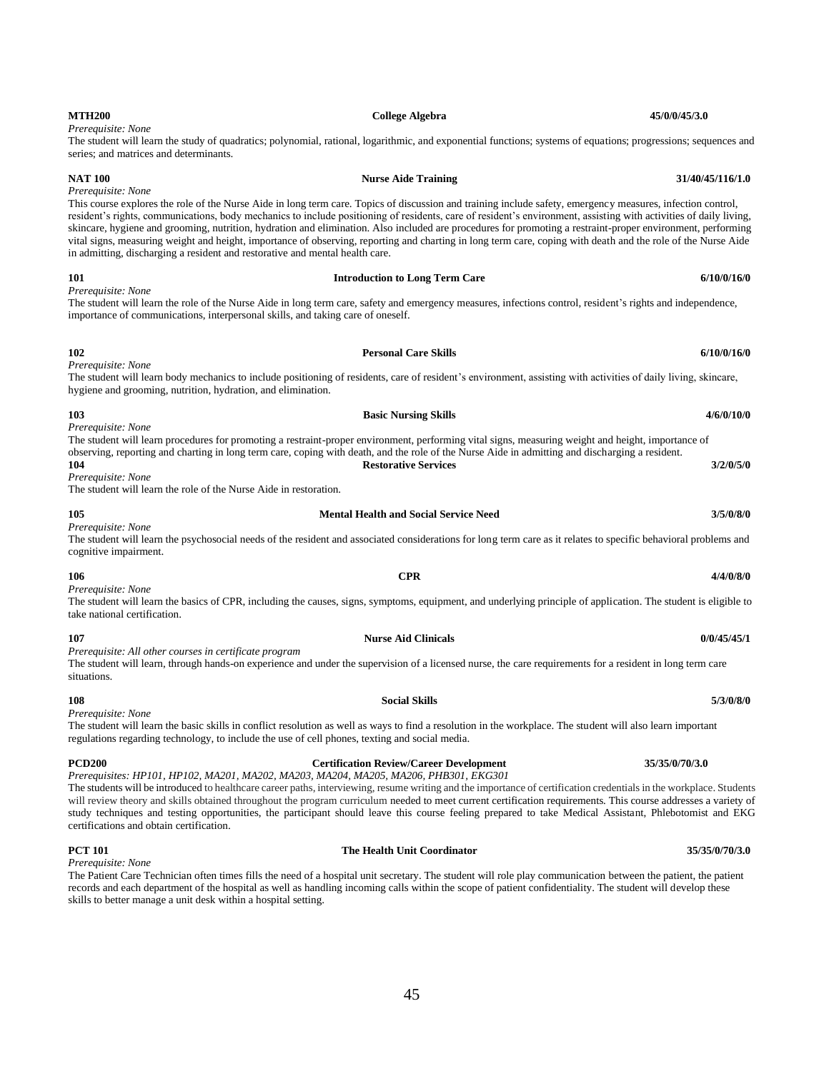**MTH200** **College Algebra** **45/0/0/45/3.0**

*Prerequisite: None*

The student will learn the study of quadratics; polynomial, rational, logarithmic, and exponential functions; systems of equations; progressions; sequences and series; and matrices and determinants.

**NAT 100** **Nurse Aide Training** **31/40/45/116/1.0**

*Prerequisite: None*

This course explores the role of the Nurse Aide in long term care. Topics of discussion and training include safety, emergency measures, infection control, resident's rights, communications, body mechanics to include positioning of residents, care of resident's environment, assisting with activities of daily living, skincare, hygiene and grooming, nutrition, hydration and elimination. Also included are procedures for promoting a restraint-proper environment, performing vital signs, measuring weight and height, importance of observing, reporting and charting in long term care, coping with death and the role of the Nurse Aide in admitting, discharging a resident and restorative and mental health care.

**101** **Introduction to Long Term Care** **6/10/0/16/0**

*Prerequisite: None*

The student will learn the role of the Nurse Aide in long term care, safety and emergency measures, infections control, resident's rights and independence, importance of communications, interpersonal skills, and taking care of oneself.

**102** **Personal Care Skills** **6/10/0/16/0**

*Prerequisite: None*

The student will learn body mechanics to include positioning of residents, care of resident's environment, assisting with activities of daily living, skincare, hygiene and grooming, nutrition, hydration, and elimination.

**103** **Basic Nursing Skills** **4/6/0/10/0**

*Prerequisite: None*

The student will learn procedures for promoting a restraint-proper environment, performing vital signs, measuring weight and height, importance of observing, reporting and charting in long term care, coping with death, and the role of the Nurse Aide in admitting and discharging a resident.

**104** **Restorative Services** **3/2/0/5/0**

*Prerequisite: None*

The student will learn the role of the Nurse Aide in restoration.

**105** **Mental Health and Social Service Need** **3/5/0/8/0**

*Prerequisite: None*

The student will learn the psychosocial needs of the resident and associated considerations for long term care as it relates to specific behavioral problems and cognitive impairment.

**106** **CPR** **4/4/0/8/0**

*Prerequisite: None*

The student will learn the basics of CPR, including the causes, signs, symptoms, equipment, and underlying principle of application. The student is eligible to take national certification.

**107** **Nurse Aid Clinicals** **0/0/45/45/1**

*Prerequisite: All other courses in certificate program*

The student will learn, through hands-on experience and under the supervision of a licensed nurse, the care requirements for a resident in long term care situations.

**108** **Social Skills** **5/3/0/8/0**

*Prerequisite: None*

The student will learn the basic skills in conflict resolution as well as ways to find a resolution in the workplace. The student will also learn important regulations regarding technology, to include the use of cell phones, texting and social media.

**PCD200** **Certification Review/Career Development** **35/35/0/70/3.0**

*Prerequisites: HP101, HP102, MA201, MA202, MA203, MA204, MA205, MA206, PHB301, EKG301*

The students will be introduced to healthcare career paths, interviewing, resume writing and the importance of certification credentials in the workplace. Students will review theory and skills obtained throughout the program curriculum needed to meet current certification requirements. This course addresses a variety of study techniques and testing opportunities, the participant should leave this course feeling prepared to take Medical Assistant, Phlebotomist and EKG certifications and obtain certification.

**PCT 101** **The Health Unit Coordinator** **35/35/0/70/3.0**

*Prerequisite: None*

The Patient Care Technician often times fills the need of a hospital unit secretary. The student will role play communication between the patient, the patient records and each department of the hospital as well as handling incoming calls within the scope of patient confidentiality. The student will develop these skills to better manage a unit desk within a hospital setting.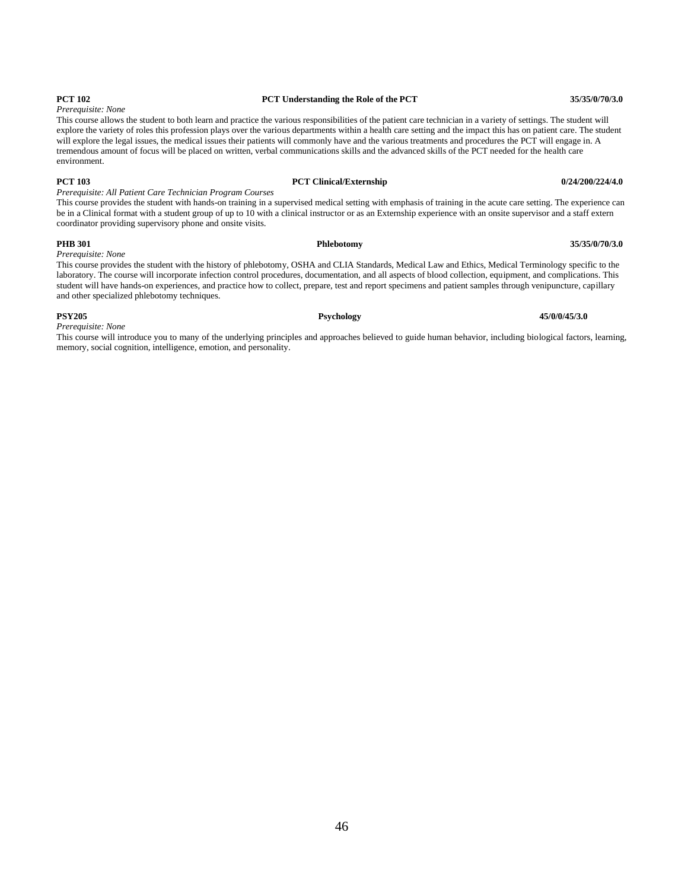**PCT 102** **PCT Understanding the Role of the PCT** **35/35/0/70/3.0**

*Prerequisite: None*

This course allows the student to both learn and practice the various responsibilities of the patient care technician in a variety of settings. The student will explore the variety of roles this profession plays over the various departments within a health care setting and the impact this has on patient care. The student will explore the legal issues, the medical issues their patients will commonly have and the various treatments and procedures the PCT will engage in. A tremendous amount of focus will be placed on written, verbal communications skills and the advanced skills of the PCT needed for the health care environment.

**PCT 103** **PCT Clinical/Externship** **0/24/200/224/4.0**

*Prerequisite: All Patient Care Technician Program Courses*

This course provides the student with hands-on training in a supervised medical setting with emphasis of training in the acute care setting. The experience can be in a Clinical format with a student group of up to 10 with a clinical instructor or as an Externship experience with an onsite supervisor and a staff extern coordinator providing supervisory phone and onsite visits.

**PHB 301** **Phlebotomy** **35/35/0/70/3.0**

*Prerequisite: None*

This course provides the student with the history of phlebotomy, OSHA and CLIA Standards, Medical Law and Ethics, Medical Terminology specific to the laboratory. The course will incorporate infection control procedures, documentation, and all aspects of blood collection, equipment, and complications. This student will have hands-on experiences, and practice how to collect, prepare, test and report specimens and patient samples through venipuncture, capillary and other specialized phlebotomy techniques.

**PSY205** **Psychology** **45/0/0/45/3.0**

*Prerequisite: None*

This course will introduce you to many of the underlying principles and approaches believed to guide human behavior, including biological factors, learning, memory, social cognition, intelligence, emotion, and personality.